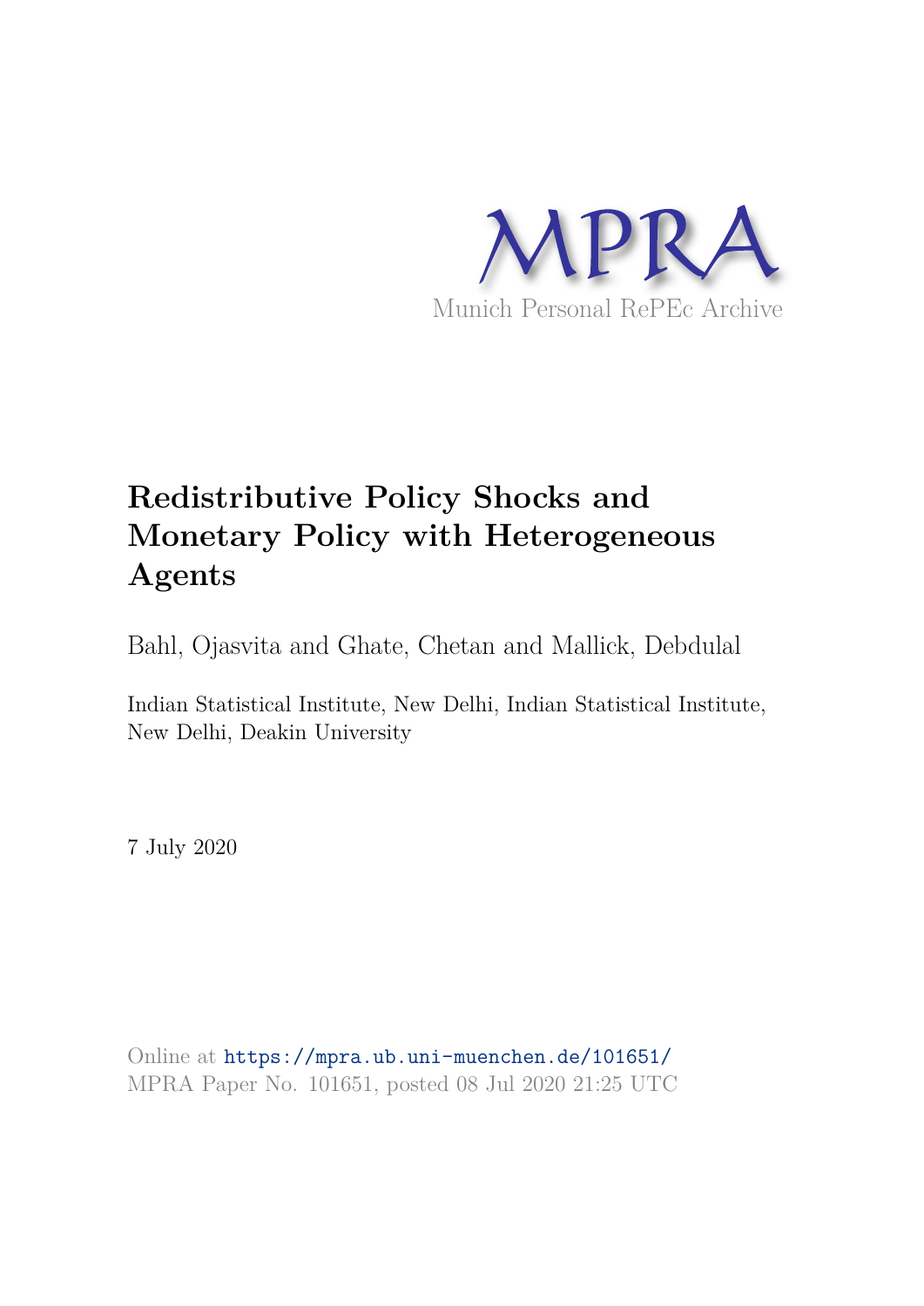MPRA

Munich Personal RePEc Archive

# Redistributive Policy Shocks and Monetary Policy with Heterogeneous Agents

Bahl, Ojasvita and Ghate, Chetan and Mallick, Debdulal

Indian Statistical Institute, New Delhi, Indian Statistical Institute, New Delhi, Deakin University

7 July 2020

Online at https://mpra.ub.uni-muenchen.de/101651/
MPRA Paper No. 101651, posted 08 Jul 2020 21:25 UTC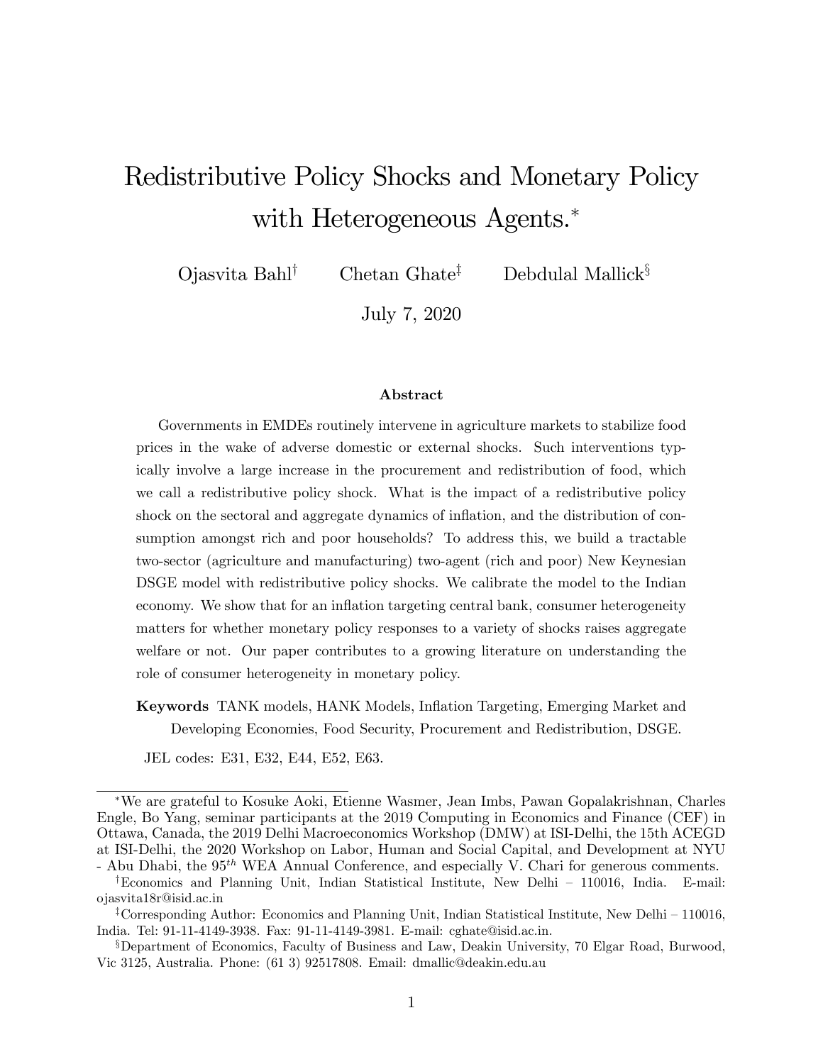# Redistributive Policy Shocks and Monetary Policy with Heterogeneous Agents.*

Ojasvita Bahl[†] Chetan Ghate[‡] Debdulal Mallick[§]

July 7, 2020

### Abstract

Governments in EMDEs routinely intervene in agriculture markets to stabilize food prices in the wake of adverse domestic or external shocks. Such interventions typically involve a large increase in the procurement and redistribution of food, which we call a redistributive policy shock. What is the impact of a redistributive policy shock on the sectoral and aggregate dynamics of inflation, and the distribution of consumption amongst rich and poor households? To address this, we build a tractable two-sector (agriculture and manufacturing) two-agent (rich and poor) New Keynesian DSGE model with redistributive policy shocks. We calibrate the model to the Indian economy. We show that for an inflation targeting central bank, consumer heterogeneity matters for whether monetary policy responses to a variety of shocks raises aggregate welfare or not. Our paper contributes to a growing literature on understanding the role of consumer heterogeneity in monetary policy.

**Keywords** TANK models, HANK Models, Inflation Targeting, Emerging Market and Developing Economies, Food Security, Procurement and Redistribution, DSGE.

JEL codes: E31, E32, E44, E52, E63.

---

*We are grateful to Kosuke Aoki, Etienne Wasmer, Jean Imbs, Pawan Gopalakrishnan, Charles Engle, Bo Yang, seminar participants at the 2019 Computing in Economics and Finance (CEF) in Ottawa, Canada, the 2019 Delhi Macroeconomics Workshop (DMW) at ISI-Delhi, the 15th ACEGD at ISI-Delhi, the 2020 Workshop on Labor, Human and Social Capital, and Development at NYU - Abu Dhabi, the 95$^{th}$ WEA Annual Conference, and especially V. Chari for generous comments.

[†]Economics and Planning Unit, Indian Statistical Institute, New Delhi – 110016, India. E-mail: ojasvita18r@isid.ac.in

[‡]Corresponding Author: Economics and Planning Unit, Indian Statistical Institute, New Delhi – 110016, India. Tel: 91-11-4149-3938. Fax: 91-11-4149-3981. E-mail: cghate@isid.ac.in.

[§]Department of Economics, Faculty of Business and Law, Deakin University, 70 Elgar Road, Burwood, Vic 3125, Australia. Phone: (61 3) 92517808. Email: dmallic@deakin.edu.au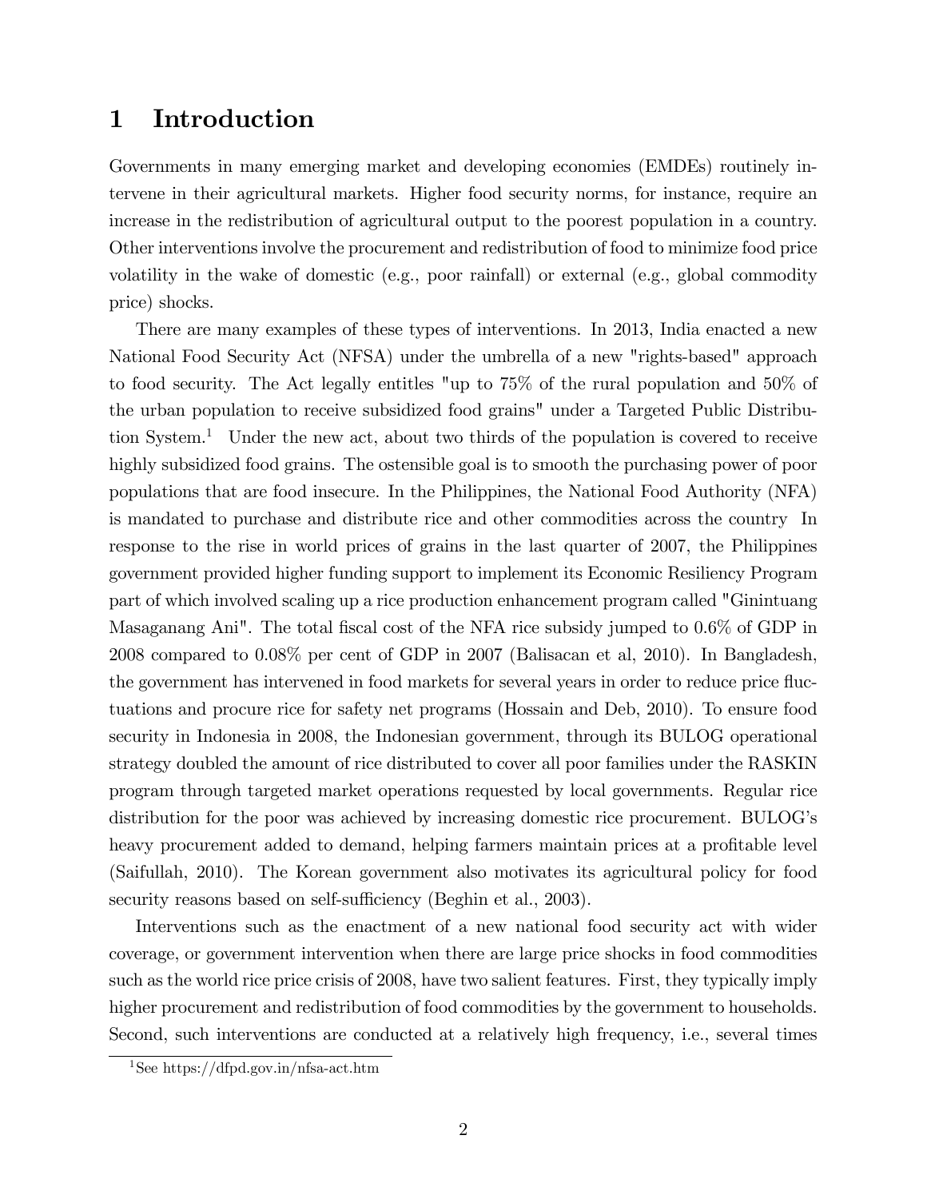# 1 Introduction

Governments in many emerging market and developing economies (EMDEs) routinely intervene in their agricultural markets. Higher food security norms, for instance, require an increase in the redistribution of agricultural output to the poorest population in a country. Other interventions involve the procurement and redistribution of food to minimize food price volatility in the wake of domestic (e.g., poor rainfall) or external (e.g., global commodity price) shocks.

There are many examples of these types of interventions. In 2013, India enacted a new National Food Security Act (NFSA) under the umbrella of a new "rights-based" approach to food security. The Act legally entitles "up to 75% of the rural population and 50% of the urban population to receive subsidized food grains" under a Targeted Public Distribution System.[1] Under the new act, about two thirds of the population is covered to receive highly subsidized food grains. The ostensible goal is to smooth the purchasing power of poor populations that are food insecure. In the Philippines, the National Food Authority (NFA) is mandated to purchase and distribute rice and other commodities across the country In response to the rise in world prices of grains in the last quarter of 2007, the Philippines government provided higher funding support to implement its Economic Resiliency Program part of which involved scaling up a rice production enhancement program called "Ginintuang Masaganang Ani". The total fiscal cost of the NFA rice subsidy jumped to 0.6% of GDP in 2008 compared to 0.08% per cent of GDP in 2007 (Balisacan et al, 2010). In Bangladesh, the government has intervened in food markets for several years in order to reduce price fluctuations and procure rice for safety net programs (Hossain and Deb, 2010). To ensure food security in Indonesia in 2008, the Indonesian government, through its BULOG operational strategy doubled the amount of rice distributed to cover all poor families under the RASKIN program through targeted market operations requested by local governments. Regular rice distribution for the poor was achieved by increasing domestic rice procurement. BULOG's heavy procurement added to demand, helping farmers maintain prices at a profitable level (Saifullah, 2010). The Korean government also motivates its agricultural policy for food security reasons based on self-sufficiency (Beghin et al., 2003).

Interventions such as the enactment of a new national food security act with wider coverage, or government intervention when there are large price shocks in food commodities such as the world rice price crisis of 2008, have two salient features. First, they typically imply higher procurement and redistribution of food commodities by the government to households. Second, such interventions are conducted at a relatively high frequency, i.e., several times

[1] See https://dfpd.gov.in/nfsa-act.htm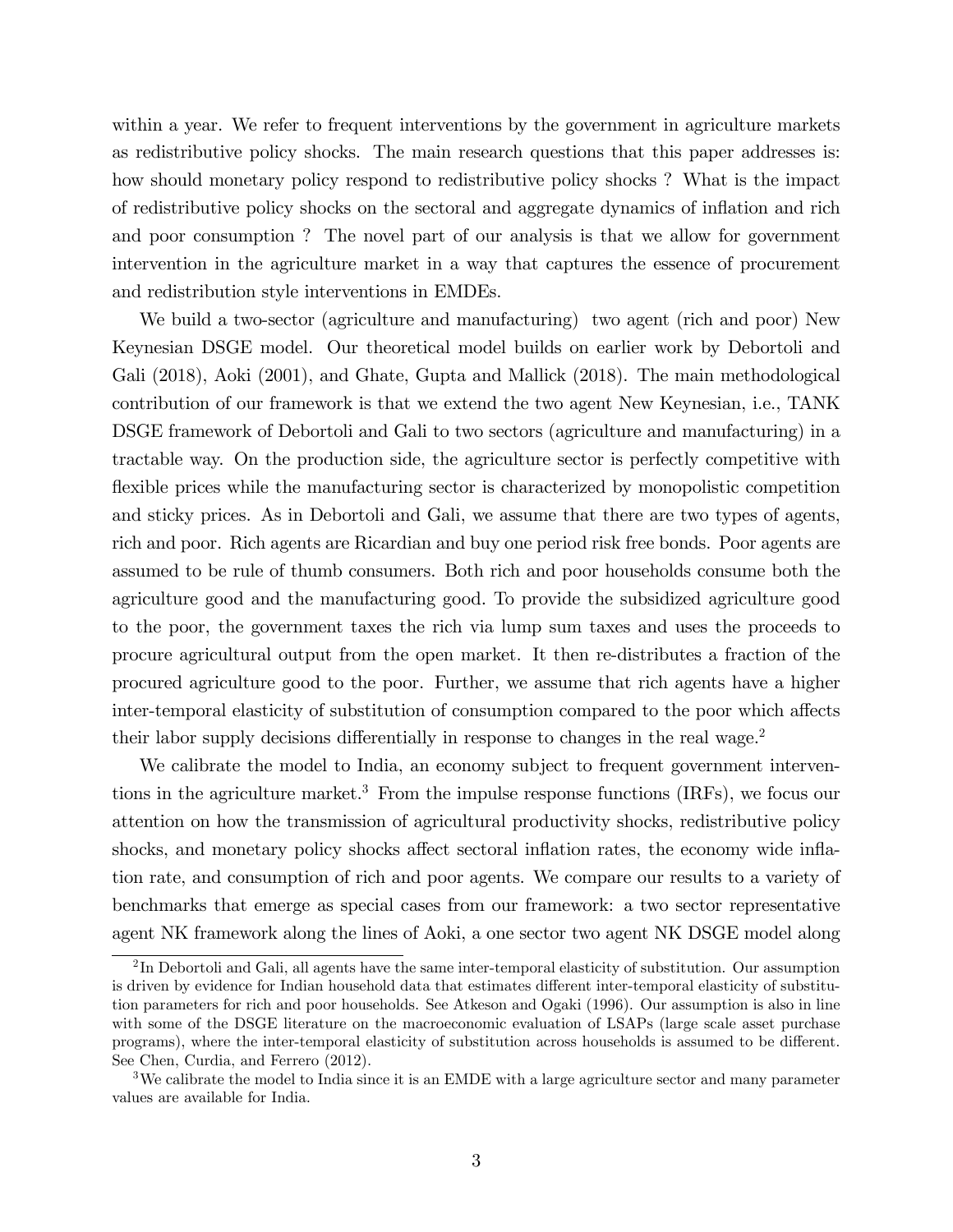within a year. We refer to frequent interventions by the government in agriculture markets as redistributive policy shocks. The main research questions that this paper addresses is: how should monetary policy respond to redistributive policy shocks ? What is the impact of redistributive policy shocks on the sectoral and aggregate dynamics of inflation and rich and poor consumption ? The novel part of our analysis is that we allow for government intervention in the agriculture market in a way that captures the essence of procurement and redistribution style interventions in EMDEs.

We build a two-sector (agriculture and manufacturing) two agent (rich and poor) New Keynesian DSGE model. Our theoretical model builds on earlier work by Debortoli and Gali (2018), Aoki (2001), and Ghate, Gupta and Mallick (2018). The main methodological contribution of our framework is that we extend the two agent New Keynesian, i.e., TANK DSGE framework of Debortoli and Gali to two sectors (agriculture and manufacturing) in a tractable way. On the production side, the agriculture sector is perfectly competitive with flexible prices while the manufacturing sector is characterized by monopolistic competition and sticky prices. As in Debortoli and Gali, we assume that there are two types of agents, rich and poor. Rich agents are Ricardian and buy one period risk free bonds. Poor agents are assumed to be rule of thumb consumers. Both rich and poor households consume both the agriculture good and the manufacturing good. To provide the subsidized agriculture good to the poor, the government taxes the rich via lump sum taxes and uses the proceeds to procure agricultural output from the open market. It then re-distributes a fraction of the procured agriculture good to the poor. Further, we assume that rich agents have a higher inter-temporal elasticity of substitution of consumption compared to the poor which affects their labor supply decisions differentially in response to changes in the real wage.[2]

We calibrate the model to India, an economy subject to frequent government interventions in the agriculture market.[3] From the impulse response functions (IRFs), we focus our attention on how the transmission of agricultural productivity shocks, redistributive policy shocks, and monetary policy shocks affect sectoral inflation rates, the economy wide inflation rate, and consumption of rich and poor agents. We compare our results to a variety of benchmarks that emerge as special cases from our framework: a two sector representative agent NK framework along the lines of Aoki, a one sector two agent NK DSGE model along

[2] In Debortoli and Gali, all agents have the same inter-temporal elasticity of substitution. Our assumption is driven by evidence for Indian household data that estimates different inter-temporal elasticity of substitution parameters for rich and poor households. See Atkeson and Ogaki (1996). Our assumption is also in line with some of the DSGE literature on the macroeconomic evaluation of LSAPs (large scale asset purchase programs), where the inter-temporal elasticity of substitution across households is assumed to be different. See Chen, Curdia, and Ferrero (2012).

[3] We calibrate the model to India since it is an EMDE with a large agriculture sector and many parameter values are available for India.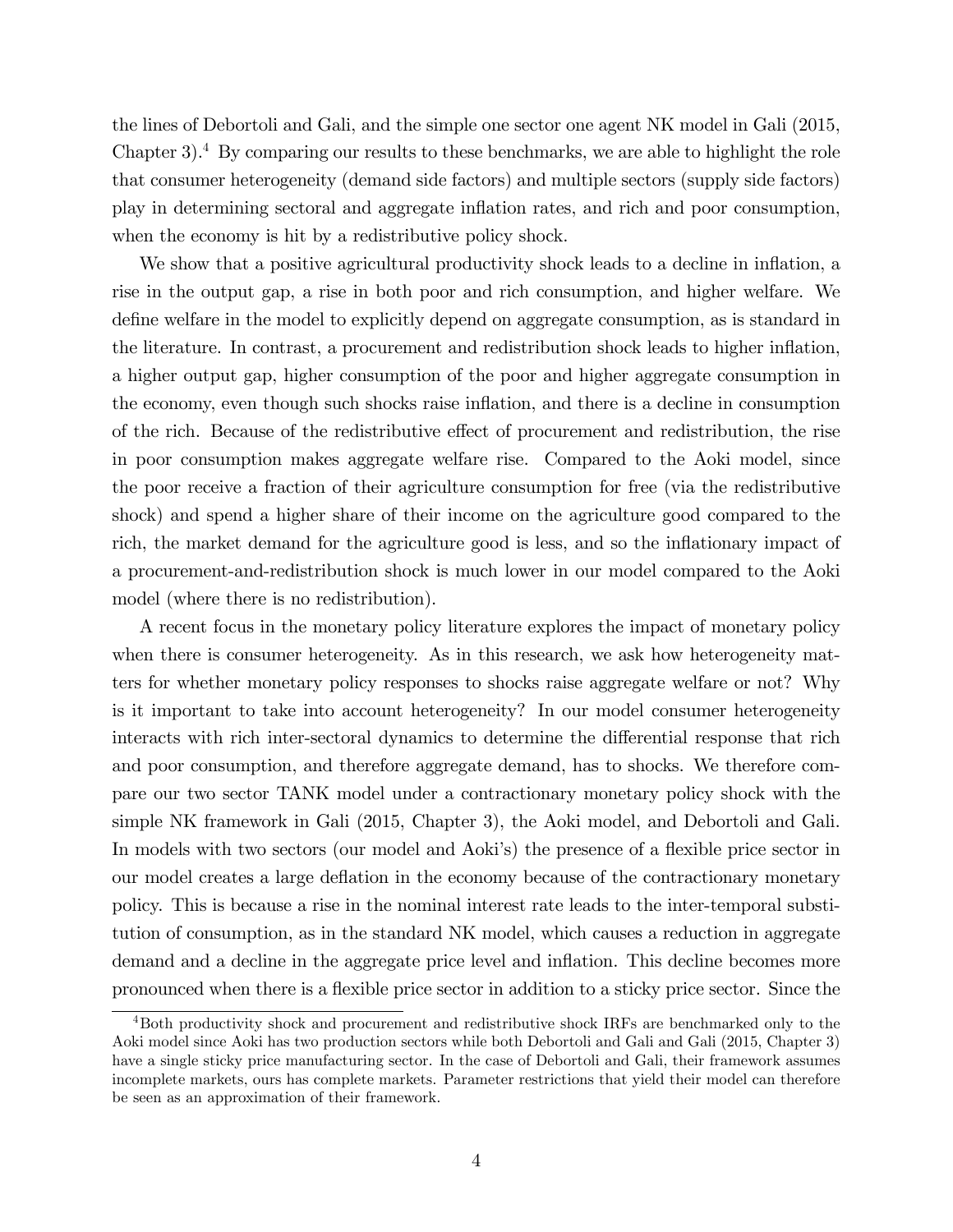the lines of Debortoli and Gali, and the simple one sector one agent NK model in Gali (2015, Chapter 3).[4] By comparing our results to these benchmarks, we are able to highlight the role that consumer heterogeneity (demand side factors) and multiple sectors (supply side factors) play in determining sectoral and aggregate inflation rates, and rich and poor consumption, when the economy is hit by a redistributive policy shock.

We show that a positive agricultural productivity shock leads to a decline in inflation, a rise in the output gap, a rise in both poor and rich consumption, and higher welfare. We define welfare in the model to explicitly depend on aggregate consumption, as is standard in the literature. In contrast, a procurement and redistribution shock leads to higher inflation, a higher output gap, higher consumption of the poor and higher aggregate consumption in the economy, even though such shocks raise inflation, and there is a decline in consumption of the rich. Because of the redistributive effect of procurement and redistribution, the rise in poor consumption makes aggregate welfare rise. Compared to the Aoki model, since the poor receive a fraction of their agriculture consumption for free (via the redistributive shock) and spend a higher share of their income on the agriculture good compared to the rich, the market demand for the agriculture good is less, and so the inflationary impact of a procurement-and-redistribution shock is much lower in our model compared to the Aoki model (where there is no redistribution).

A recent focus in the monetary policy literature explores the impact of monetary policy when there is consumer heterogeneity. As in this research, we ask how heterogeneity matters for whether monetary policy responses to shocks raise aggregate welfare or not? Why is it important to take into account heterogeneity? In our model consumer heterogeneity interacts with rich inter-sectoral dynamics to determine the differential response that rich and poor consumption, and therefore aggregate demand, has to shocks. We therefore compare our two sector TANK model under a contractionary monetary policy shock with the simple NK framework in Gali (2015, Chapter 3), the Aoki model, and Debortoli and Gali. In models with two sectors (our model and Aoki's) the presence of a flexible price sector in our model creates a large deflation in the economy because of the contractionary monetary policy. This is because a rise in the nominal interest rate leads to the inter-temporal substitution of consumption, as in the standard NK model, which causes a reduction in aggregate demand and a decline in the aggregate price level and inflation. This decline becomes more pronounced when there is a flexible price sector in addition to a sticky price sector. Since the

[4] Both productivity shock and procurement and redistributive shock IRFs are benchmarked only to the Aoki model since Aoki has two production sectors while both Debortoli and Gali and Gali (2015, Chapter 3) have a single sticky price manufacturing sector. In the case of Debortoli and Gali, their framework assumes incomplete markets, ours has complete markets. Parameter restrictions that yield their model can therefore be seen as an approximation of their framework.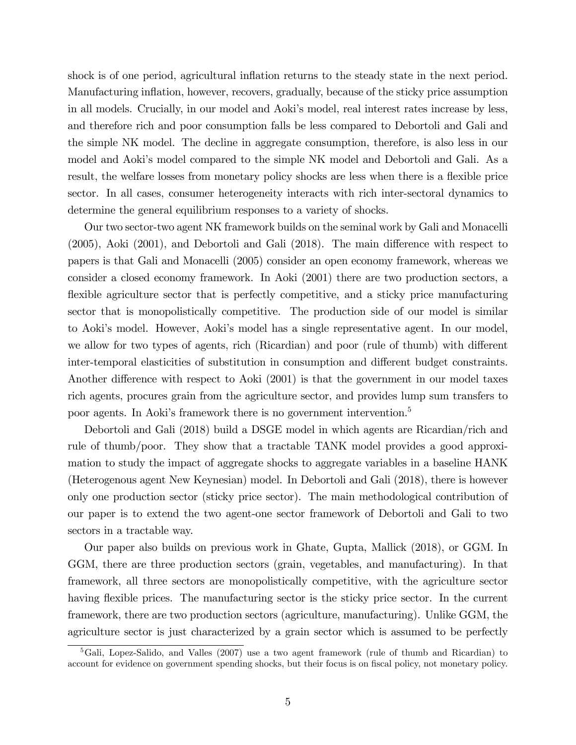shock is of one period, agricultural inflation returns to the steady state in the next period. Manufacturing inflation, however, recovers, gradually, because of the sticky price assumption in all models. Crucially, in our model and Aoki's model, real interest rates increase by less, and therefore rich and poor consumption falls be less compared to Debortoli and Gali and the simple NK model. The decline in aggregate consumption, therefore, is also less in our model and Aoki's model compared to the simple NK model and Debortoli and Gali. As a result, the welfare losses from monetary policy shocks are less when there is a flexible price sector. In all cases, consumer heterogeneity interacts with rich inter-sectoral dynamics to determine the general equilibrium responses to a variety of shocks.

Our two sector-two agent NK framework builds on the seminal work by Gali and Monacelli (2005), Aoki (2001), and Debortoli and Gali (2018). The main difference with respect to papers is that Gali and Monacelli (2005) consider an open economy framework, whereas we consider a closed economy framework. In Aoki (2001) there are two production sectors, a flexible agriculture sector that is perfectly competitive, and a sticky price manufacturing sector that is monopolistically competitive. The production side of our model is similar to Aoki's model. However, Aoki's model has a single representative agent. In our model, we allow for two types of agents, rich (Ricardian) and poor (rule of thumb) with different inter-temporal elasticities of substitution in consumption and different budget constraints. Another difference with respect to Aoki (2001) is that the government in our model taxes rich agents, procures grain from the agriculture sector, and provides lump sum transfers to poor agents. In Aoki's framework there is no government intervention.[5]

Debortoli and Gali (2018) build a DSGE model in which agents are Ricardian/rich and rule of thumb/poor. They show that a tractable TANK model provides a good approximation to study the impact of aggregate shocks to aggregate variables in a baseline HANK (Heterogenous agent New Keynesian) model. In Debortoli and Gali (2018), there is however only one production sector (sticky price sector). The main methodological contribution of our paper is to extend the two agent-one sector framework of Debortoli and Gali to two sectors in a tractable way.

Our paper also builds on previous work in Ghate, Gupta, Mallick (2018), or GGM. In GGM, there are three production sectors (grain, vegetables, and manufacturing). In that framework, all three sectors are monopolistically competitive, with the agriculture sector having flexible prices. The manufacturing sector is the sticky price sector. In the current framework, there are two production sectors (agriculture, manufacturing). Unlike GGM, the agriculture sector is just characterized by a grain sector which is assumed to be perfectly

[5] Gali, Lopez-Salido, and Valles (2007) use a two agent framework (rule of thumb and Ricardian) to account for evidence on government spending shocks, but their focus is on fiscal policy, not monetary policy.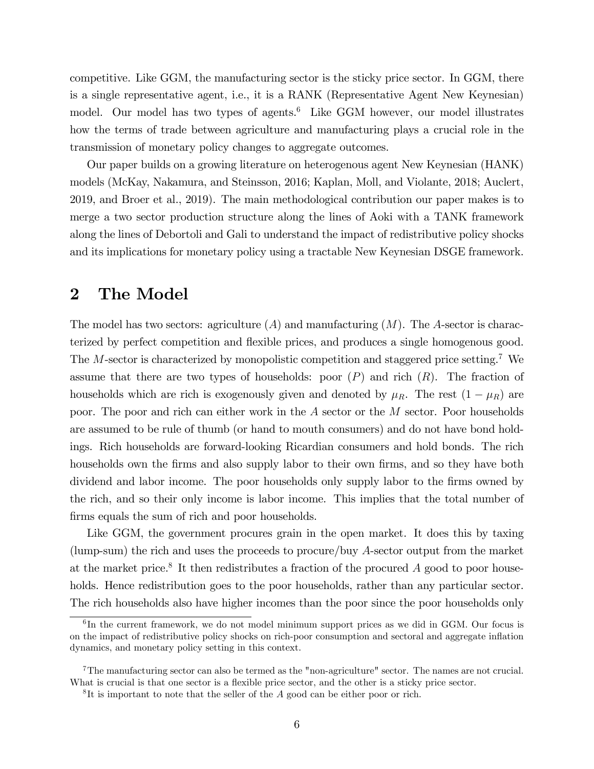competitive. Like GGM, the manufacturing sector is the sticky price sector. In GGM, there is a single representative agent, i.e., it is a RANK (Representative Agent New Keynesian) model. Our model has two types of agents.[6] Like GGM however, our model illustrates how the terms of trade between agriculture and manufacturing plays a crucial role in the transmission of monetary policy changes to aggregate outcomes.

Our paper builds on a growing literature on heterogenous agent New Keynesian (HANK) models (McKay, Nakamura, and Steinsson, 2016; Kaplan, Moll, and Violante, 2018; Auclert, 2019, and Broer et al., 2019). The main methodological contribution our paper makes is to merge a two sector production structure along the lines of Aoki with a TANK framework along the lines of Debortoli and Gali to understand the impact of redistributive policy shocks and its implications for monetary policy using a tractable New Keynesian DSGE framework.

# 2 The Model

The model has two sectors: agriculture ($A$) and manufacturing ($M$). The $A$-sector is characterized by perfect competition and flexible prices, and produces a single homogenous good. The $M$-sector is characterized by monopolistic competition and staggered price setting.[7] We assume that there are two types of households: poor ($P$) and rich ($R$). The fraction of households which are rich is exogenously given and denoted by $\mu_R$. The rest $(1 - \mu_R)$ are poor. The poor and rich can either work in the $A$ sector or the $M$ sector. Poor households are assumed to be rule of thumb (or hand to mouth consumers) and do not have bond holdings. Rich households are forward-looking Ricardian consumers and hold bonds. The rich households own the firms and also supply labor to their own firms, and so they have both dividend and labor income. The poor households only supply labor to the firms owned by the rich, and so their only income is labor income. This implies that the total number of firms equals the sum of rich and poor households.

Like GGM, the government procures grain in the open market. It does this by taxing (lump-sum) the rich and uses the proceeds to procure/buy $A$-sector output from the market at the market price.[8] It then redistributes a fraction of the procured $A$ good to poor households. Hence redistribution goes to the poor households, rather than any particular sector. The rich households also have higher incomes than the poor since the poor households only

[6] In the current framework, we do not model minimum support prices as we did in GGM. Our focus is on the impact of redistributive policy shocks on rich-poor consumption and sectoral and aggregate inflation dynamics, and monetary policy setting in this context.

[7] The manufacturing sector can also be termed as the "non-agriculture" sector. The names are not crucial. What is crucial is that one sector is a flexible price sector, and the other is a sticky price sector.

[8] It is important to note that the seller of the $A$ good can be either poor or rich.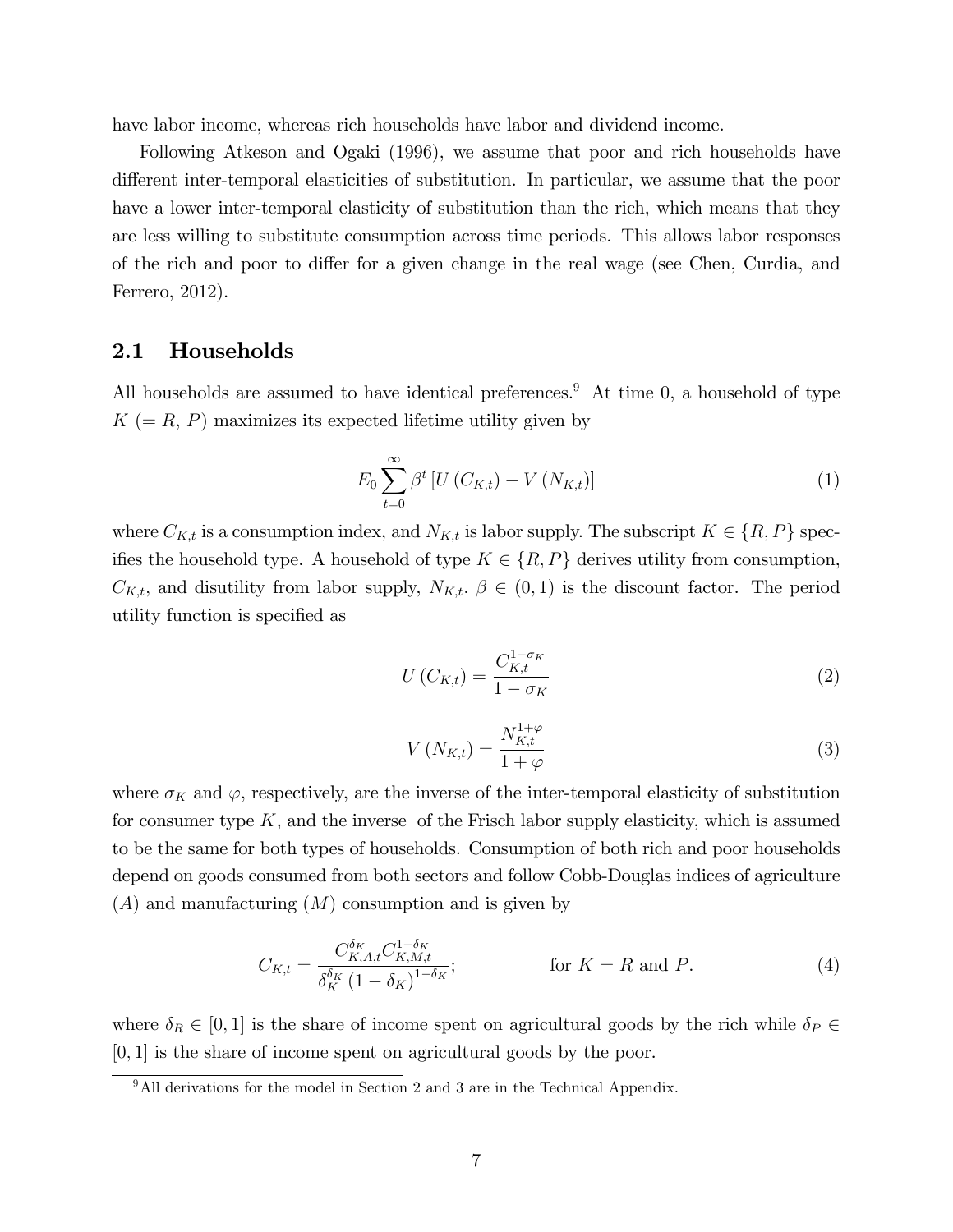have labor income, whereas rich households have labor and dividend income.

Following Atkeson and Ogaki (1996), we assume that poor and rich households have different inter-temporal elasticities of substitution. In particular, we assume that the poor have a lower inter-temporal elasticity of substitution than the rich, which means that they are less willing to substitute consumption across time periods. This allows labor responses of the rich and poor to differ for a given change in the real wage (see Chen, Curdia, and Ferrero, 2012).

## 2.1 Households

All households are assumed to have identical preferences.[9] At time 0, a household of type $K$ $(= R, P)$ maximizes its expected lifetime utility given by

$$E_0 \sum_{t=0}^{\infty} \beta^t \left[ U\left(C_{K,t}\right) - V\left(N_{K,t}\right) \right] \tag{1}$$

where $C_{K,t}$ is a consumption index, and $N_{K,t}$ is labor supply. The subscript $K \in \{R, P\}$ specifies the household type. A household of type $K \in \{R, P\}$ derives utility from consumption, $C_{K,t}$, and disutility from labor supply, $N_{K,t}$. $\beta \in (0,1)$ is the discount factor. The period utility function is specified as

$$U\left(C_{K,t}\right) = \frac{C_{K,t}^{1-\sigma_K}}{1-\sigma_K} \tag{2}$$

$$V\left(N_{K,t}\right) = \frac{N_{K,t}^{1+\varphi}}{1+\varphi} \tag{3}$$

where $\sigma_K$ and $\varphi$, respectively, are the inverse of the inter-temporal elasticity of substitution for consumer type $K$, and the inverse of the Frisch labor supply elasticity, which is assumed to be the same for both types of households. Consumption of both rich and poor households depend on goods consumed from both sectors and follow Cobb-Douglas indices of agriculture $(A)$ and manufacturing $(M)$ consumption and is given by

$$C_{K,t} = \frac{C_{K,A,t}^{\delta_K} C_{K,M,t}^{1-\delta_K}}{\delta_K^{\delta_K} \left(1-\delta_K\right)^{1-\delta_K}}; \qquad \text{for } K = R \text{ and } P. \tag{4}$$

where $\delta_R \in [0,1]$ is the share of income spent on agricultural goods by the rich while $\delta_P \in [0,1]$ is the share of income spent on agricultural goods by the poor.

[9] All derivations for the model in Section 2 and 3 are in the Technical Appendix.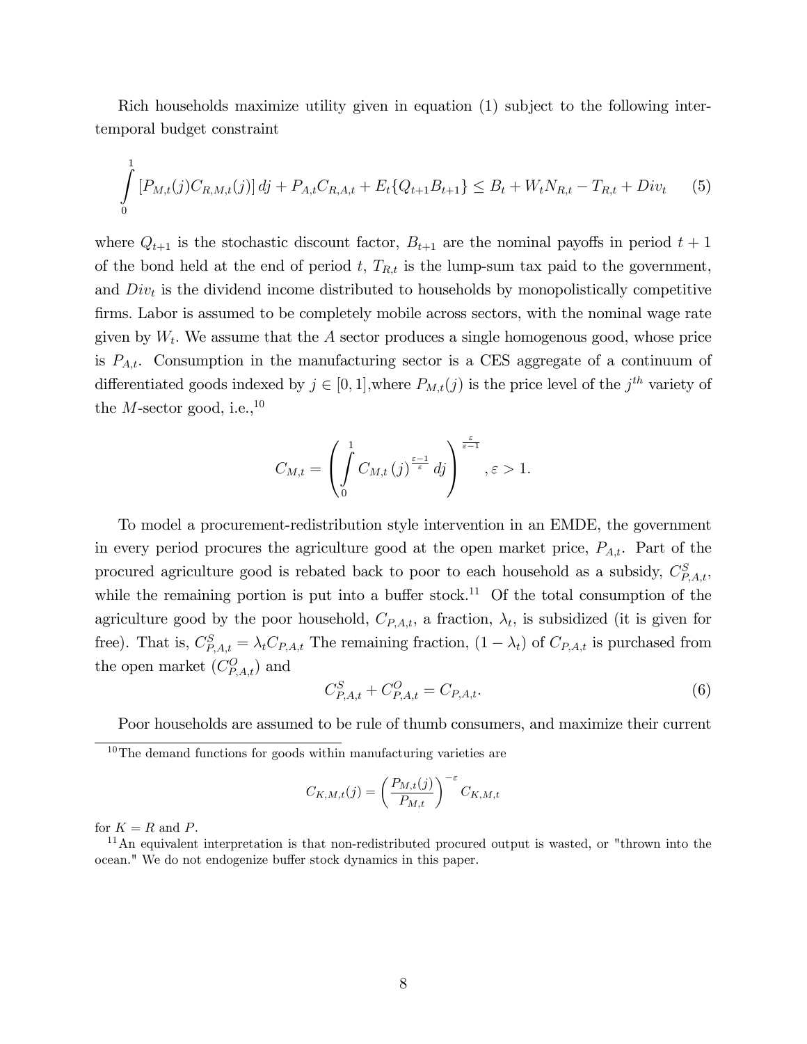Rich households maximize utility given in equation (1) subject to the following intertemporal budget constraint

$$\int_0^1 \left[P_{M,t}(j)C_{R,M,t}(j)\right]dj + P_{A,t}C_{R,A,t} + E_t\{Q_{t+1}B_{t+1}\} \leq B_t + W_t N_{R,t} - T_{R,t} + Div_t \qquad (5)$$

where $Q_{t+1}$ is the stochastic discount factor, $B_{t+1}$ are the nominal payoffs in period $t+1$ of the bond held at the end of period $t$, $T_{R,t}$ is the lump-sum tax paid to the government, and $Div_t$ is the dividend income distributed to households by monopolistically competitive firms. Labor is assumed to be completely mobile across sectors, with the nominal wage rate given by $W_t$. We assume that the $A$ sector produces a single homogenous good, whose price is $P_{A,t}$. Consumption in the manufacturing sector is a CES aggregate of a continuum of differentiated goods indexed by $j \in [0,1]$,where $P_{M,t}(j)$ is the price level of the $j^{th}$ variety of the $M$-sector good, i.e.,[10]

$$C_{M,t} = \left(\int_0^1 C_{M,t}(j)^{\frac{\varepsilon-1}{\varepsilon}} dj\right)^{\frac{\varepsilon}{\varepsilon-1}}, \varepsilon > 1.$$

To model a procurement-redistribution style intervention in an EMDE, the government in every period procures the agriculture good at the open market price, $P_{A,t}$. Part of the procured agriculture good is rebated back to poor to each household as a subsidy, $C^S_{P,A,t}$, while the remaining portion is put into a buffer stock.[11] Of the total consumption of the agriculture good by the poor household, $C_{P,A,t}$, a fraction, $\lambda_t$, is subsidized (it is given for free). That is, $C^S_{P,A,t} = \lambda_t C_{P,A,t}$ The remaining fraction, $(1-\lambda_t)$ of $C_{P,A,t}$ is purchased from the open market ($C^O_{P,A,t}$) and

$$C^S_{P,A,t} + C^O_{P,A,t} = C_{P,A,t}. \qquad (6)$$

Poor households are assumed to be rule of thumb consumers, and maximize their current

[10] The demand functions for goods within manufacturing varieties are

$$C_{K,M,t}(j) = \left(\frac{P_{M,t}(j)}{P_{M,t}}\right)^{-\varepsilon} C_{K,M,t}$$

for $K = R$ and $P$.

[11] An equivalent interpretation is that non-redistributed procured output is wasted, or "thrown into the ocean." We do not endogenize buffer stock dynamics in this paper.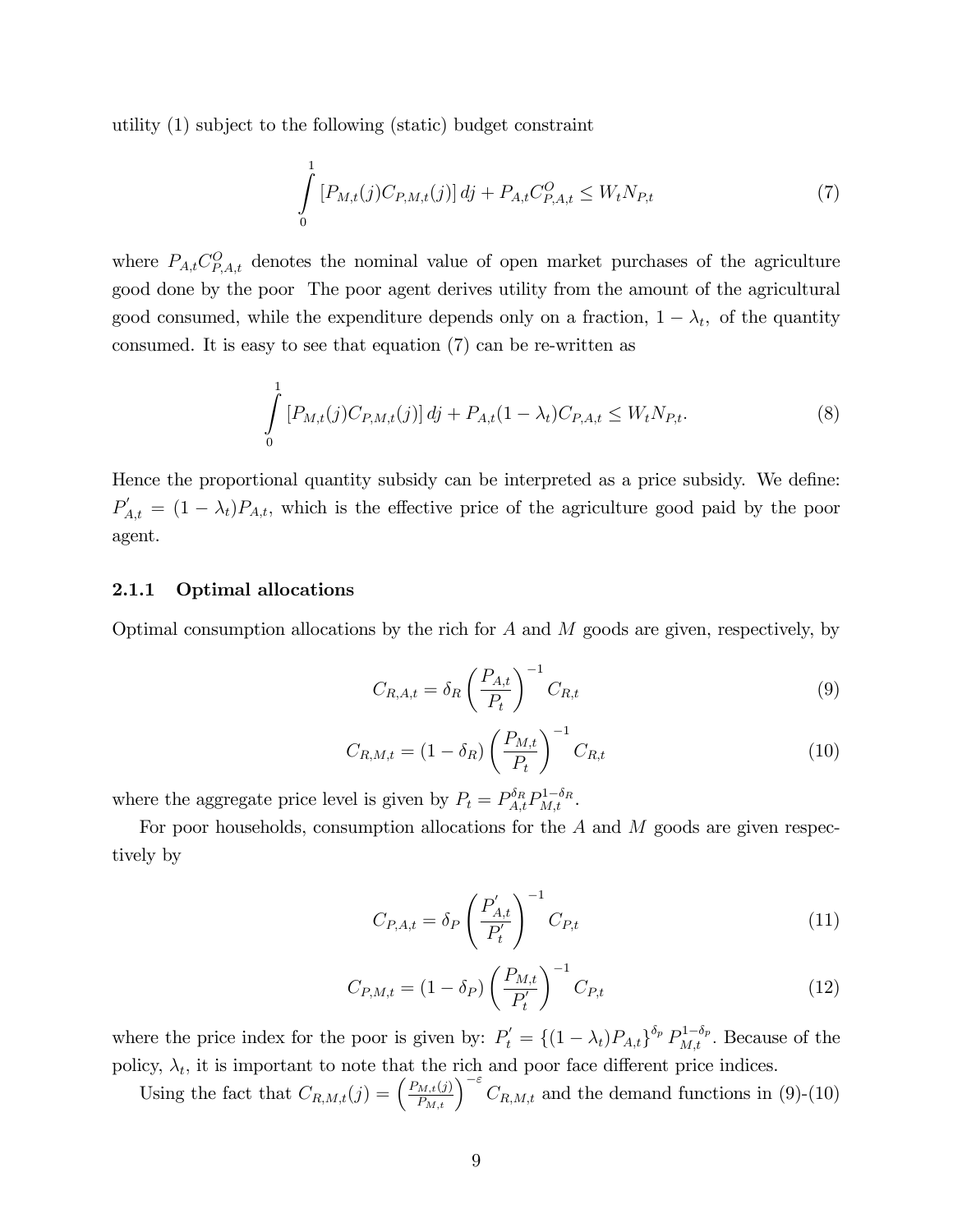utility (1) subject to the following (static) budget constraint

$$\int_0^1 [P_{M,t}(j)C_{P,M,t}(j)]\,dj + P_{A,t}C^O_{P,A,t} \leq W_t N_{P,t} \tag{7}$$

where $P_{A,t}C^O_{P,A,t}$ denotes the nominal value of open market purchases of the agriculture good done by the poor The poor agent derives utility from the amount of the agricultural good consumed, while the expenditure depends only on a fraction, $1-\lambda_t$, of the quantity consumed. It is easy to see that equation (7) can be re-written as

$$\int_0^1 [P_{M,t}(j)C_{P,M,t}(j)]\,dj + P_{A,t}(1-\lambda_t)C_{P,A,t} \leq W_t N_{P,t}. \tag{8}$$

Hence the proportional quantity subsidy can be interpreted as a price subsidy. We define: $P'_{A,t} = (1-\lambda_t)P_{A,t}$, which is the effective price of the agriculture good paid by the poor agent.

### 2.1.1 Optimal allocations

Optimal consumption allocations by the rich for $A$ and $M$ goods are given, respectively, by

$$C_{R,A,t} = \delta_R \left(\frac{P_{A,t}}{P_t}\right)^{-1} C_{R,t} \tag{9}$$

$$C_{R,M,t} = (1-\delta_R) \left(\frac{P_{M,t}}{P_t}\right)^{-1} C_{R,t} \tag{10}$$

where the aggregate price level is given by $P_t = P^{\delta_R}_{A,t}P^{1-\delta_R}_{M,t}$.

For poor households, consumption allocations for the $A$ and $M$ goods are given respectively by

$$C_{P,A,t} = \delta_P \left(\frac{P'_{A,t}}{P'_t}\right)^{-1} C_{P,t} \tag{11}$$

$$C_{P,M,t} = (1-\delta_P) \left(\frac{P_{M,t}}{P'_t}\right)^{-1} C_{P,t} \tag{12}$$

where the price index for the poor is given by: $P'_t = \{(1-\lambda_t)P_{A,t}\}^{\delta_p} P^{1-\delta_p}_{M,t}$. Because of the policy, $\lambda_t$, it is important to note that the rich and poor face different price indices.

Using the fact that $C_{R,M,t}(j) = \left(\frac{P_{M,t}(j)}{P_{M,t}}\right)^{-\varepsilon} C_{R,M,t}$ and the demand functions in (9)-(10)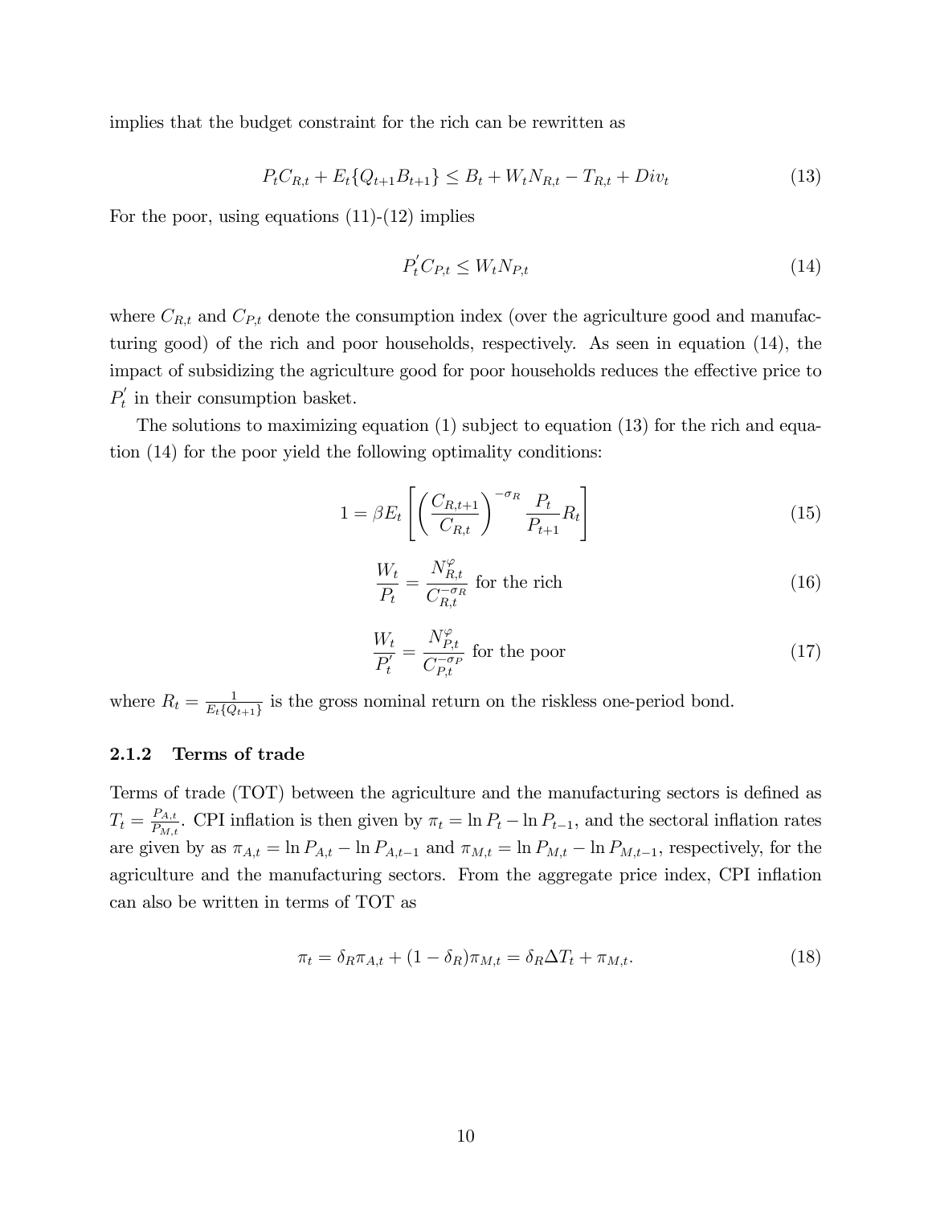implies that the budget constraint for the rich can be rewritten as

$$P_t C_{R,t} + E_t\{Q_{t+1}B_{t+1}\} \leq B_t + W_t N_{R,t} - T_{R,t} + Div_t \tag{13}$$

For the poor, using equations (11)-(12) implies

$$P_t^{'} C_{P,t} \leq W_t N_{P,t} \tag{14}$$

where $C_{R,t}$ and $C_{P,t}$ denote the consumption index (over the agriculture good and manufacturing good) of the rich and poor households, respectively. As seen in equation (14), the impact of subsidizing the agriculture good for poor households reduces the effective price to $P_t^{'}$ in their consumption basket.

The solutions to maximizing equation (1) subject to equation (13) for the rich and equation (14) for the poor yield the following optimality conditions:

$$1 = \beta E_t \left[ \left( \frac{C_{R,t+1}}{C_{R,t}} \right)^{-\sigma_R} \frac{P_t}{P_{t+1}} R_t \right] \tag{15}$$

$$\frac{W_t}{P_t} = \frac{N_{R,t}^{\varphi}}{C_{R,t}^{-\sigma_R}} \text{ for the rich} \tag{16}$$

$$\frac{W_t}{P_t^{'}} = \frac{N_{P,t}^{\varphi}}{C_{P,t}^{-\sigma_P}} \text{ for the poor} \tag{17}$$

where $R_t = \frac{1}{E_t\{Q_{t+1}\}}$ is the gross nominal return on the riskless one-period bond.

### 2.1.2 Terms of trade

Terms of trade (TOT) between the agriculture and the manufacturing sectors is defined as $T_t = \frac{P_{A,t}}{P_{M,t}}$. CPI inflation is then given by $\pi_t = \ln P_t - \ln P_{t-1}$, and the sectoral inflation rates are given by as $\pi_{A,t} = \ln P_{A,t} - \ln P_{A,t-1}$ and $\pi_{M,t} = \ln P_{M,t} - \ln P_{M,t-1}$, respectively, for the agriculture and the manufacturing sectors. From the aggregate price index, CPI inflation can also be written in terms of TOT as

$$\pi_t = \delta_R \pi_{A,t} + (1 - \delta_R)\pi_{M,t} = \delta_R \Delta T_t + \pi_{M,t}. \tag{18}$$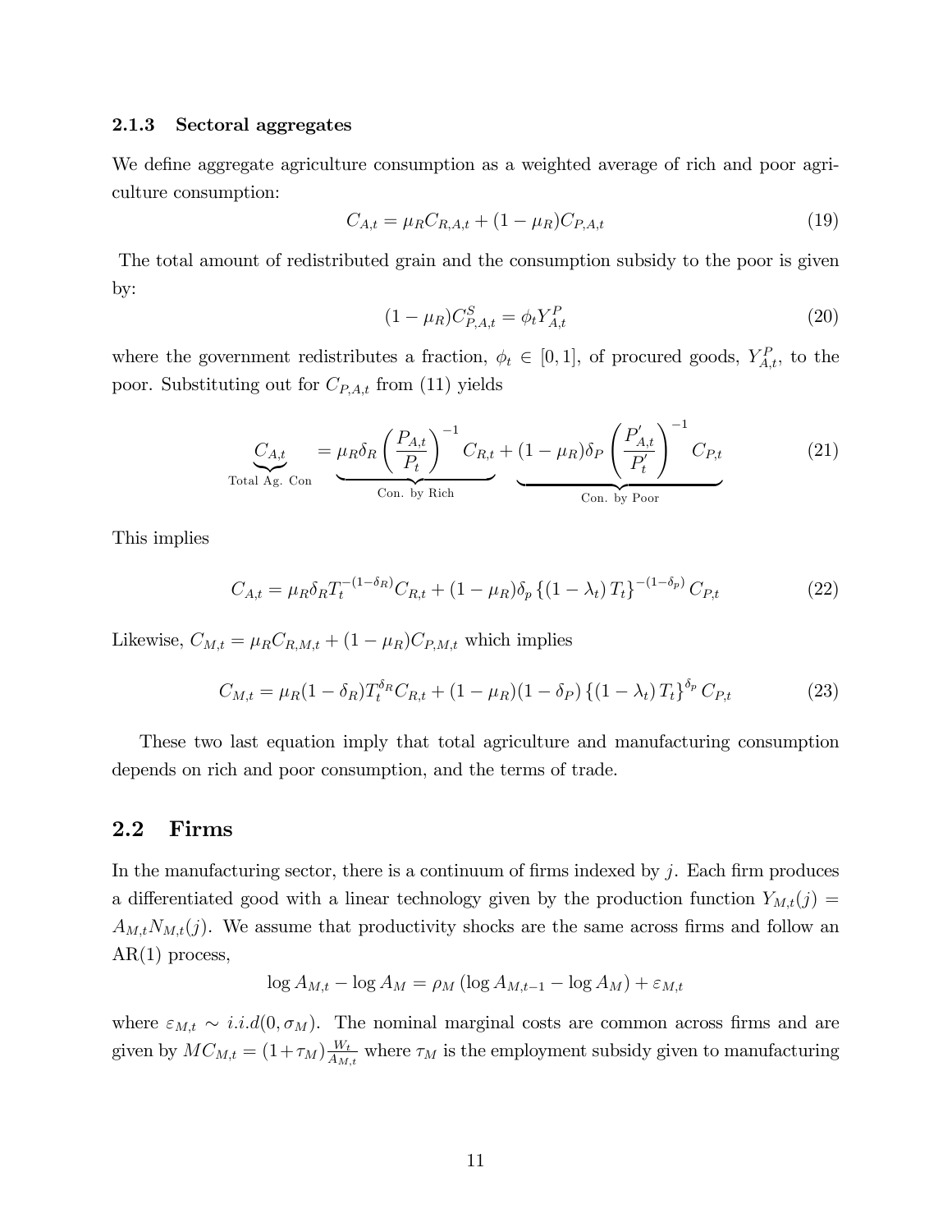### 2.1.3 Sectoral aggregates

We define aggregate agriculture consumption as a weighted average of rich and poor agriculture consumption:

$$C_{A,t} = \mu_R C_{R,A,t} + (1-\mu_R) C_{P,A,t} \tag{19}$$

The total amount of redistributed grain and the consumption subsidy to the poor is given by:

$$(1-\mu_R) C^S_{P,A,t} = \phi_t Y^P_{A,t} \tag{20}$$

where the government redistributes a fraction, $\phi_t \in [0,1]$, of procured goods, $Y^P_{A,t}$, to the poor. Substituting out for $C_{P,A,t}$ from (11) yields

$$\underbrace{C_{A,t}}_{\text{Total Ag. Con}} = \underbrace{\mu_R \delta_R \left(\frac{P_{A,t}}{P_t}\right)^{-1} C_{R,t}}_{\text{Con. by Rich}} + \underbrace{(1-\mu_R)\delta_P \left(\frac{P'_{A,t}}{P'_t}\right)^{-1} C_{P,t}}_{\text{Con. by Poor}} \tag{21}$$

This implies

$$C_{A,t} = \mu_R \delta_R T_t^{-(1-\delta_R)} C_{R,t} + (1-\mu_R)\delta_p \left\{(1-\lambda_t) T_t\right\}^{-(1-\delta_p)} C_{P,t} \tag{22}$$

Likewise, $C_{M,t} = \mu_R C_{R,M,t} + (1-\mu_R) C_{P,M,t}$ which implies

$$C_{M,t} = \mu_R (1-\delta_R) T_t^{\delta_R} C_{R,t} + (1-\mu_R)(1-\delta_P) \left\{(1-\lambda_t) T_t\right\}^{\delta_p} C_{P,t} \tag{23}$$

These two last equation imply that total agriculture and manufacturing consumption depends on rich and poor consumption, and the terms of trade.

## 2.2 Firms

In the manufacturing sector, there is a continuum of firms indexed by $j$. Each firm produces a differentiated good with a linear technology given by the production function $Y_{M,t}(j) = A_{M,t} N_{M,t}(j)$. We assume that productivity shocks are the same across firms and follow an AR(1) process,

$$\log A_{M,t} - \log A_M = \rho_M (\log A_{M,t-1} - \log A_M) + \varepsilon_{M,t}$$

where $\varepsilon_{M,t} \sim i.i.d(0, \sigma_M)$. The nominal marginal costs are common across firms and are given by $MC_{M,t} = (1+\tau_M)\frac{W_t}{A_{M,t}}$ where $\tau_M$ is the employment subsidy given to manufacturing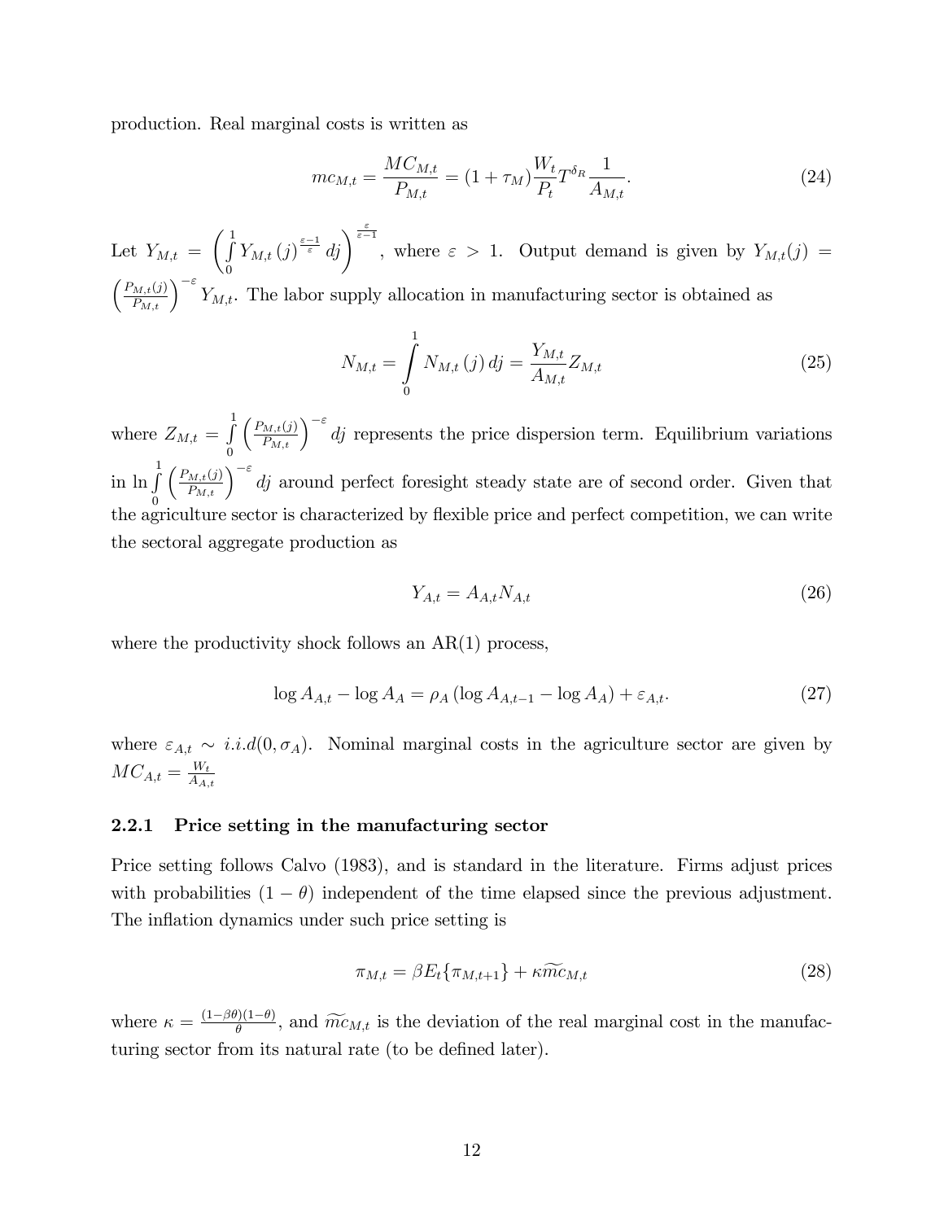production. Real marginal costs is written as

$$mc_{M,t} = \frac{MC_{M,t}}{P_{M,t}} = (1+\tau_M)\frac{W_t}{P_t}T^{\delta_R}\frac{1}{A_{M,t}}. \tag{24}$$

Let $Y_{M,t} = \left(\int_0^1 Y_{M,t}(j)^{\frac{\varepsilon-1}{\varepsilon}} dj\right)^{\frac{\varepsilon}{\varepsilon-1}}$, where $\varepsilon > 1$. Output demand is given by $Y_{M,t}(j) = \left(\frac{P_{M,t}(j)}{P_{M,t}}\right)^{-\varepsilon} Y_{M,t}$. The labor supply allocation in manufacturing sector is obtained as

$$N_{M,t} = \int_0^1 N_{M,t}(j)\, dj = \frac{Y_{M,t}}{A_{M,t}} Z_{M,t} \tag{25}$$

where $Z_{M,t} = \int_0^1 \left(\frac{P_{M,t}(j)}{P_{M,t}}\right)^{-\varepsilon} dj$ represents the price dispersion term. Equilibrium variations in $\ln \int_0^1 \left(\frac{P_{M,t}(j)}{P_{M,t}}\right)^{-\varepsilon} dj$ around perfect foresight steady state are of second order. Given that the agriculture sector is characterized by flexible price and perfect competition, we can write the sectoral aggregate production as

$$Y_{A,t} = A_{A,t} N_{A,t} \tag{26}$$

where the productivity shock follows an AR(1) process,

$$\log A_{A,t} - \log A_A = \rho_A (\log A_{A,t-1} - \log A_A) + \varepsilon_{A,t}. \tag{27}$$

where $\varepsilon_{A,t} \sim i.i.d(0, \sigma_A)$. Nominal marginal costs in the agriculture sector are given by $MC_{A,t} = \frac{W_t}{A_{A,t}}$

### 2.2.1 Price setting in the manufacturing sector

Price setting follows Calvo (1983), and is standard in the literature. Firms adjust prices with probabilities $(1-\theta)$ independent of the time elapsed since the previous adjustment. The inflation dynamics under such price setting is

$$\pi_{M,t} = \beta E_t\{\pi_{M,t+1}\} + \kappa \widetilde{mc}_{M,t} \tag{28}$$

where $\kappa = \frac{(1-\beta\theta)(1-\theta)}{\theta}$, and $\widetilde{mc}_{M,t}$ is the deviation of the real marginal cost in the manufacturing sector from its natural rate (to be defined later).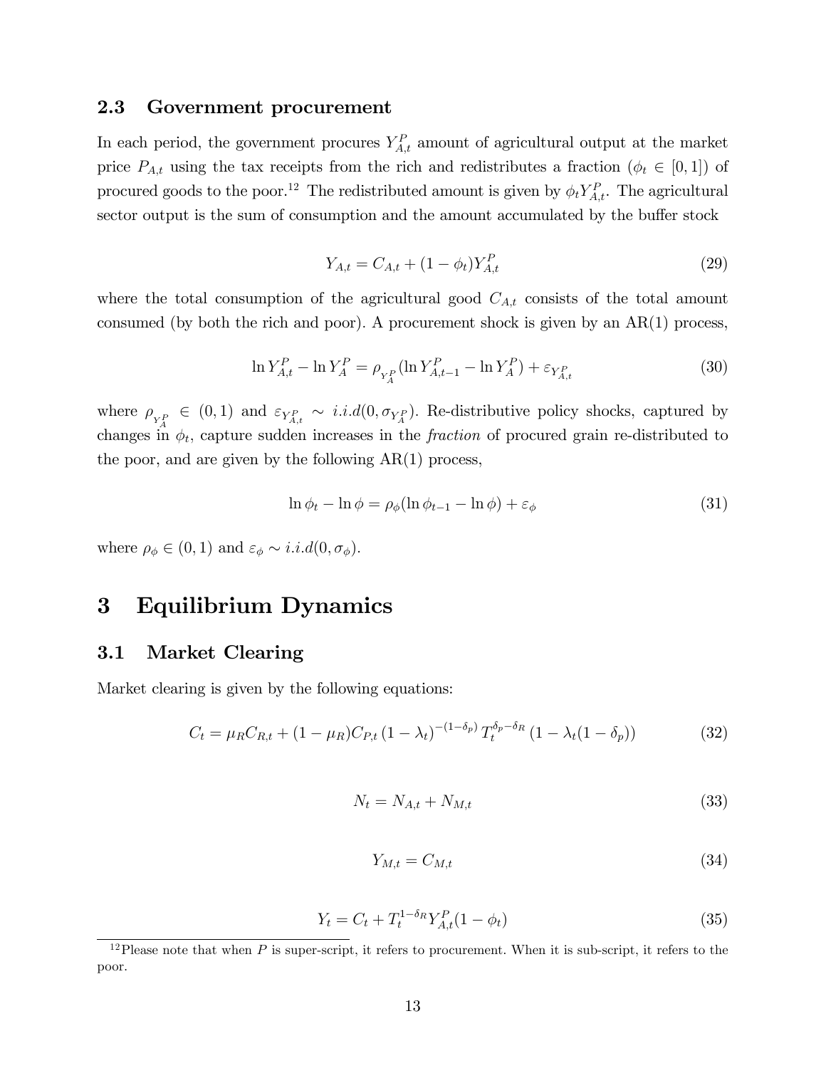### 2.3 Government procurement

In each period, the government procures $Y_{A,t}^P$ amount of agricultural output at the market price $P_{A,t}$ using the tax receipts from the rich and redistributes a fraction ($\phi_t \in [0,1]$) of procured goods to the poor.[12] The redistributed amount is given by $\phi_t Y_{A,t}^P$. The agricultural sector output is the sum of consumption and the amount accumulated by the buffer stock

$$Y_{A,t} = C_{A,t} + (1-\phi_t)Y_{A,t}^P \tag{29}$$

where the total consumption of the agricultural good $C_{A,t}$ consists of the total amount consumed (by both the rich and poor). A procurement shock is given by an AR(1) process,

$$\ln Y_{A,t}^P - \ln Y_A^P = \rho_{Y_A^P}(\ln Y_{A,t-1}^P - \ln Y_A^P) + \varepsilon_{Y_{A,t}^P} \tag{30}$$

where $\rho_{Y_A^P} \in (0,1)$ and $\varepsilon_{Y_{A,t}^P} \sim i.i.d(0, \sigma_{Y_A^P})$. Re-distributive policy shocks, captured by changes in $\phi_t$, capture sudden increases in the *fraction* of procured grain re-distributed to the poor, and are given by the following AR(1) process,

$$\ln \phi_t - \ln \phi = \rho_\phi(\ln \phi_{t-1} - \ln \phi) + \varepsilon_\phi \tag{31}$$

where $\rho_\phi \in (0,1)$ and $\varepsilon_\phi \sim i.i.d(0, \sigma_\phi)$.

# 3 Equilibrium Dynamics

## 3.1 Market Clearing

Market clearing is given by the following equations:

$$C_t = \mu_R C_{R,t} + (1-\mu_R)C_{P,t}\,(1-\lambda_t)^{-(1-\delta_p)}\,T_t^{\delta_p-\delta_R}\,(1-\lambda_t(1-\delta_p)) \tag{32}$$

$$N_t = N_{A,t} + N_{M,t} \tag{33}$$

$$Y_{M,t} = C_{M,t} \tag{34}$$

$$Y_t = C_t + T_t^{1-\delta_R} Y_{A,t}^P (1-\phi_t) \tag{35}$$

[12] Please note that when $P$ is super-script, it refers to procurement. When it is sub-script, it refers to the poor.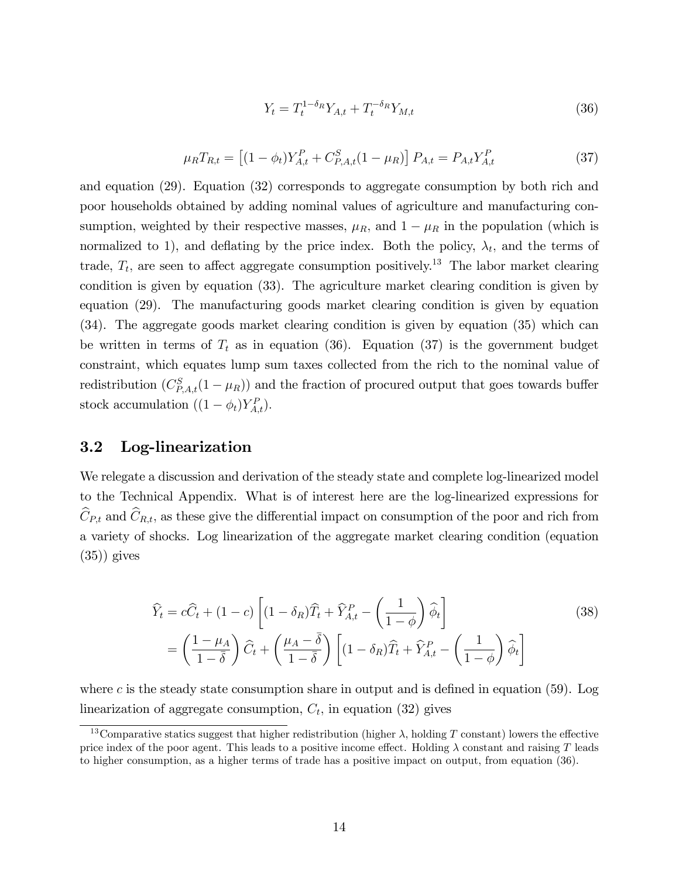$$Y_t = T_t^{1-\delta_R} Y_{A,t} + T_t^{-\delta_R} Y_{M,t} \tag{36}$$

$$\mu_R T_{R,t} = \left[(1-\phi_t) Y_{A,t}^P + C_{P,A,t}^S (1-\mu_R)\right] P_{A,t} = P_{A,t} Y_{A,t}^P \tag{37}$$

and equation (29). Equation (32) corresponds to aggregate consumption by both rich and poor households obtained by adding nominal values of agriculture and manufacturing consumption, weighted by their respective masses, $\mu_R$, and $1-\mu_R$ in the population (which is normalized to 1), and deflating by the price index. Both the policy, $\lambda_t$, and the terms of trade, $T_t$, are seen to affect aggregate consumption positively.[13] The labor market clearing condition is given by equation (33). The agriculture market clearing condition is given by equation (29). The manufacturing goods market clearing condition is given by equation (34). The aggregate goods market clearing condition is given by equation (35) which can be written in terms of $T_t$ as in equation (36). Equation (37) is the government budget constraint, which equates lump sum taxes collected from the rich to the nominal value of redistribution ($C_{P,A,t}^S(1-\mu_R)$) and the fraction of procured output that goes towards buffer stock accumulation ($(1-\phi_t)Y_{A,t}^P$).

## 3.2 Log-linearization

We relegate a discussion and derivation of the steady state and complete log-linearized model to the Technical Appendix. What is of interest here are the log-linearized expressions for $\widehat{C}_{P,t}$ and $\widehat{C}_{R,t}$, as these give the differential impact on consumption of the poor and rich from a variety of shocks. Log linearization of the aggregate market clearing condition (equation (35)) gives

$$\begin{aligned}
\widehat{Y}_t &= c\widehat{C}_t + (1-c)\left[(1-\delta_R)\widehat{T}_t + \widehat{Y}_{A,t}^P - \left(\frac{1}{1-\phi}\right)\widehat{\phi}_t\right] \\
&= \left(\frac{1-\mu_A}{1-\bar{\delta}}\right)\widehat{C}_t + \left(\frac{\mu_A-\bar{\delta}}{1-\bar{\delta}}\right)\left[(1-\delta_R)\widehat{T}_t + \widehat{Y}_{A,t}^P - \left(\frac{1}{1-\phi}\right)\widehat{\phi}_t\right]
\end{aligned} \tag{38}$$

where $c$ is the steady state consumption share in output and is defined in equation (59). Log linearization of aggregate consumption, $C_t$, in equation (32) gives

[13] Comparative statics suggest that higher redistribution (higher $\lambda$, holding $T$ constant) lowers the effective price index of the poor agent. This leads to a positive income effect. Holding $\lambda$ constant and raising $T$ leads to higher consumption, as a higher terms of trade has a positive impact on output, from equation (36).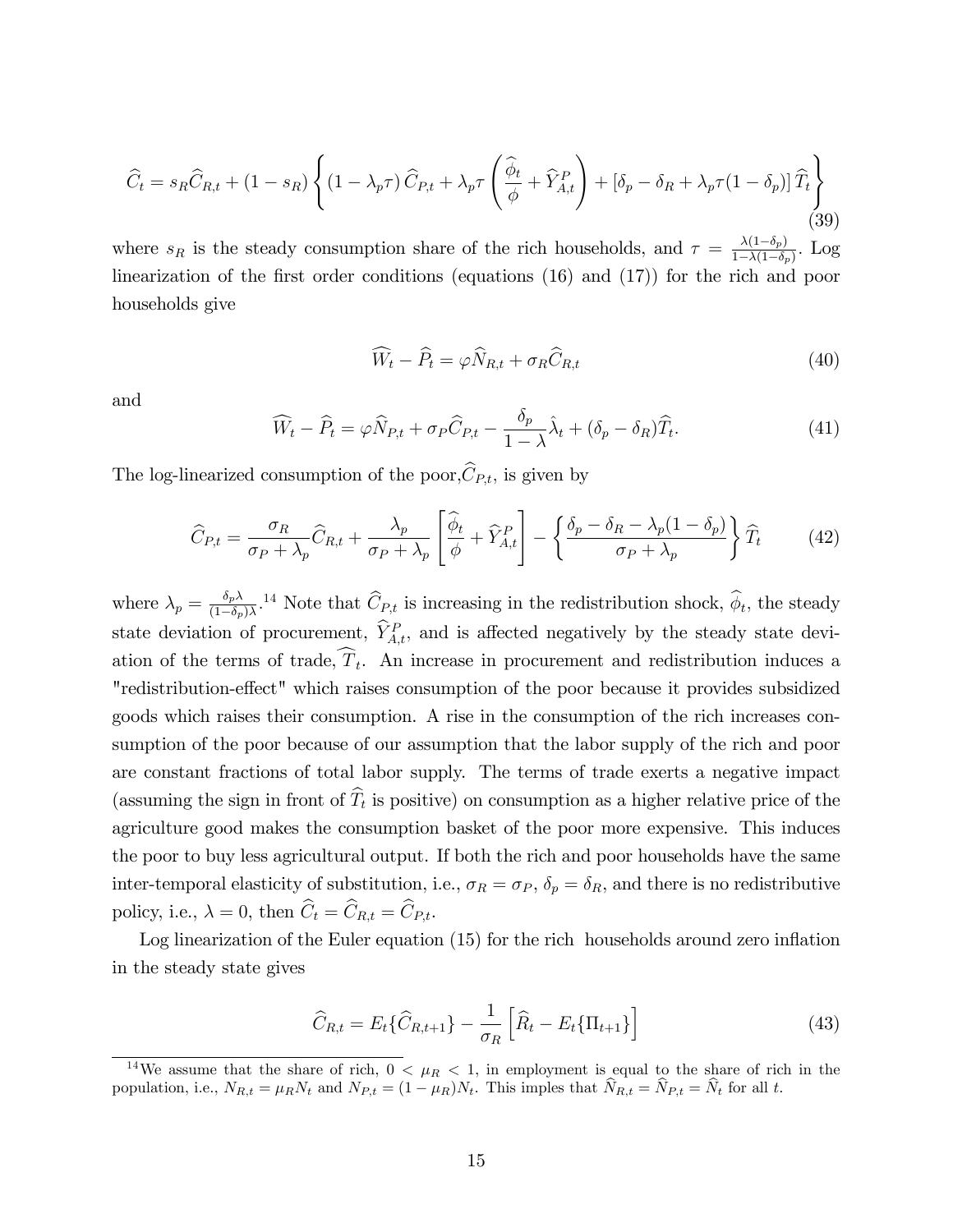$$
\widehat{C}_t = s_R \widehat{C}_{R,t} + (1 - s_R) \left\{ (1 - \lambda_p \tau) \widehat{C}_{P,t} + \lambda_p \tau \left( \frac{\widehat{\phi}_t}{\phi} + \widehat{Y}^P_{A,t} \right) + [\delta_p - \delta_R + \lambda_p \tau (1 - \delta_p)] \widehat{T}_t \right\} \tag{39}
$$

where $s_R$ is the steady consumption share of the rich households, and $\tau = \frac{\lambda(1-\delta_p)}{1-\lambda(1-\delta_p)}$. Log linearization of the first order conditions (equations (16) and (17)) for the rich and poor households give

$$
\widehat{W}_t - \widehat{P}_t = \varphi \widehat{N}_{R,t} + \sigma_R \widehat{C}_{R,t} \tag{40}
$$

and

$$
\widehat{W}_t - \widehat{P}_t = \varphi \widehat{N}_{P,t} + \sigma_P \widehat{C}_{P,t} - \frac{\delta_p}{1-\lambda} \hat{\lambda}_t + (\delta_p - \delta_R) \widehat{T}_t. \tag{41}
$$

The log-linearized consumption of the poor, $\widehat{C}_{P,t}$, is given by

$$
\widehat{C}_{P,t} = \frac{\sigma_R}{\sigma_P + \lambda_p} \widehat{C}_{R,t} + \frac{\lambda_p}{\sigma_P + \lambda_p} \left[ \frac{\widehat{\phi}_t}{\phi} + \widehat{Y}^P_{A,t} \right] - \left\{ \frac{\delta_p - \delta_R - \lambda_p(1 - \delta_p)}{\sigma_P + \lambda_p} \right\} \widehat{T}_t \tag{42}
$$

where $\lambda_p = \frac{\delta_p \lambda}{(1-\delta_p)\lambda}$.[14] Note that $\widehat{C}_{P,t}$ is increasing in the redistribution shock, $\widehat{\phi}_t$, the steady state deviation of procurement, $\widehat{Y}^P_{A,t}$, and is affected negatively by the steady state deviation of the terms of trade, $\widehat{T}_t$. An increase in procurement and redistribution induces a "redistribution-effect" which raises consumption of the poor because it provides subsidized goods which raises their consumption. A rise in the consumption of the rich increases consumption of the poor because of our assumption that the labor supply of the rich and poor are constant fractions of total labor supply. The terms of trade exerts a negative impact (assuming the sign in front of $\widehat{T}_t$ is positive) on consumption as a higher relative price of the agriculture good makes the consumption basket of the poor more expensive. This induces the poor to buy less agricultural output. If both the rich and poor households have the same inter-temporal elasticity of substitution, i.e., $\sigma_R = \sigma_P$, $\delta_p = \delta_R$, and there is no redistributive policy, i.e., $\lambda = 0$, then $\widehat{C}_t = \widehat{C}_{R,t} = \widehat{C}_{P,t}$.

Log linearization of the Euler equation (15) for the rich households around zero inflation in the steady state gives

$$
\widehat{C}_{R,t} = E_t\{\widehat{C}_{R,t+1}\} - \frac{1}{\sigma_R} \left[ \widehat{R}_t - E_t\{\Pi_{t+1}\} \right] \tag{43}
$$

[14] We assume that the share of rich, $0 < \mu_R < 1$, in employment is equal to the share of rich in the population, i.e., $N_{R,t} = \mu_R N_t$ and $N_{P,t} = (1 - \mu_R) N_t$. This imples that $\widehat{N}_{R,t} = \widehat{N}_{P,t} = \widehat{N}_t$ for all $t$.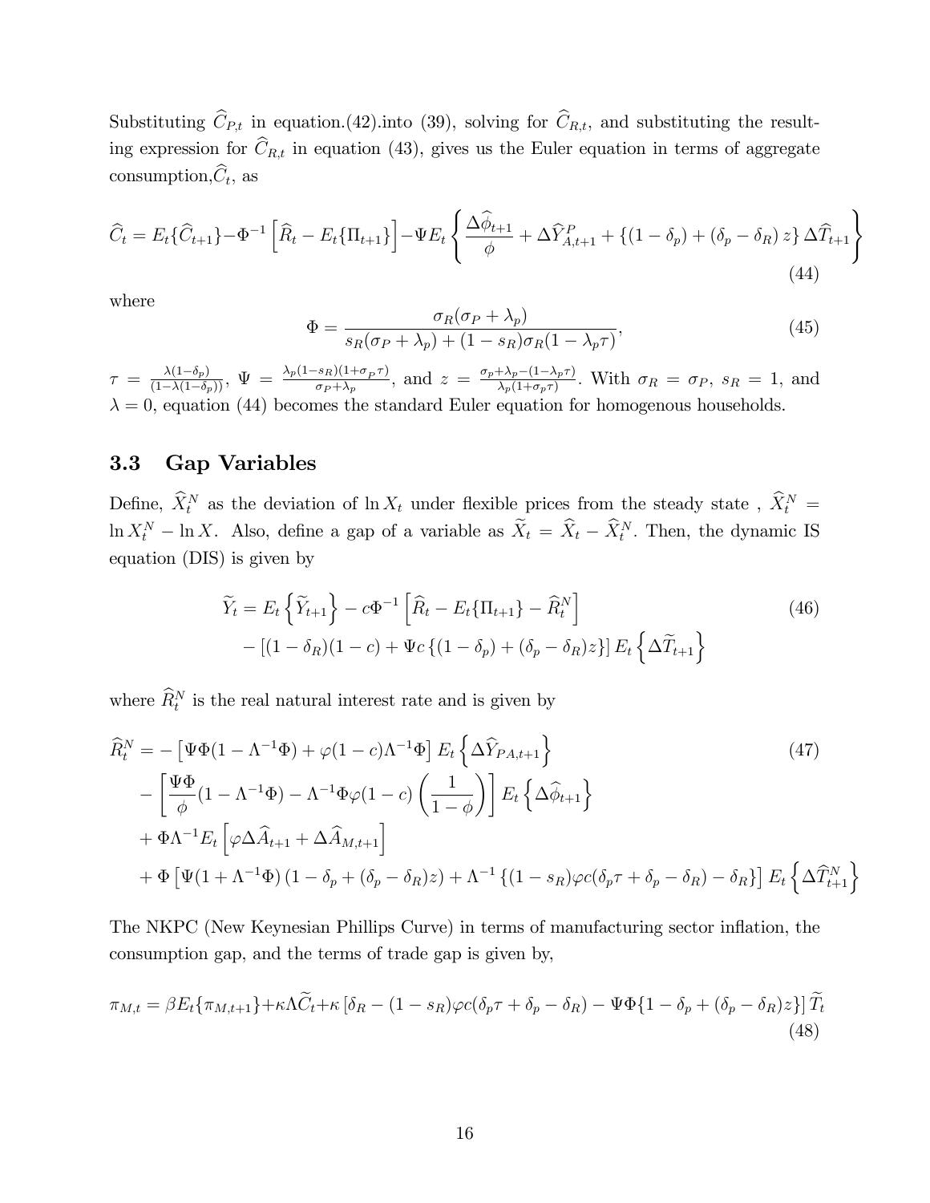Substituting $\widehat{C}_{P,t}$ in equation.(42).into (39), solving for $\widehat{C}_{R,t}$, and substituting the resulting expression for $\widehat{C}_{R,t}$ in equation (43), gives us the Euler equation in terms of aggregate consumption,$\widehat{C}_t$, as

$$\widehat{C}_t = E_t\{\widehat{C}_{t+1}\} - \Phi^{-1}\left[\widehat{R}_t - E_t\{\Pi_{t+1}\}\right] - \Psi E_t\left\{\frac{\Delta\widehat{\phi}_{t+1}}{\phi} + \Delta\widehat{Y}^P_{A,t+1} + \{(1-\delta_p) + (\delta_p - \delta_R)z\}\Delta\widehat{T}_{t+1}\right\} \tag{44}$$

where

$$\Phi = \frac{\sigma_R(\sigma_P + \lambda_p)}{s_R(\sigma_P + \lambda_p) + (1-s_R)\sigma_R(1-\lambda_p\tau)}, \tag{45}$$

$\tau = \frac{\lambda(1-\delta_p)}{(1-\lambda(1-\delta_p))}$, $\Psi = \frac{\lambda_p(1-s_R)(1+\sigma_P\tau)}{\sigma_P+\lambda_p}$, and $z = \frac{\sigma_p+\lambda_p-(1-\lambda_p\tau)}{\lambda_p(1+\sigma_p\tau)}$. With $\sigma_R = \sigma_P$, $s_R = 1$, and $\lambda = 0$, equation (44) becomes the standard Euler equation for homogenous households.

### 3.3 Gap Variables

Define, $\widehat{X}^N_t$ as the deviation of $\ln X_t$ under flexible prices from the steady state , $\widehat{X}^N_t = \ln X^N_t - \ln X$. Also, define a gap of a variable as $\widetilde{X}_t = \widehat{X}_t - \widehat{X}^N_t$. Then, the dynamic IS equation (DIS) is given by

$$\begin{aligned}\widetilde{Y}_t = {} & E_t\left\{\widetilde{Y}_{t+1}\right\} - c\Phi^{-1}\left[\widehat{R}_t - E_t\{\Pi_{t+1}\} - \widehat{R}^N_t\right] \\ & - \left[(1-\delta_R)(1-c) + \Psi c\{(1-\delta_p) + (\delta_p - \delta_R)z\}\right]E_t\left\{\Delta\widetilde{T}_{t+1}\right\}\end{aligned} \tag{46}$$

where $\widehat{R}^N_t$ is the real natural interest rate and is given by

$$\begin{aligned}\widehat{R}^N_t = {} & -\left[\Psi\Phi(1-\Lambda^{-1}\Phi) + \varphi(1-c)\Lambda^{-1}\Phi\right]E_t\left\{\Delta\widehat{Y}_{PA,t+1}\right\} \\ & - \left[\frac{\Psi\Phi}{\phi}(1-\Lambda^{-1}\Phi) - \Lambda^{-1}\Phi\varphi(1-c)\left(\frac{1}{1-\phi}\right)\right]E_t\left\{\Delta\widehat{\phi}_{t+1}\right\} \\ & + \Phi\Lambda^{-1}E_t\left[\varphi\Delta\widehat{A}_{t+1} + \Delta\widehat{A}_{M,t+1}\right] \\ & + \Phi\left[\Psi(1+\Lambda^{-1}\Phi)\left(1-\delta_p + (\delta_p-\delta_R)z\right) + \Lambda^{-1}\{(1-s_R)\varphi c(\delta_p\tau + \delta_p - \delta_R) - \delta_R\}\right]E_t\left\{\Delta\widehat{T}^N_{t+1}\right\}\end{aligned} \tag{47}$$

The NKPC (New Keynesian Phillips Curve) in terms of manufacturing sector inflation, the consumption gap, and the terms of trade gap is given by,

$$\pi_{M,t} = \beta E_t\{\pi_{M,t+1}\} + \kappa\Lambda\widetilde{C}_t + \kappa\left[\delta_R - (1-s_R)\varphi c(\delta_p\tau + \delta_p - \delta_R) - \Psi\Phi\{1-\delta_p + (\delta_p - \delta_R)z\}\right]\widetilde{T}_t \tag{48}$$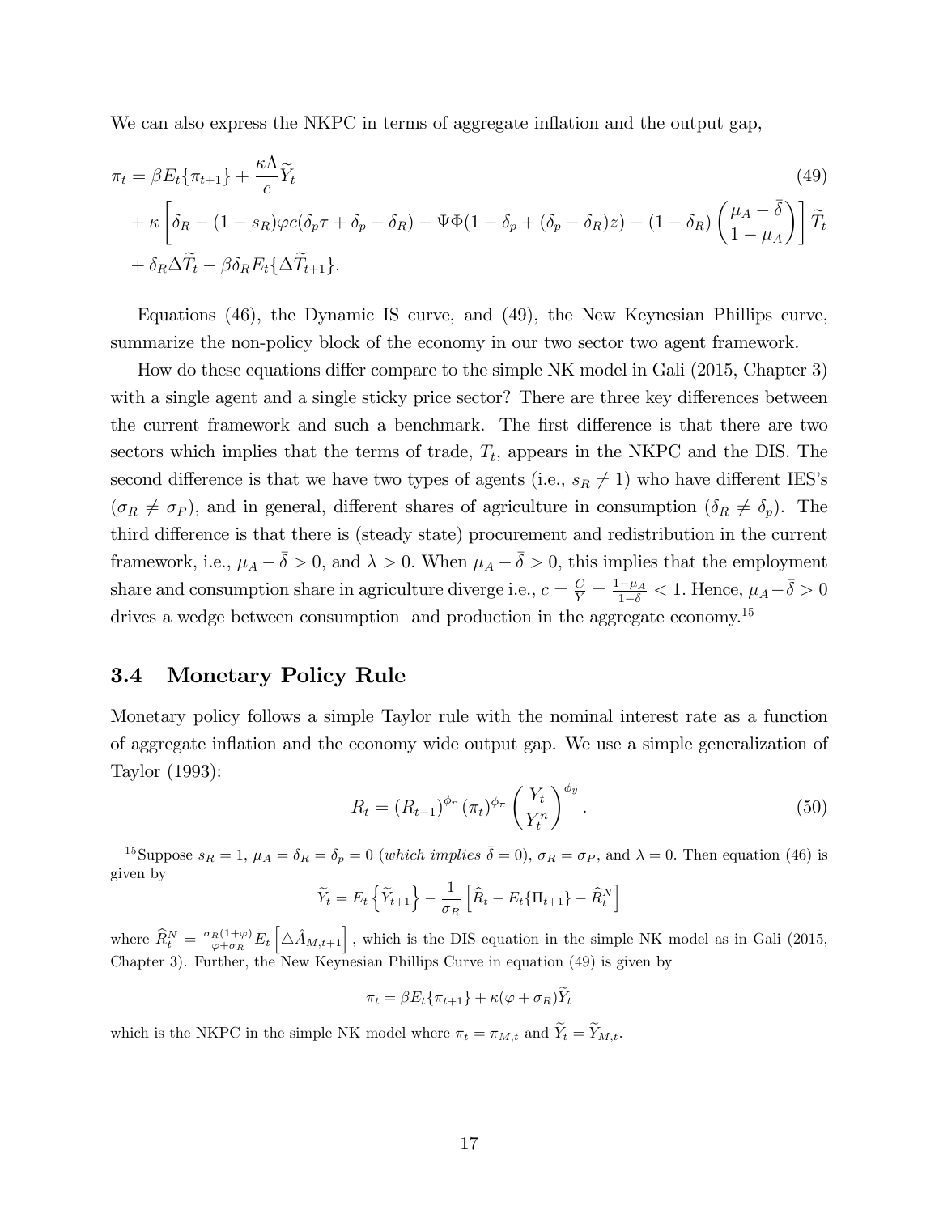We can also express the NKPC in terms of aggregate inflation and the output gap,

$$
\begin{aligned}
\pi_t &= \beta E_t\{\pi_{t+1}\} + \frac{\kappa\Lambda}{c}\widetilde{Y}_t \\
&+ \kappa\left[\delta_R - (1-s_R)\varphi c(\delta_p\tau + \delta_p - \delta_R) - \Psi\Phi(1-\delta_p + (\delta_p - \delta_R)z) - (1-\delta_R)\left(\frac{\mu_A - \bar{\delta}}{1-\mu_A}\right)\right]\widetilde{T}_t \\
&+ \delta_R\Delta\widetilde{T}_t - \beta\delta_R E_t\{\Delta\widetilde{T}_{t+1}\}.
\end{aligned}
\tag{49}
$$

Equations (46), the Dynamic IS curve, and (49), the New Keynesian Phillips curve, summarize the non-policy block of the economy in our two sector two agent framework.

How do these equations differ compare to the simple NK model in Gali (2015, Chapter 3) with a single agent and a single sticky price sector? There are three key differences between the current framework and such a benchmark. The first difference is that there are two sectors which implies that the terms of trade, $T_t$, appears in the NKPC and the DIS. The second difference is that we have two types of agents (i.e., $s_R \neq 1$) who have different IES's ($\sigma_R \neq \sigma_P$), and in general, different shares of agriculture in consumption ($\delta_R \neq \delta_p$). The third difference is that there is (steady state) procurement and redistribution in the current framework, i.e., $\mu_A - \bar{\delta} > 0$, and $\lambda > 0$. When $\mu_A - \bar{\delta} > 0$, this implies that the employment share and consumption share in agriculture diverge i.e., $c = \frac{C}{Y} = \frac{1-\mu_A}{1-\bar{\delta}} < 1$. Hence, $\mu_A - \bar{\delta} > 0$ drives a wedge between consumption and production in the aggregate economy.[15]

## 3.4 Monetary Policy Rule

Monetary policy follows a simple Taylor rule with the nominal interest rate as a function of aggregate inflation and the economy wide output gap. We use a simple generalization of Taylor (1993):

$$
R_t = (R_{t-1})^{\phi_r}(\pi_t)^{\phi_\pi}\left(\frac{Y_t}{Y_t^n}\right)^{\phi_y}. \tag{50}
$$

[15] Suppose $s_R = 1$, $\mu_A = \delta_R = \delta_p = 0$ (*which implies* $\bar{\delta} = 0$), $\sigma_R = \sigma_P$, and $\lambda = 0$. Then equation (46) is given by

$$
\widetilde{Y}_t = E_t\left\{\widetilde{Y}_{t+1}\right\} - \frac{1}{\sigma_R}\left[\widehat{R}_t - E_t\{\Pi_{t+1}\} - \widehat{R}_t^N\right]
$$

where $\widehat{R}_t^N = \frac{\sigma_R(1+\varphi)}{\varphi+\sigma_R}E_t\left[\triangle\hat{A}_{M,t+1}\right]$, which is the DIS equation in the simple NK model as in Gali (2015, Chapter 3). Further, the New Keynesian Phillips Curve in equation (49) is given by

$$
\pi_t = \beta E_t\{\pi_{t+1}\} + \kappa(\varphi + \sigma_R)\widetilde{Y}_t
$$

which is the NKPC in the simple NK model where $\pi_t = \pi_{M,t}$ and $\widetilde{Y}_t = \widetilde{Y}_{M,t}$.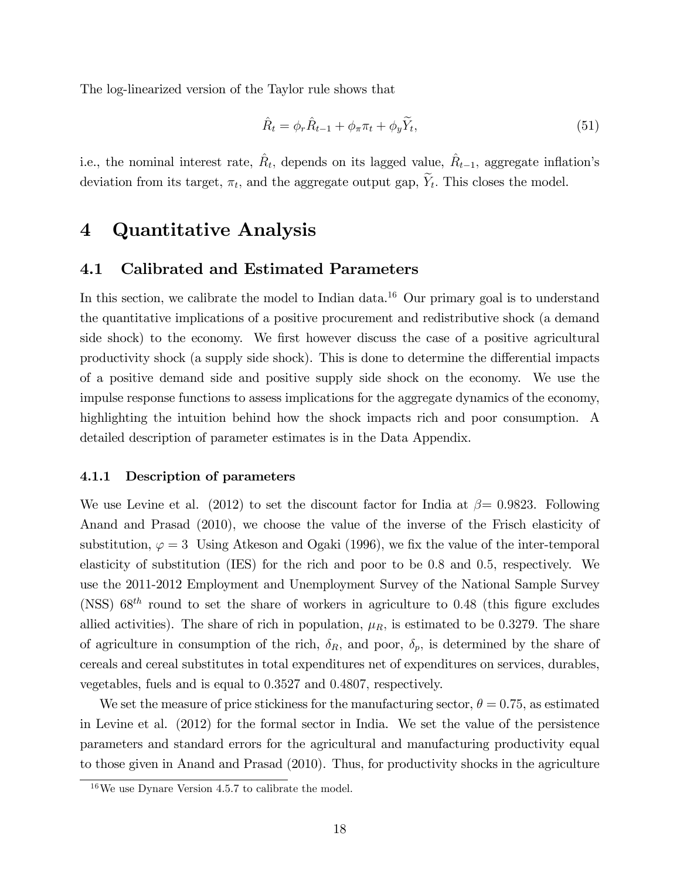The log-linearized version of the Taylor rule shows that

$$\hat{R}_t = \phi_r \hat{R}_{t-1} + \phi_\pi \pi_t + \phi_y \widetilde{Y}_t, \tag{51}$$

i.e., the nominal interest rate, $\hat{R}_t$, depends on its lagged value, $\hat{R}_{t-1}$, aggregate inflation's deviation from its target, $\pi_t$, and the aggregate output gap, $\widetilde{Y}_t$. This closes the model.

# 4 Quantitative Analysis

## 4.1 Calibrated and Estimated Parameters

In this section, we calibrate the model to Indian data.[16] Our primary goal is to understand the quantitative implications of a positive procurement and redistributive shock (a demand side shock) to the economy. We first however discuss the case of a positive agricultural productivity shock (a supply side shock). This is done to determine the differential impacts of a positive demand side and positive supply side shock on the economy. We use the impulse response functions to assess implications for the aggregate dynamics of the economy, highlighting the intuition behind how the shock impacts rich and poor consumption. A detailed description of parameter estimates is in the Data Appendix.

### 4.1.1 Description of parameters

We use Levine et al. (2012) to set the discount factor for India at $\beta$= 0.9823. Following Anand and Prasad (2010), we choose the value of the inverse of the Frisch elasticity of substitution, $\varphi = 3$ Using Atkeson and Ogaki (1996), we fix the value of the inter-temporal elasticity of substitution (IES) for the rich and poor to be 0.8 and 0.5, respectively. We use the 2011-2012 Employment and Unemployment Survey of the National Sample Survey (NSS) $68^{th}$ round to set the share of workers in agriculture to 0.48 (this figure excludes allied activities). The share of rich in population, $\mu_R$, is estimated to be 0.3279. The share of agriculture in consumption of the rich, $\delta_R$, and poor, $\delta_p$, is determined by the share of cereals and cereal substitutes in total expenditures net of expenditures on services, durables, vegetables, fuels and is equal to 0.3527 and 0.4807, respectively.

We set the measure of price stickiness for the manufacturing sector, $\theta = 0.75$, as estimated in Levine et al. (2012) for the formal sector in India. We set the value of the persistence parameters and standard errors for the agricultural and manufacturing productivity equal to those given in Anand and Prasad (2010). Thus, for productivity shocks in the agriculture

[16] We use Dynare Version 4.5.7 to calibrate the model.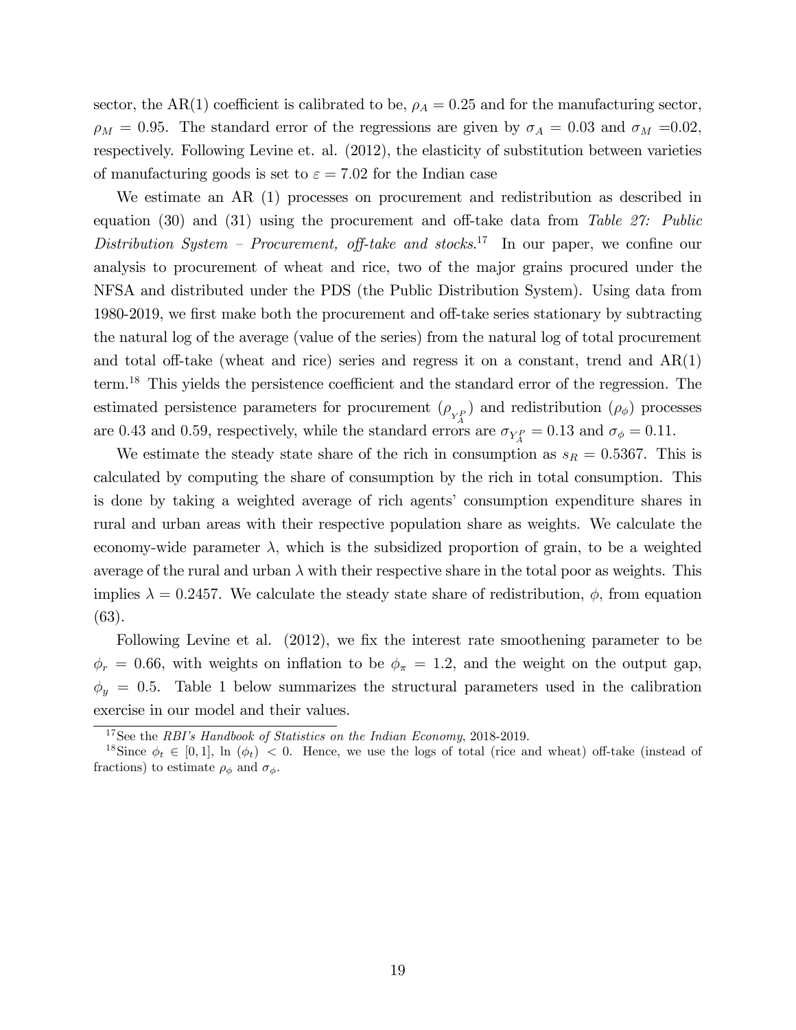sector, the AR(1) coefficient is calibrated to be, $\rho_A = 0.25$ and for the manufacturing sector, $\rho_M = 0.95$. The standard error of the regressions are given by $\sigma_A = 0.03$ and $\sigma_M = 0.02$, respectively. Following Levine et. al. (2012), the elasticity of substitution between varieties of manufacturing goods is set to $\varepsilon = 7.02$ for the Indian case

We estimate an AR (1) processes on procurement and redistribution as described in equation (30) and (31) using the procurement and off-take data from *Table 27: Public Distribution System – Procurement, off-take and stocks*.[17] In our paper, we confine our analysis to procurement of wheat and rice, two of the major grains procured under the NFSA and distributed under the PDS (the Public Distribution System). Using data from 1980-2019, we first make both the procurement and off-take series stationary by subtracting the natural log of the average (value of the series) from the natural log of total procurement and total off-take (wheat and rice) series and regress it on a constant, trend and AR(1) term.[18] This yields the persistence coefficient and the standard error of the regression. The estimated persistence parameters for procurement ($\rho_{Y_A^P}$) and redistribution ($\rho_\phi$) processes are 0.43 and 0.59, respectively, while the standard errors are $\sigma_{Y_A^P} = 0.13$ and $\sigma_\phi = 0.11$.

We estimate the steady state share of the rich in consumption as $s_R = 0.5367$. This is calculated by computing the share of consumption by the rich in total consumption. This is done by taking a weighted average of rich agents' consumption expenditure shares in rural and urban areas with their respective population share as weights. We calculate the economy-wide parameter $\lambda$, which is the subsidized proportion of grain, to be a weighted average of the rural and urban $\lambda$ with their respective share in the total poor as weights. This implies $\lambda = 0.2457$. We calculate the steady state share of redistribution, $\phi$, from equation (63).

Following Levine et al. (2012), we fix the interest rate smoothening parameter to be $\phi_r = 0.66$, with weights on inflation to be $\phi_\pi = 1.2$, and the weight on the output gap, $\phi_y = 0.5$. Table 1 below summarizes the structural parameters used in the calibration exercise in our model and their values.

[17] See the *RBI's Handbook of Statistics on the Indian Economy*, 2018-2019.

[18] Since $\phi_t \in [0, 1]$, $\ln(\phi_t) < 0$. Hence, we use the logs of total (rice and wheat) off-take (instead of fractions) to estimate $\rho_\phi$ and $\sigma_\phi$.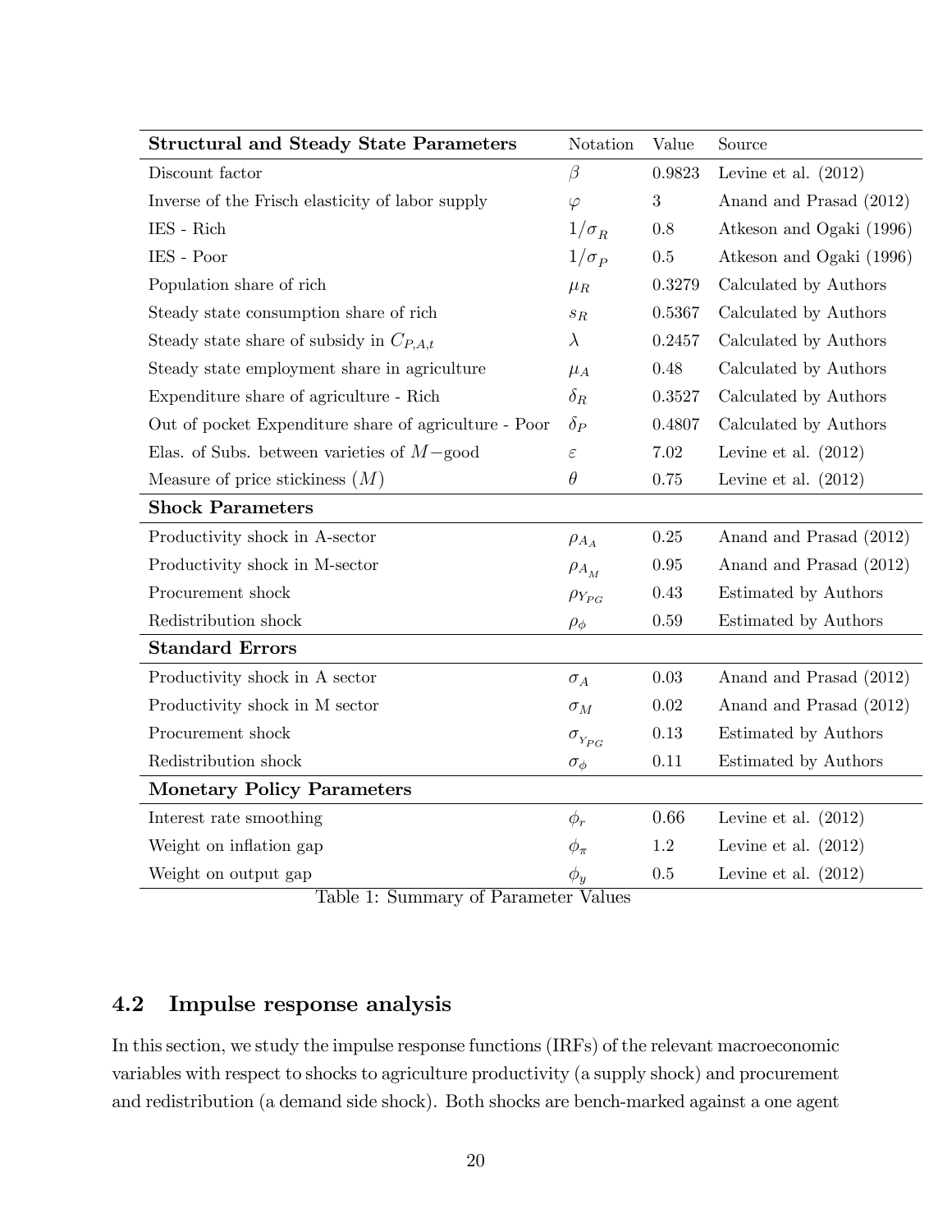| **Structural and Steady State Parameters** | Notation | Value | Source |
|---|---|---|---|
| Discount factor | $\beta$ | 0.9823 | Levine et al. (2012) |
| Inverse of the Frisch elasticity of labor supply | $\varphi$ | 3 | Anand and Prasad (2012) |
| IES - Rich | $1/\sigma_R$ | 0.8 | Atkeson and Ogaki (1996) |
| IES - Poor | $1/\sigma_P$ | 0.5 | Atkeson and Ogaki (1996) |
| Population share of rich | $\mu_R$ | 0.3279 | Calculated by Authors |
| Steady state consumption share of rich | $s_R$ | 0.5367 | Calculated by Authors |
| Steady state share of subsidy in $C_{P,A,t}$ | $\lambda$ | 0.2457 | Calculated by Authors |
| Steady state employment share in agriculture | $\mu_A$ | 0.48 | Calculated by Authors |
| Expenditure share of agriculture - Rich | $\delta_R$ | 0.3527 | Calculated by Authors |
| Out of pocket Expenditure share of agriculture - Poor | $\delta_P$ | 0.4807 | Calculated by Authors |
| Elas. of Subs. between varieties of $M-$good | $\varepsilon$ | 7.02 | Levine et al. (2012) |
| Measure of price stickiness $(M)$ | $\theta$ | 0.75 | Levine et al. (2012) |
| **Shock Parameters** | | | |
| Productivity shock in A-sector | $\rho_{A_A}$ | 0.25 | Anand and Prasad (2012) |
| Productivity shock in M-sector | $\rho_{A_M}$ | 0.95 | Anand and Prasad (2012) |
| Procurement shock | $\rho_{Y_{PG}}$ | 0.43 | Estimated by Authors |
| Redistribution shock | $\rho_{\phi}$ | 0.59 | Estimated by Authors |
| **Standard Errors** | | | |
| Productivity shock in A sector | $\sigma_A$ | 0.03 | Anand and Prasad (2012) |
| Productivity shock in M sector | $\sigma_M$ | 0.02 | Anand and Prasad (2012) |
| Procurement shock | $\sigma_{Y_{PG}}$ | 0.13 | Estimated by Authors |
| Redistribution shock | $\sigma_{\phi}$ | 0.11 | Estimated by Authors |
| **Monetary Policy Parameters** | | | |
| Interest rate smoothing | $\phi_r$ | 0.66 | Levine et al. (2012) |
| Weight on inflation gap | $\phi_\pi$ | 1.2 | Levine et al. (2012) |
| Weight on output gap | $\phi_y$ | 0.5 | Levine et al. (2012) |

Table 1: Summary of Parameter Values

## 4.2 Impulse response analysis

In this section, we study the impulse response functions (IRFs) of the relevant macroeconomic variables with respect to shocks to agriculture productivity (a supply shock) and procurement and redistribution (a demand side shock). Both shocks are bench-marked against a one agent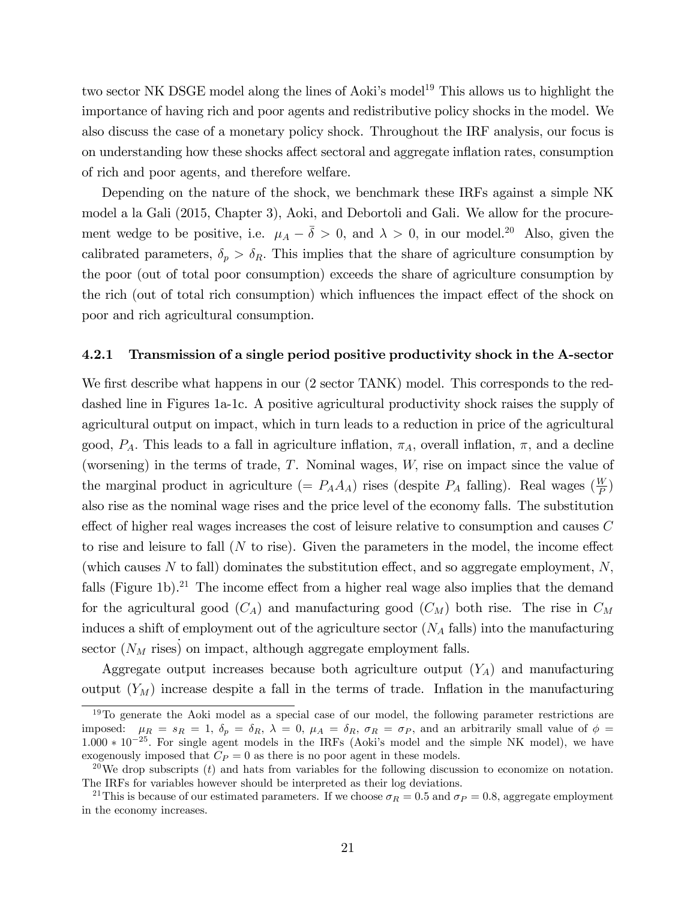two sector NK DSGE model along the lines of Aoki's model[19] This allows us to highlight the importance of having rich and poor agents and redistributive policy shocks in the model. We also discuss the case of a monetary policy shock. Throughout the IRF analysis, our focus is on understanding how these shocks affect sectoral and aggregate inflation rates, consumption of rich and poor agents, and therefore welfare.

Depending on the nature of the shock, we benchmark these IRFs against a simple NK model a la Gali (2015, Chapter 3), Aoki, and Debortoli and Gali. We allow for the procurement wedge to be positive, i.e. $\mu_A - \bar{\delta} > 0$, and $\lambda > 0$, in our model.[20] Also, given the calibrated parameters, $\delta_p > \delta_R$. This implies that the share of agriculture consumption by the poor (out of total poor consumption) exceeds the share of agriculture consumption by the rich (out of total rich consumption) which influences the impact effect of the shock on poor and rich agricultural consumption.

### 4.2.1 Transmission of a single period positive productivity shock in the A-sector

We first describe what happens in our (2 sector TANK) model. This corresponds to the red-dashed line in Figures 1a-1c. A positive agricultural productivity shock raises the supply of agricultural output on impact, which in turn leads to a reduction in price of the agricultural good, $P_A$. This leads to a fall in agriculture inflation, $\pi_A$, overall inflation, $\pi$, and a decline (worsening) in the terms of trade, $T$. Nominal wages, $W$, rise on impact since the value of the marginal product in agriculture ($= P_A A_A$) rises (despite $P_A$ falling). Real wages ($\frac{W}{P}$) also rise as the nominal wage rises and the price level of the economy falls. The substitution effect of higher real wages increases the cost of leisure relative to consumption and causes $C$ to rise and leisure to fall ($N$ to rise). Given the parameters in the model, the income effect (which causes $N$ to fall) dominates the substitution effect, and so aggregate employment, $N$, falls (Figure 1b).[21] The income effect from a higher real wage also implies that the demand for the agricultural good ($C_A$) and manufacturing good ($C_M$) both rise. The rise in $C_M$ induces a shift of employment out of the agriculture sector ($N_A$ falls) into the manufacturing sector ($N_M$ rises) on impact, although aggregate employment falls.

Aggregate output increases because both agriculture output ($Y_A$) and manufacturing output ($Y_M$) increase despite a fall in the terms of trade. Inflation in the manufacturing

[19] To generate the Aoki model as a special case of our model, the following parameter restrictions are imposed: $\mu_R = s_R = 1$, $\delta_p = \delta_R$, $\lambda = 0$, $\mu_A = \delta_R$, $\sigma_R = \sigma_P$, and an arbitrarily small value of $\phi = 1.000 * 10^{-25}$. For single agent models in the IRFs (Aoki's model and the simple NK model), we have exogenously imposed that $C_P = 0$ as there is no poor agent in these models.

[20] We drop subscripts ($t$) and hats from variables for the following discussion to economize on notation. The IRFs for variables however should be interpreted as their log deviations.

[21] This is because of our estimated parameters. If we choose $\sigma_R = 0.5$ and $\sigma_P = 0.8$, aggregate employment in the economy increases.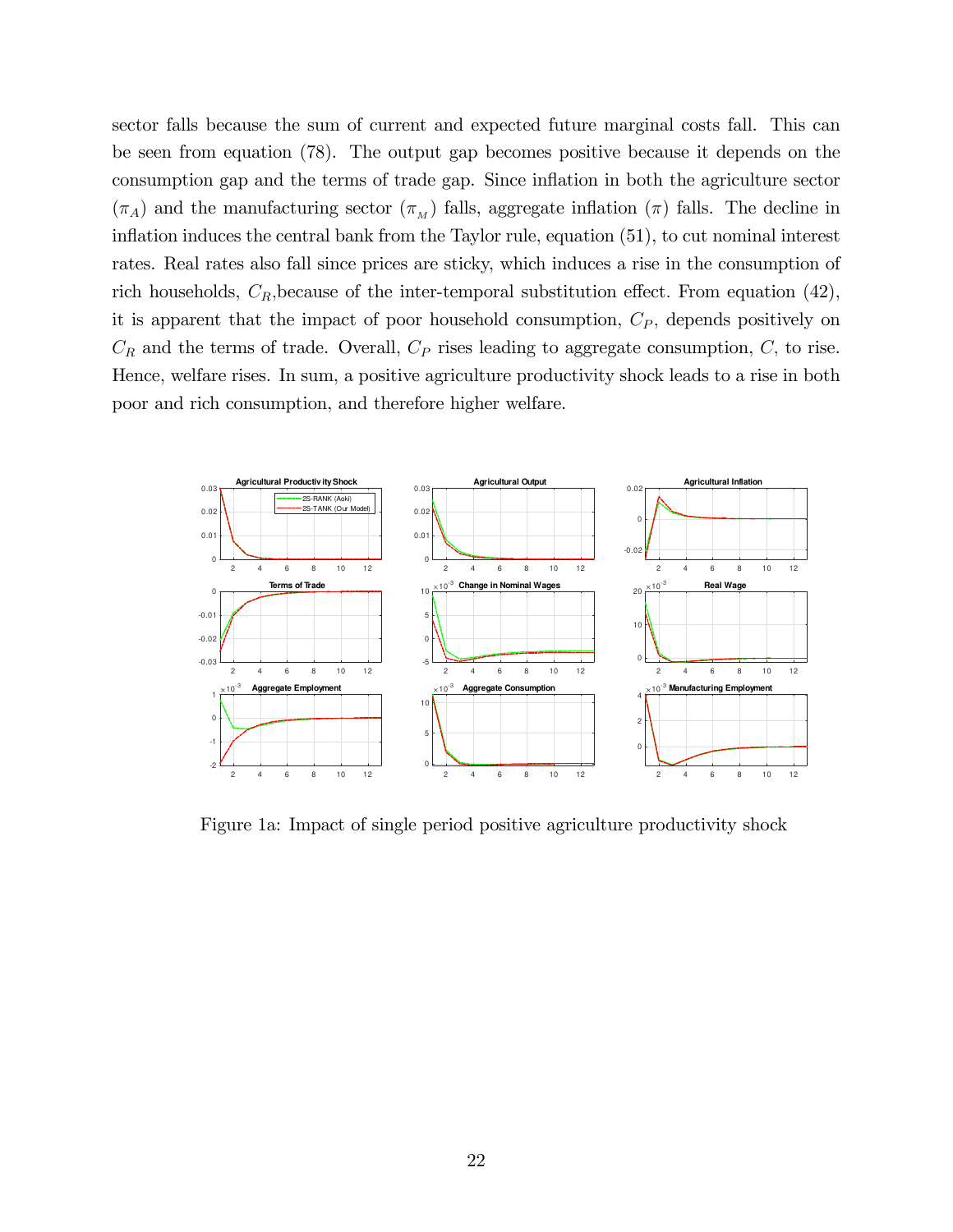sector falls because the sum of current and expected future marginal costs fall. This can be seen from equation (78). The output gap becomes positive because it depends on the consumption gap and the terms of trade gap. Since inflation in both the agriculture sector ($\pi_A$) and the manufacturing sector ($\pi_M$) falls, aggregate inflation ($\pi$) falls. The decline in inflation induces the central bank from the Taylor rule, equation (51), to cut nominal interest rates. Real rates also fall since prices are sticky, which induces a rise in the consumption of rich households, $C_R$,because of the inter-temporal substitution effect. From equation (42), it is apparent that the impact of poor household consumption, $C_P$, depends positively on $C_R$ and the terms of trade. Overall, $C_P$ rises leading to aggregate consumption, $C$, to rise. Hence, welfare rises. In sum, a positive agriculture productivity shock leads to a rise in both poor and rich consumption, and therefore higher welfare.

Figure 1a: Impact of single period positive agriculture productivity shock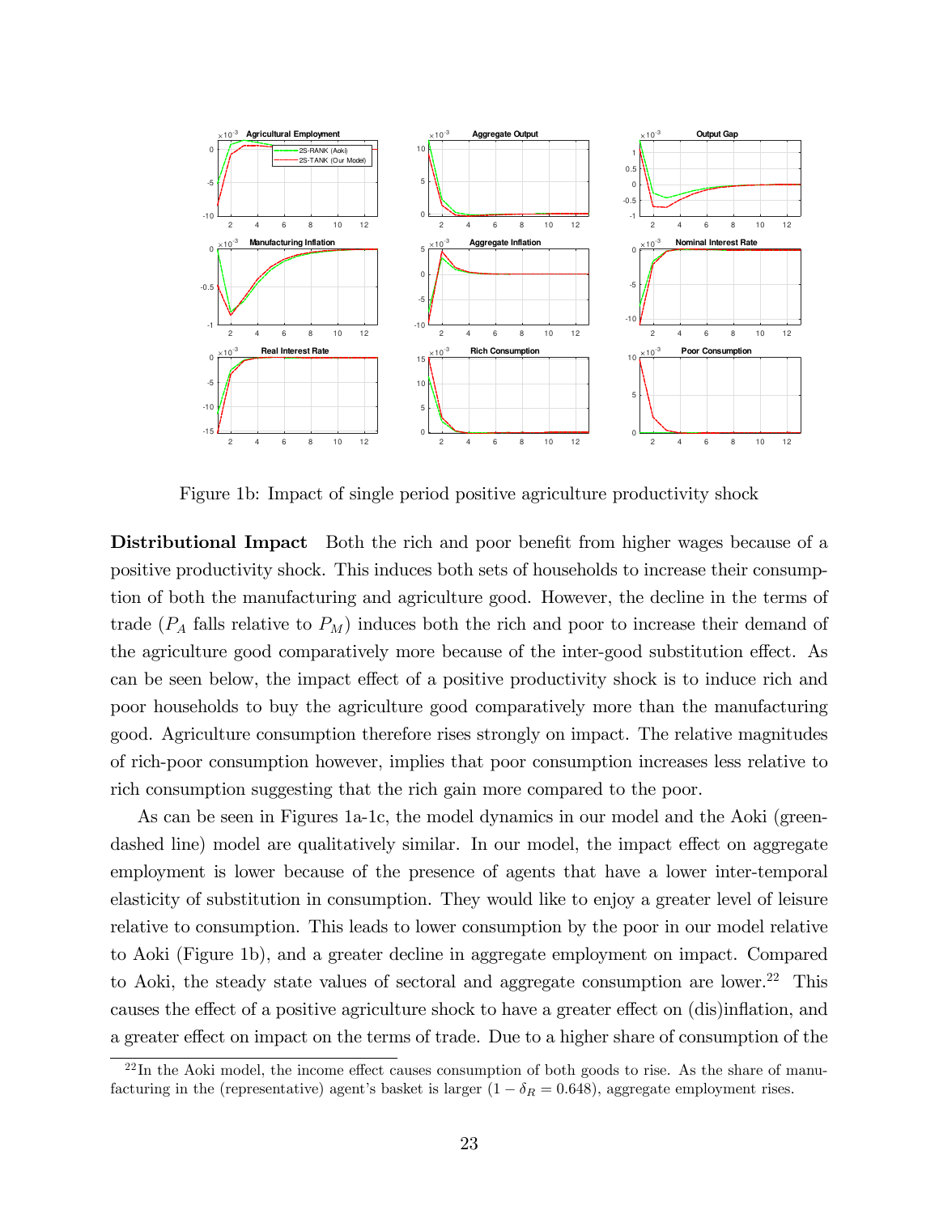Figure 1b: Impact of single period positive agriculture productivity shock

**Distributional Impact** Both the rich and poor benefit from higher wages because of a positive productivity shock. This induces both sets of households to increase their consumption of both the manufacturing and agriculture good. However, the decline in the terms of trade ($P_A$ falls relative to $P_M$) induces both the rich and poor to increase their demand of the agriculture good comparatively more because of the inter-good substitution effect. As can be seen below, the impact effect of a positive productivity shock is to induce rich and poor households to buy the agriculture good comparatively more than the manufacturing good. Agriculture consumption therefore rises strongly on impact. The relative magnitudes of rich-poor consumption however, implies that poor consumption increases less relative to rich consumption suggesting that the rich gain more compared to the poor.

As can be seen in Figures 1a-1c, the model dynamics in our model and the Aoki (green-dashed line) model are qualitatively similar. In our model, the impact effect on aggregate employment is lower because of the presence of agents that have a lower inter-temporal elasticity of substitution in consumption. They would like to enjoy a greater level of leisure relative to consumption. This leads to lower consumption by the poor in our model relative to Aoki (Figure 1b), and a greater decline in aggregate employment on impact. Compared to Aoki, the steady state values of sectoral and aggregate consumption are lower.[22] This causes the effect of a positive agriculture shock to have a greater effect on (dis)inflation, and a greater effect on impact on the terms of trade. Due to a higher share of consumption of the

[22] In the Aoki model, the income effect causes consumption of both goods to rise. As the share of manufacturing in the (representative) agent's basket is larger ($1 - \delta_R = 0.648$), aggregate employment rises.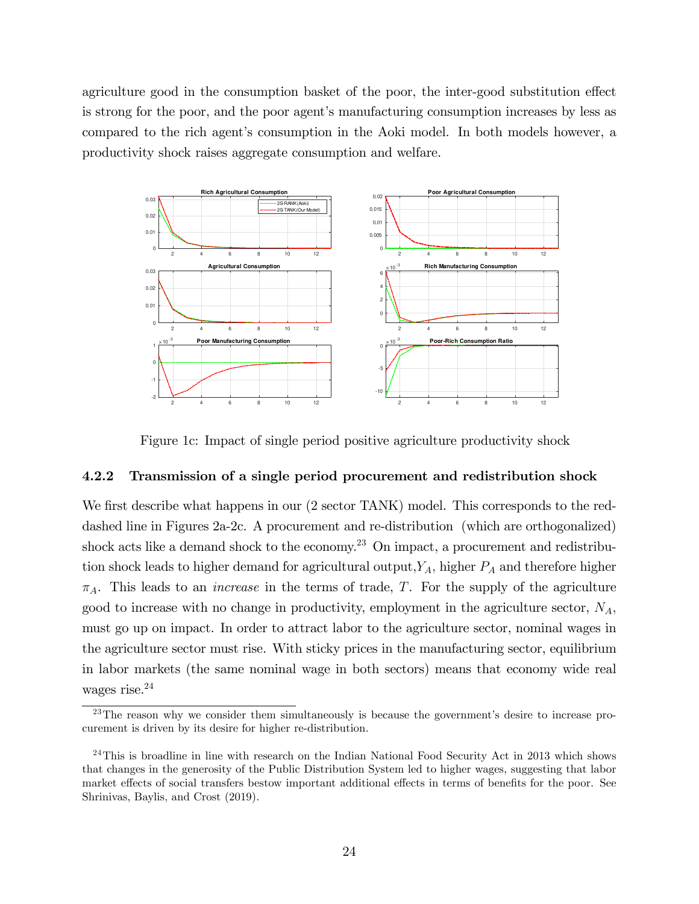agriculture good in the consumption basket of the poor, the inter-good substitution effect is strong for the poor, and the poor agent's manufacturing consumption increases by less as compared to the rich agent's consumption in the Aoki model. In both models however, a productivity shock raises aggregate consumption and welfare.

Figure 1c: Impact of single period positive agriculture productivity shock

### 4.2.2 Transmission of a single period procurement and redistribution shock

We first describe what happens in our (2 sector TANK) model. This corresponds to the red-dashed line in Figures 2a-2c. A procurement and re-distribution (which are orthogonalized) shock acts like a demand shock to the economy.[23] On impact, a procurement and redistribution shock leads to higher demand for agricultural output, $Y_A$, higher $P_A$ and therefore higher $\pi_A$. This leads to an *increase* in the terms of trade, $T$. For the supply of the agriculture good to increase with no change in productivity, employment in the agriculture sector, $N_A$, must go up on impact. In order to attract labor to the agriculture sector, nominal wages in the agriculture sector must rise. With sticky prices in the manufacturing sector, equilibrium in labor markets (the same nominal wage in both sectors) means that economy wide real wages rise.[24]

[23] The reason why we consider them simultaneously is because the government's desire to increase procurement is driven by its desire for higher re-distribution.

[24] This is broadline in line with research on the Indian National Food Security Act in 2013 which shows that changes in the generosity of the Public Distribution System led to higher wages, suggesting that labor market effects of social transfers bestow important additional effects in terms of benefits for the poor. See Shrinivas, Baylis, and Crost (2019).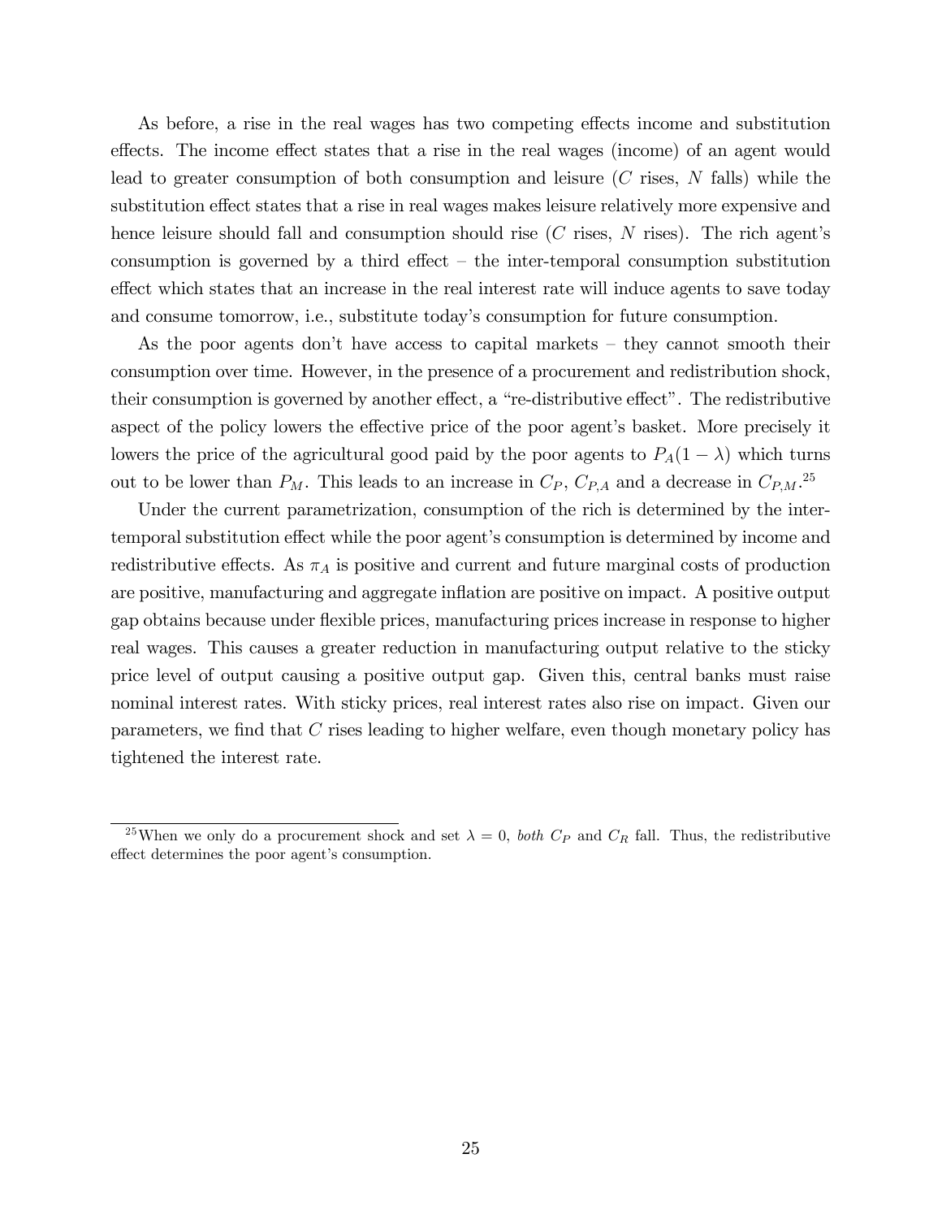As before, a rise in the real wages has two competing effects income and substitution effects. The income effect states that a rise in the real wages (income) of an agent would lead to greater consumption of both consumption and leisure ($C$ rises, $N$ falls) while the substitution effect states that a rise in real wages makes leisure relatively more expensive and hence leisure should fall and consumption should rise ($C$ rises, $N$ rises). The rich agent's consumption is governed by a third effect – the inter-temporal consumption substitution effect which states that an increase in the real interest rate will induce agents to save today and consume tomorrow, i.e., substitute today's consumption for future consumption.

As the poor agents don't have access to capital markets – they cannot smooth their consumption over time. However, in the presence of a procurement and redistribution shock, their consumption is governed by another effect, a "re-distributive effect". The redistributive aspect of the policy lowers the effective price of the poor agent's basket. More precisely it lowers the price of the agricultural good paid by the poor agents to $P_A(1-\lambda)$ which turns out to be lower than $P_M$. This leads to an increase in $C_P$, $C_{P,A}$ and a decrease in $C_{P,M}$.[25]

Under the current parametrization, consumption of the rich is determined by the inter-temporal substitution effect while the poor agent's consumption is determined by income and redistributive effects. As $\pi_A$ is positive and current and future marginal costs of production are positive, manufacturing and aggregate inflation are positive on impact. A positive output gap obtains because under flexible prices, manufacturing prices increase in response to higher real wages. This causes a greater reduction in manufacturing output relative to the sticky price level of output causing a positive output gap. Given this, central banks must raise nominal interest rates. With sticky prices, real interest rates also rise on impact. Given our parameters, we find that $C$ rises leading to higher welfare, even though monetary policy has tightened the interest rate.

[25] When we only do a procurement shock and set $\lambda = 0$, *both* $C_P$ and $C_R$ fall. Thus, the redistributive effect determines the poor agent's consumption.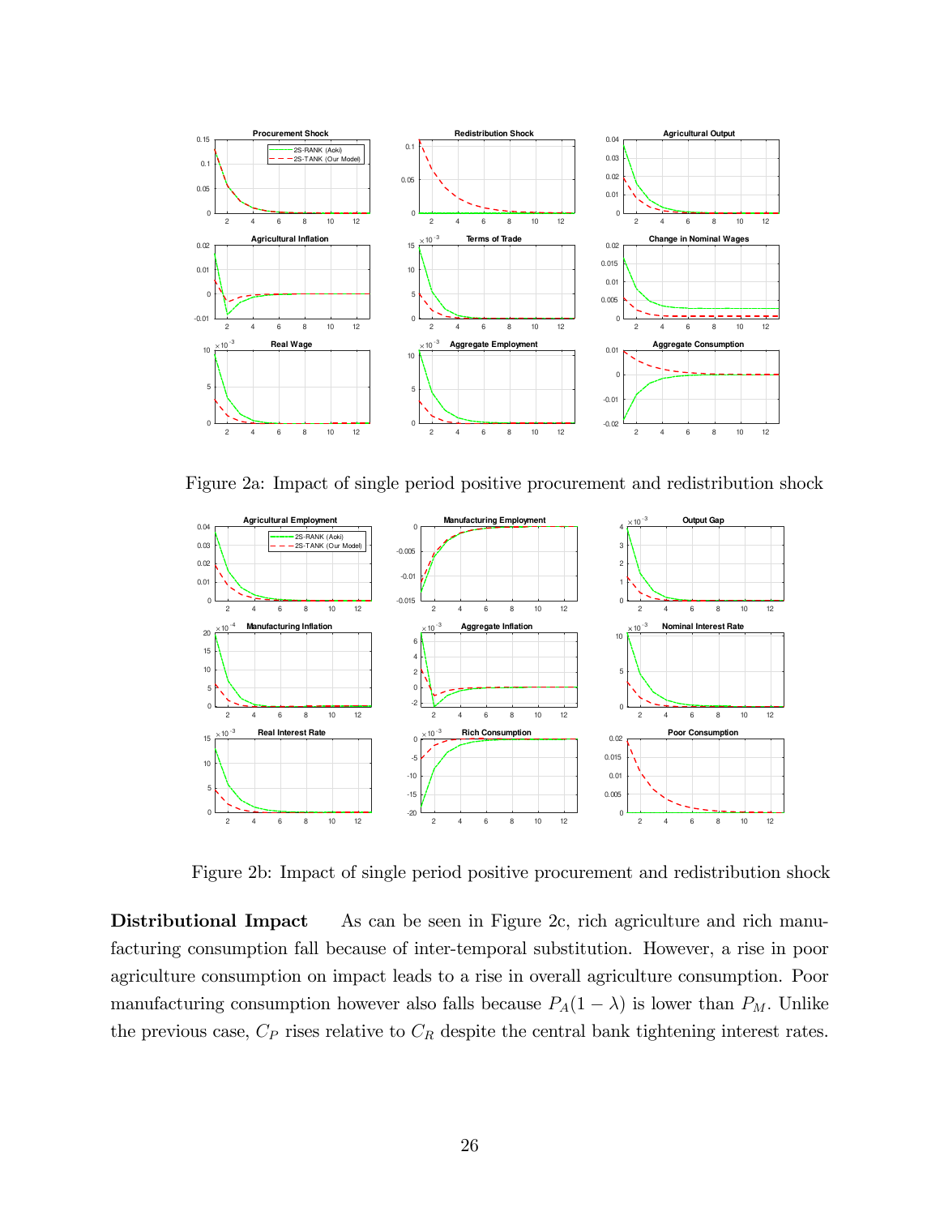Figure 2a: Impact of single period positive procurement and redistribution shock

Figure 2b: Impact of single period positive procurement and redistribution shock

**Distributional Impact** As can be seen in Figure 2c, rich agriculture and rich manufacturing consumption fall because of inter-temporal substitution. However, a rise in poor agriculture consumption on impact leads to a rise in overall agriculture consumption. Poor manufacturing consumption however also falls because $P_A(1-\lambda)$ is lower than $P_M$. Unlike the previous case, $C_P$ rises relative to $C_R$ despite the central bank tightening interest rates.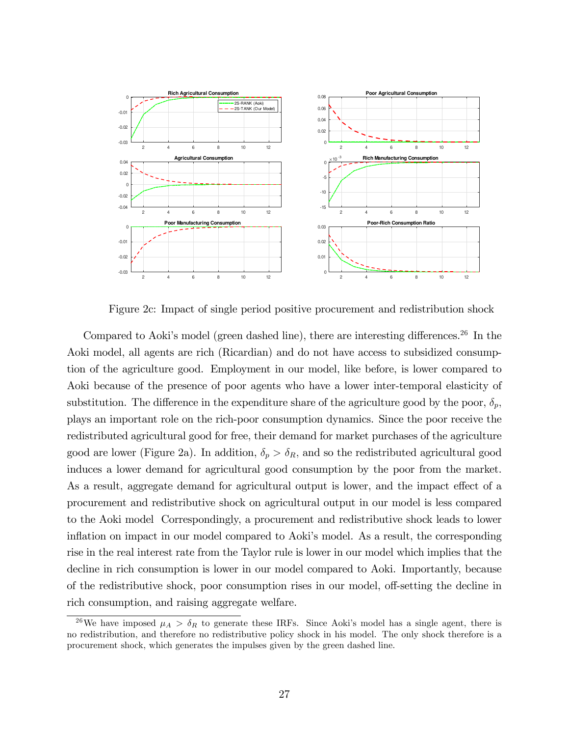Figure 2c: Impact of single period positive procurement and redistribution shock

Compared to Aoki's model (green dashed line), there are interesting differences.[26] In the Aoki model, all agents are rich (Ricardian) and do not have access to subsidized consumption of the agriculture good. Employment in our model, like before, is lower compared to Aoki because of the presence of poor agents who have a lower inter-temporal elasticity of substitution. The difference in the expenditure share of the agriculture good by the poor, $\delta_p$, plays an important role on the rich-poor consumption dynamics. Since the poor receive the redistributed agricultural good for free, their demand for market purchases of the agriculture good are lower (Figure 2a). In addition, $\delta_p > \delta_R$, and so the redistributed agricultural good induces a lower demand for agricultural good consumption by the poor from the market. As a result, aggregate demand for agricultural output is lower, and the impact effect of a procurement and redistributive shock on agricultural output in our model is less compared to the Aoki model Correspondingly, a procurement and redistributive shock leads to lower inflation on impact in our model compared to Aoki's model. As a result, the corresponding rise in the real interest rate from the Taylor rule is lower in our model which implies that the decline in rich consumption is lower in our model compared to Aoki. Importantly, because of the redistributive shock, poor consumption rises in our model, off-setting the decline in rich consumption, and raising aggregate welfare.

[26] We have imposed $\mu_A > \delta_R$ to generate these IRFs. Since Aoki's model has a single agent, there is no redistribution, and therefore no redistributive policy shock in his model. The only shock therefore is a procurement shock, which generates the impulses given by the green dashed line.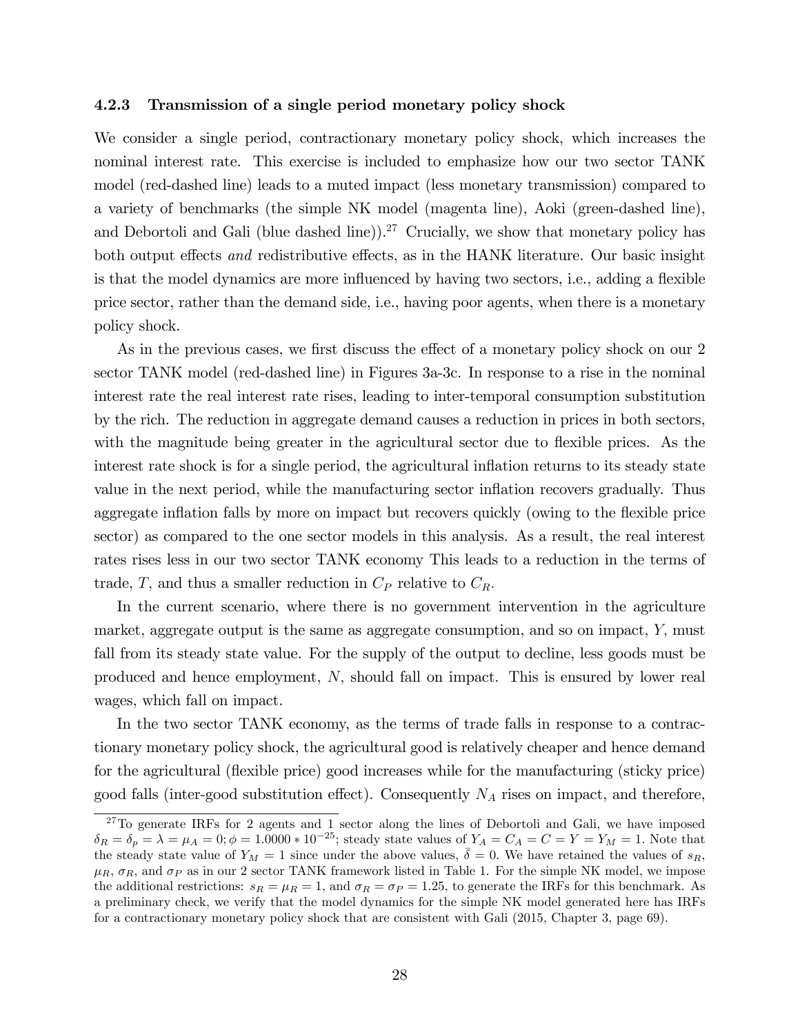### 4.2.3 Transmission of a single period monetary policy shock

We consider a single period, contractionary monetary policy shock, which increases the nominal interest rate. This exercise is included to emphasize how our two sector TANK model (red-dashed line) leads to a muted impact (less monetary transmission) compared to a variety of benchmarks (the simple NK model (magenta line), Aoki (green-dashed line), and Debortoli and Gali (blue dashed line)).[27] Crucially, we show that monetary policy has both output effects *and* redistributive effects, as in the HANK literature. Our basic insight is that the model dynamics are more influenced by having two sectors, i.e., adding a flexible price sector, rather than the demand side, i.e., having poor agents, when there is a monetary policy shock.

As in the previous cases, we first discuss the effect of a monetary policy shock on our 2 sector TANK model (red-dashed line) in Figures 3a-3c. In response to a rise in the nominal interest rate the real interest rate rises, leading to inter-temporal consumption substitution by the rich. The reduction in aggregate demand causes a reduction in prices in both sectors, with the magnitude being greater in the agricultural sector due to flexible prices. As the interest rate shock is for a single period, the agricultural inflation returns to its steady state value in the next period, while the manufacturing sector inflation recovers gradually. Thus aggregate inflation falls by more on impact but recovers quickly (owing to the flexible price sector) as compared to the one sector models in this analysis. As a result, the real interest rates rises less in our two sector TANK economy This leads to a reduction in the terms of trade, $T$, and thus a smaller reduction in $C_P$ relative to $C_R$.

In the current scenario, where there is no government intervention in the agriculture market, aggregate output is the same as aggregate consumption, and so on impact, $Y$, must fall from its steady state value. For the supply of the output to decline, less goods must be produced and hence employment, $N$, should fall on impact. This is ensured by lower real wages, which fall on impact.

In the two sector TANK economy, as the terms of trade falls in response to a contractionary monetary policy shock, the agricultural good is relatively cheaper and hence demand for the agricultural (flexible price) good increases while for the manufacturing (sticky price) good falls (inter-good substitution effect). Consequently $N_A$ rises on impact, and therefore,

[27] To generate IRFs for 2 agents and 1 sector along the lines of Debortoli and Gali, we have imposed $\delta_R = \delta_p = \lambda = \mu_A = 0; \phi = 1.0000 * 10^{-25}$; steady state values of $Y_A = C_A = C = Y = Y_M = 1$. Note that the steady state value of $Y_M = 1$ since under the above values, $\bar{\delta} = 0$. We have retained the values of $s_R$, $\mu_R$, $\sigma_R$, and $\sigma_P$ as in our 2 sector TANK framework listed in Table 1. For the simple NK model, we impose the additional restrictions: $s_R = \mu_R = 1$, and $\sigma_R = \sigma_P = 1.25$, to generate the IRFs for this benchmark. As a preliminary check, we verify that the model dynamics for the simple NK model generated here has IRFs for a contractionary monetary policy shock that are consistent with Gali (2015, Chapter 3, page 69).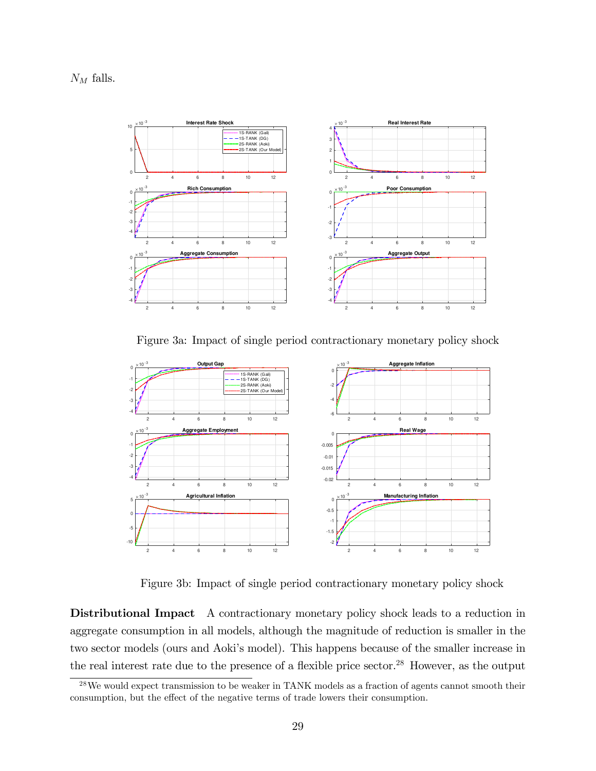$N_M$ falls.

Figure 3a: Impact of single period contractionary monetary policy shock

Figure 3b: Impact of single period contractionary monetary policy shock

**Distributional Impact** A contractionary monetary policy shock leads to a reduction in aggregate consumption in all models, although the magnitude of reduction is smaller in the two sector models (ours and Aoki's model). This happens because of the smaller increase in the real interest rate due to the presence of a flexible price sector.[28] However, as the output

[28] We would expect transmission to be weaker in TANK models as a fraction of agents cannot smooth their consumption, but the effect of the negative terms of trade lowers their consumption.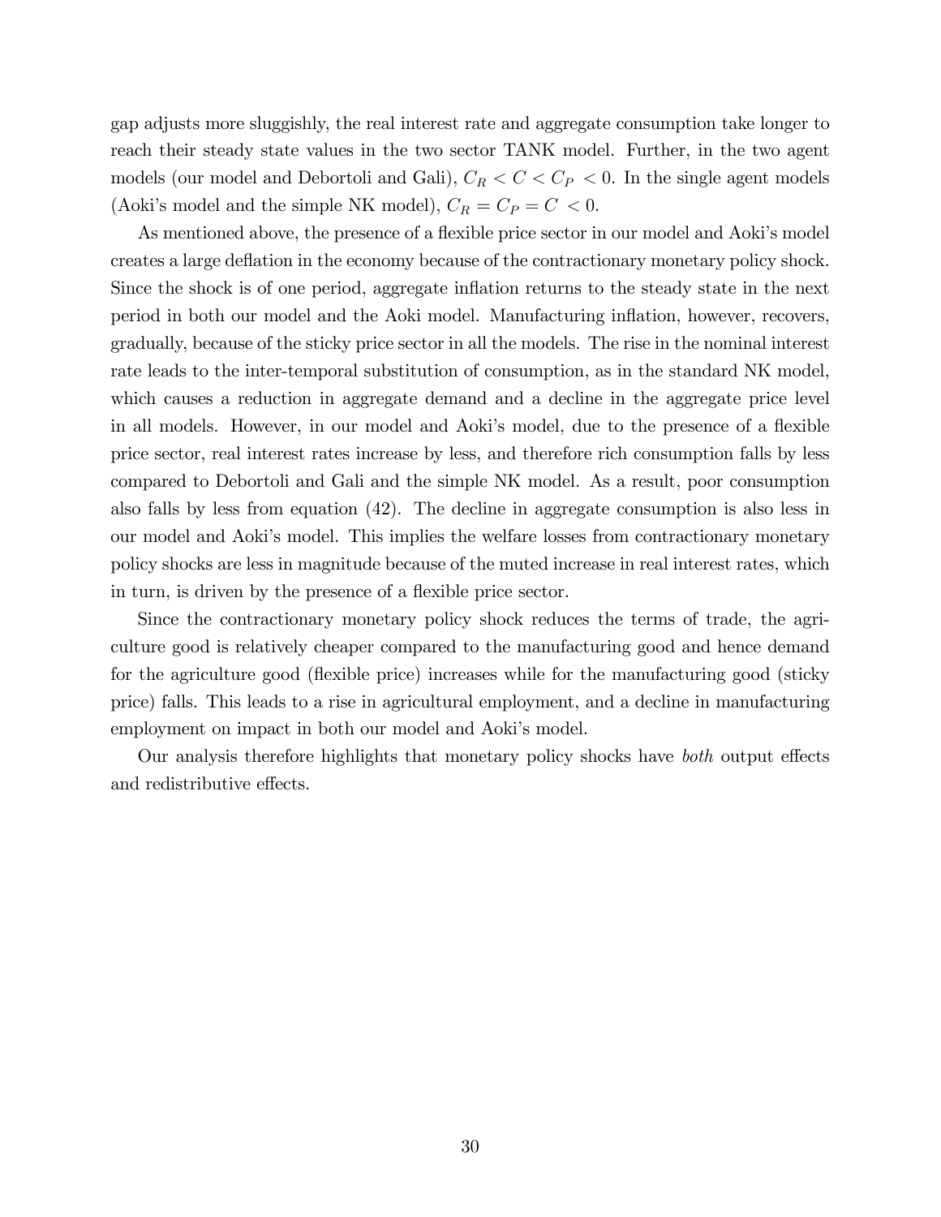gap adjusts more sluggishly, the real interest rate and aggregate consumption take longer to reach their steady state values in the two sector TANK model. Further, in the two agent models (our model and Debortoli and Gali), $C_R < C < C_P < 0$. In the single agent models (Aoki's model and the simple NK model), $C_R = C_P = C < 0$.

As mentioned above, the presence of a flexible price sector in our model and Aoki's model creates a large deflation in the economy because of the contractionary monetary policy shock. Since the shock is of one period, aggregate inflation returns to the steady state in the next period in both our model and the Aoki model. Manufacturing inflation, however, recovers, gradually, because of the sticky price sector in all the models. The rise in the nominal interest rate leads to the inter-temporal substitution of consumption, as in the standard NK model, which causes a reduction in aggregate demand and a decline in the aggregate price level in all models. However, in our model and Aoki's model, due to the presence of a flexible price sector, real interest rates increase by less, and therefore rich consumption falls by less compared to Debortoli and Gali and the simple NK model. As a result, poor consumption also falls by less from equation (42). The decline in aggregate consumption is also less in our model and Aoki's model. This implies the welfare losses from contractionary monetary policy shocks are less in magnitude because of the muted increase in real interest rates, which in turn, is driven by the presence of a flexible price sector.

Since the contractionary monetary policy shock reduces the terms of trade, the agriculture good is relatively cheaper compared to the manufacturing good and hence demand for the agriculture good (flexible price) increases while for the manufacturing good (sticky price) falls. This leads to a rise in agricultural employment, and a decline in manufacturing employment on impact in both our model and Aoki's model.

Our analysis therefore highlights that monetary policy shocks have *both* output effects and redistributive effects.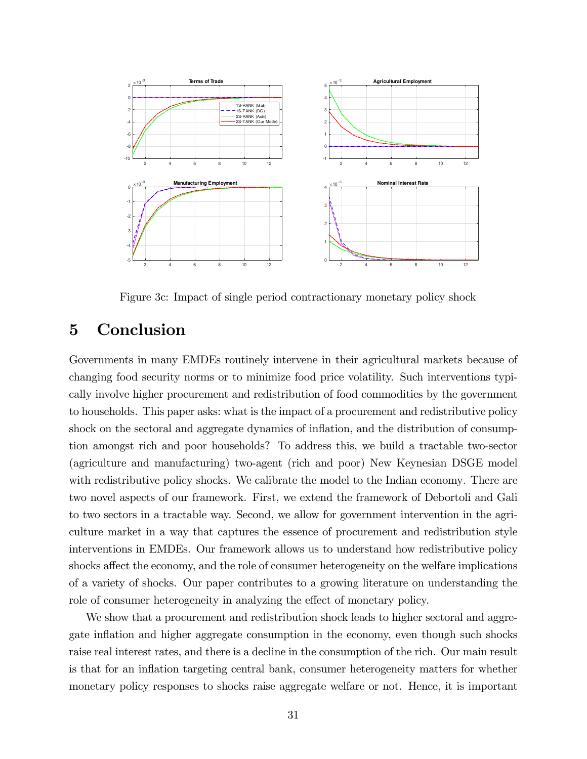Figure 3c: Impact of single period contractionary monetary policy shock

## 5 Conclusion

Governments in many EMDEs routinely intervene in their agricultural markets because of changing food security norms or to minimize food price volatility. Such interventions typically involve higher procurement and redistribution of food commodities by the government to households. This paper asks: what is the impact of a procurement and redistributive policy shock on the sectoral and aggregate dynamics of inflation, and the distribution of consumption amongst rich and poor households? To address this, we build a tractable two-sector (agriculture and manufacturing) two-agent (rich and poor) New Keynesian DSGE model with redistributive policy shocks. We calibrate the model to the Indian economy. There are two novel aspects of our framework. First, we extend the framework of Debortoli and Gali to two sectors in a tractable way. Second, we allow for government intervention in the agriculture market in a way that captures the essence of procurement and redistribution style interventions in EMDEs. Our framework allows us to understand how redistributive policy shocks affect the economy, and the role of consumer heterogeneity on the welfare implications of a variety of shocks. Our paper contributes to a growing literature on understanding the role of consumer heterogeneity in analyzing the effect of monetary policy.

We show that a procurement and redistribution shock leads to higher sectoral and aggregate inflation and higher aggregate consumption in the economy, even though such shocks raise real interest rates, and there is a decline in the consumption of the rich. Our main result is that for an inflation targeting central bank, consumer heterogeneity matters for whether monetary policy responses to shocks raise aggregate welfare or not. Hence, it is important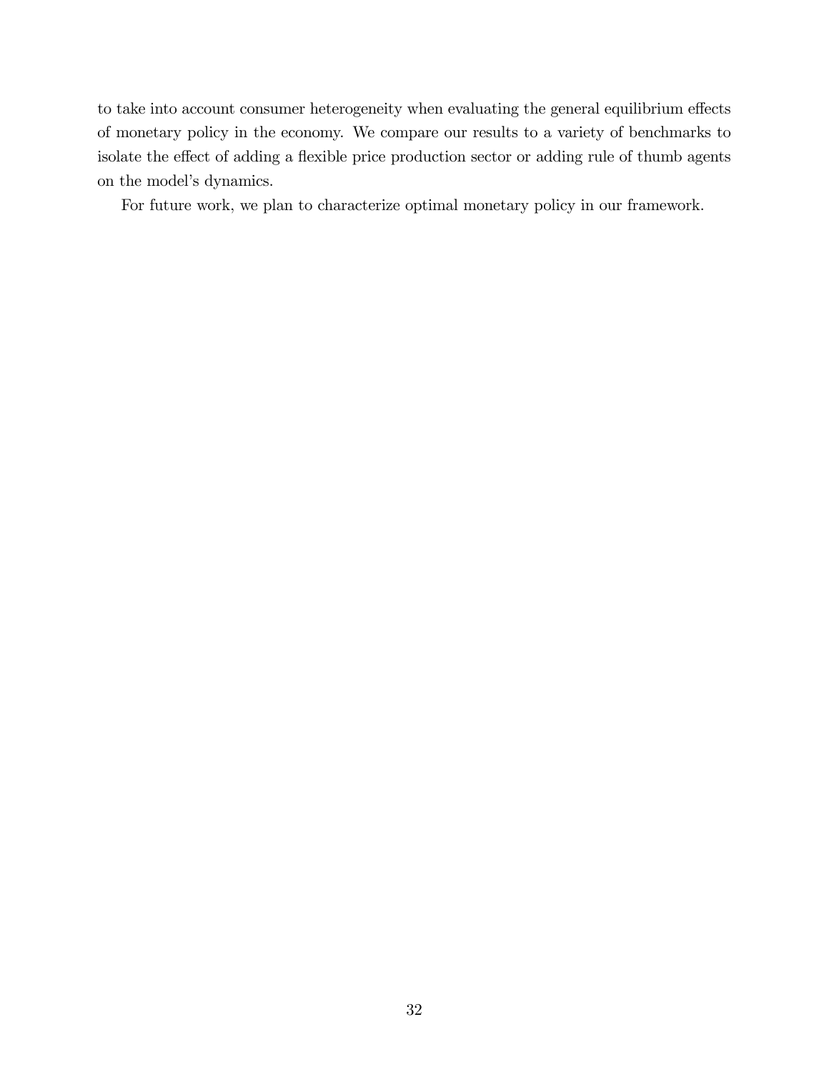to take into account consumer heterogeneity when evaluating the general equilibrium effects of monetary policy in the economy. We compare our results to a variety of benchmarks to isolate the effect of adding a flexible price production sector or adding rule of thumb agents on the model's dynamics.

For future work, we plan to characterize optimal monetary policy in our framework.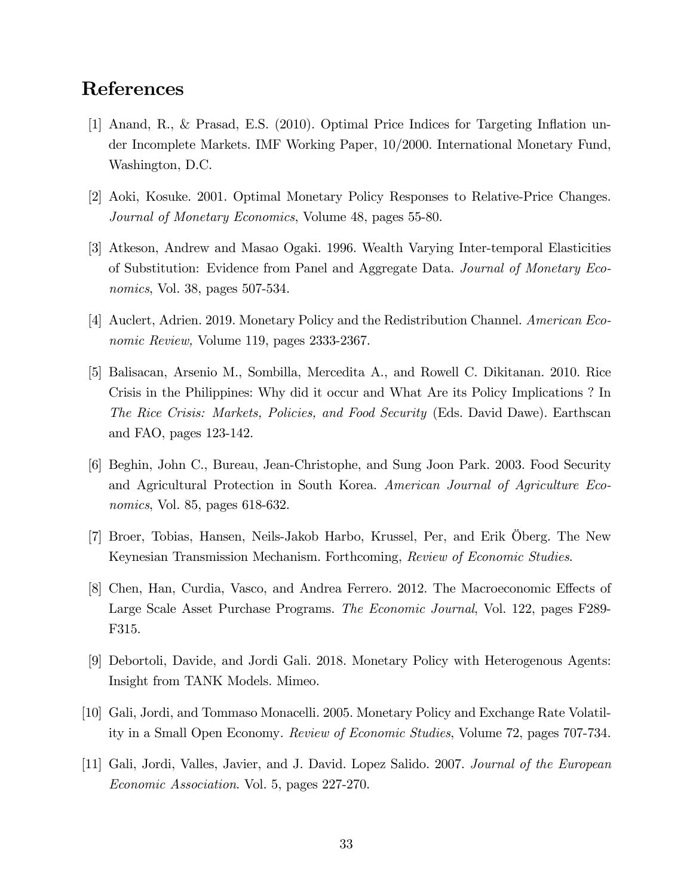# References

[1] Anand, R., & Prasad, E.S. (2010). Optimal Price Indices for Targeting Inflation under Incomplete Markets. IMF Working Paper, 10/2000. International Monetary Fund, Washington, D.C.

[2] Aoki, Kosuke. 2001. Optimal Monetary Policy Responses to Relative-Price Changes. *Journal of Monetary Economics*, Volume 48, pages 55-80.

[3] Atkeson, Andrew and Masao Ogaki. 1996. Wealth Varying Inter-temporal Elasticities of Substitution: Evidence from Panel and Aggregate Data. *Journal of Monetary Economics*, Vol. 38, pages 507-534.

[4] Auclert, Adrien. 2019. Monetary Policy and the Redistribution Channel. *American Economic Review,* Volume 119, pages 2333-2367.

[5] Balisacan, Arsenio M., Sombilla, Mercedita A., and Rowell C. Dikitanan. 2010. Rice Crisis in the Philippines: Why did it occur and What Are its Policy Implications ? In *The Rice Crisis: Markets, Policies, and Food Security* (Eds. David Dawe). Earthscan and FAO, pages 123-142.

[6] Beghin, John C., Bureau, Jean-Christophe, and Sung Joon Park. 2003. Food Security and Agricultural Protection in South Korea. *American Journal of Agriculture Economics*, Vol. 85, pages 618-632.

[7] Broer, Tobias, Hansen, Neils-Jakob Harbo, Krussel, Per, and Erik Öberg. The New Keynesian Transmission Mechanism. Forthcoming, *Review of Economic Studies*.

[8] Chen, Han, Curdia, Vasco, and Andrea Ferrero. 2012. The Macroeconomic Effects of Large Scale Asset Purchase Programs. *The Economic Journal*, Vol. 122, pages F289-F315.

[9] Debortoli, Davide, and Jordi Gali. 2018. Monetary Policy with Heterogenous Agents: Insight from TANK Models. Mimeo.

[10] Gali, Jordi, and Tommaso Monacelli. 2005. Monetary Policy and Exchange Rate Volatility in a Small Open Economy. *Review of Economic Studies*, Volume 72, pages 707-734.

[11] Gali, Jordi, Valles, Javier, and J. David. Lopez Salido. 2007. *Journal of the European Economic Association*. Vol. 5, pages 227-270.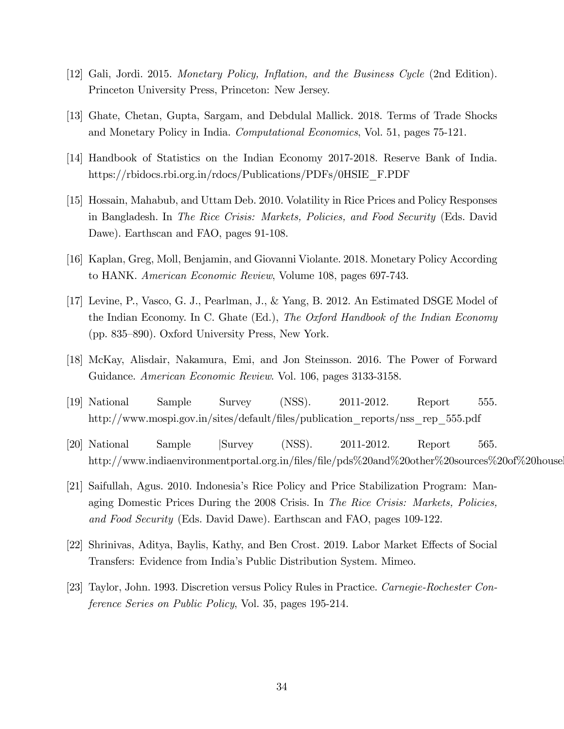[12] Gali, Jordi. 2015. *Monetary Policy, Inflation, and the Business Cycle* (2nd Edition). Princeton University Press, Princeton: New Jersey.

[13] Ghate, Chetan, Gupta, Sargam, and Debdulal Mallick. 2018. Terms of Trade Shocks and Monetary Policy in India. *Computational Economics*, Vol. 51, pages 75-121.

[14] Handbook of Statistics on the Indian Economy 2017-2018. Reserve Bank of India. https://rbidocs.rbi.org.in/rdocs/Publications/PDFs/0HSIE_F.PDF

[15] Hossain, Mahabub, and Uttam Deb. 2010. Volatility in Rice Prices and Policy Responses in Bangladesh. In *The Rice Crisis: Markets, Policies, and Food Security* (Eds. David Dawe). Earthscan and FAO, pages 91-108.

[16] Kaplan, Greg, Moll, Benjamin, and Giovanni Violante. 2018. Monetary Policy According to HANK. *American Economic Review*, Volume 108, pages 697-743.

[17] Levine, P., Vasco, G. J., Pearlman, J., & Yang, B. 2012. An Estimated DSGE Model of the Indian Economy. In C. Ghate (Ed.), *The Oxford Handbook of the Indian Economy* (pp. 835–890). Oxford University Press, New York.

[18] McKay, Alisdair, Nakamura, Emi, and Jon Steinsson. 2016. The Power of Forward Guidance. *American Economic Review*. Vol. 106, pages 3133-3158.

[19] National Sample Survey (NSS). 2011-2012. Report 555. http://www.mospi.gov.in/sites/default/files/publication_reports/nss_rep_555.pdf

[20] National Sample |Survey (NSS). 2011-2012. Report 565. http://www.indiaenvironmentportal.org.in/files/file/pds%20and%20other%20sources%20of%20housel

[21] Saifullah, Agus. 2010. Indonesia's Rice Policy and Price Stabilization Program: Managing Domestic Prices During the 2008 Crisis. In *The Rice Crisis: Markets, Policies, and Food Security* (Eds. David Dawe). Earthscan and FAO, pages 109-122.

[22] Shrinivas, Aditya, Baylis, Kathy, and Ben Crost. 2019. Labor Market Effects of Social Transfers: Evidence from India's Public Distribution System. Mimeo.

[23] Taylor, John. 1993. Discretion versus Policy Rules in Practice. *Carnegie-Rochester Conference Series on Public Policy*, Vol. 35, pages 195-214.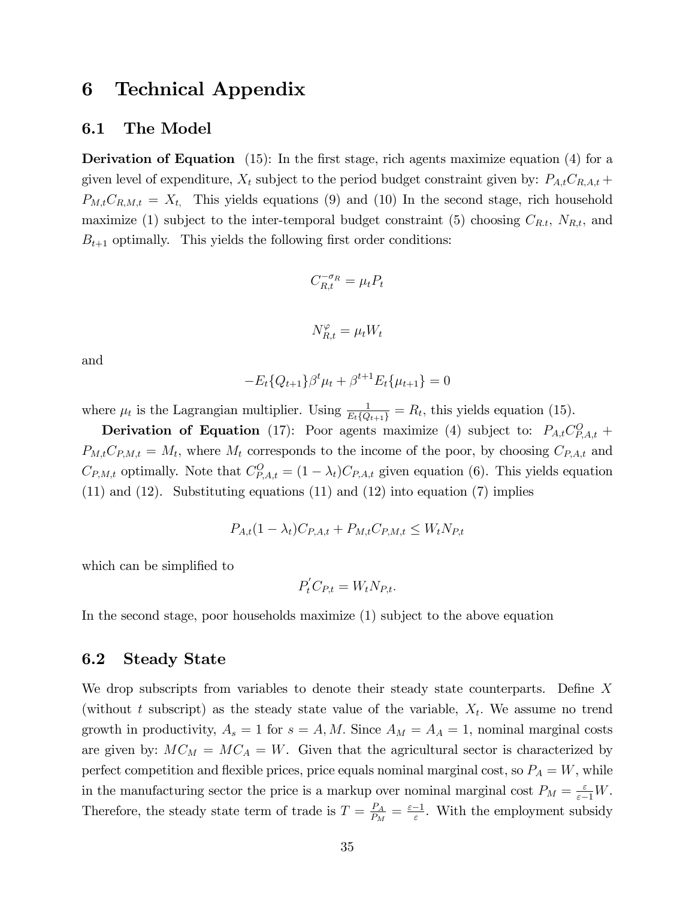# 6 Technical Appendix

## 6.1 The Model

**Derivation of Equation** (15): In the first stage, rich agents maximize equation (4) for a given level of expenditure, $X_t$ subject to the period budget constraint given by: $P_{A,t}C_{R,A,t} + P_{M,t}C_{R,M,t} = X_t$, This yields equations (9) and (10) In the second stage, rich household maximize (1) subject to the inter-temporal budget constraint (5) choosing $C_{R.t}$, $N_{R,t}$, and $B_{t+1}$ optimally. This yields the following first order conditions:

$$C_{R,t}^{-\sigma_R} = \mu_t P_t$$

$$N_{R,t}^{\varphi} = \mu_t W_t$$

and

$$-E_t\{Q_{t+1}\}\beta^t \mu_t + \beta^{t+1} E_t\{\mu_{t+1}\} = 0$$

where $\mu_t$ is the Lagrangian multiplier. Using $\frac{1}{E_t\{Q_{t+1}\}} = R_t$, this yields equation (15).

**Derivation of Equation** (17): Poor agents maximize (4) subject to: $P_{A,t}C_{P,A,t}^O + P_{M,t}C_{P,M,t} = M_t$, where $M_t$ corresponds to the income of the poor, by choosing $C_{P,A,t}$ and $C_{P,M,t}$ optimally. Note that $C_{P,A,t}^O = (1-\lambda_t)C_{P,A,t}$ given equation (6). This yields equation (11) and (12). Substituting equations (11) and (12) into equation (7) implies

$$P_{A,t}(1-\lambda_t)C_{P,A,t} + P_{M,t}C_{P,M,t} \leq W_t N_{P,t}$$

which can be simplified to

$$P_t^{'} C_{P,t} = W_t N_{P,t}.$$

In the second stage, poor households maximize (1) subject to the above equation

## 6.2 Steady State

We drop subscripts from variables to denote their steady state counterparts. Define $X$ (without $t$ subscript) as the steady state value of the variable, $X_t$. We assume no trend growth in productivity, $A_s = 1$ for $s = A, M$. Since $A_M = A_A = 1$, nominal marginal costs are given by: $MC_M = MC_A = W$. Given that the agricultural sector is characterized by perfect competition and flexible prices, price equals nominal marginal cost, so $P_A = W$, while in the manufacturing sector the price is a markup over nominal marginal cost $P_M = \frac{\varepsilon}{\varepsilon - 1}W$. Therefore, the steady state term of trade is $T = \frac{P_A}{P_M} = \frac{\varepsilon - 1}{\varepsilon}$. With the employment subsidy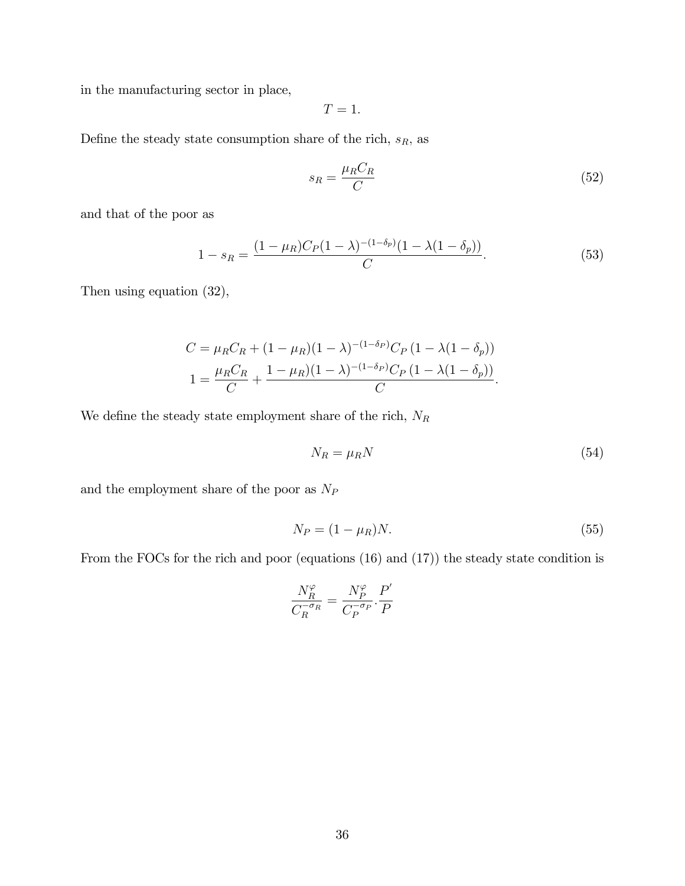in the manufacturing sector in place,

$$T = 1.$$

Define the steady state consumption share of the rich, $s_R$, as

$$s_R = \frac{\mu_R C_R}{C} \tag{52}$$

and that of the poor as

$$1 - s_R = \frac{(1-\mu_R) C_P (1-\lambda)^{-(1-\delta_p)} (1 - \lambda(1-\delta_p))}{C}. \tag{53}$$

Then using equation (32),

$$\begin{aligned}
C &= \mu_R C_R + (1-\mu_R)(1-\lambda)^{-(1-\delta_P)} C_P \left(1 - \lambda(1-\delta_p)\right) \\
1 &= \frac{\mu_R C_R}{C} + \frac{1-\mu_R)(1-\lambda)^{-(1-\delta_P)} C_P \left(1 - \lambda(1-\delta_p)\right)}{C}.
\end{aligned}$$

We define the steady state employment share of the rich, $N_R$

$$N_R = \mu_R N \tag{54}$$

and the employment share of the poor as $N_P$

$$N_P = (1-\mu_R) N. \tag{55}$$

From the FOCs for the rich and poor (equations (16) and (17)) the steady state condition is

$$\frac{N_R^{\varphi}}{C_R^{-\sigma_R}} = \frac{N_P^{\varphi}}{C_P^{-\sigma_P}} . \frac{P'}{P}$$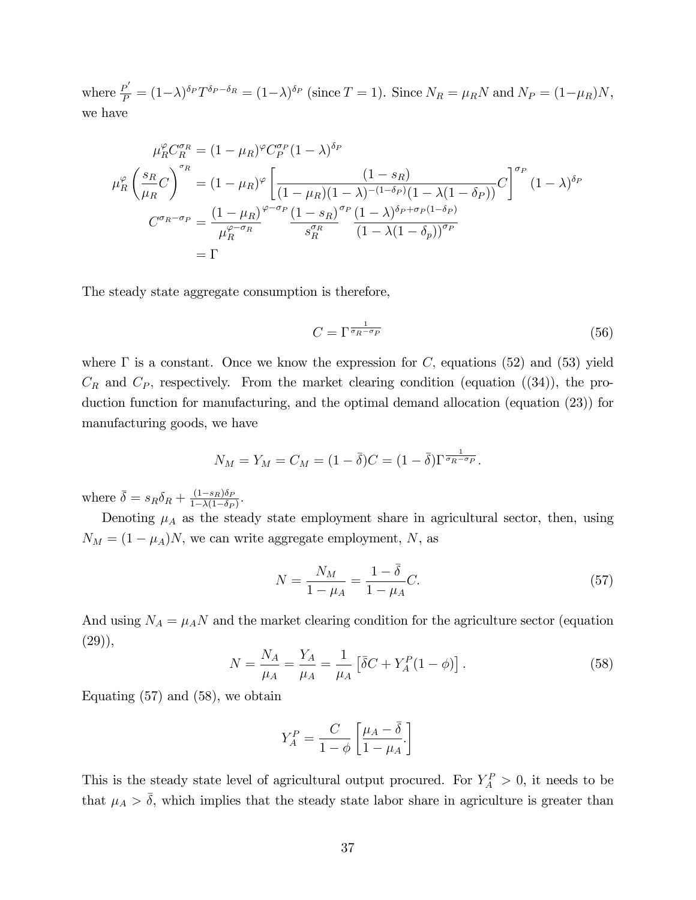where $\frac{P'}{P} = (1-\lambda)^{\delta_P} T^{\delta_P - \delta_R} = (1-\lambda)^{\delta_P}$ (since $T = 1$). Since $N_R = \mu_R N$ and $N_P = (1-\mu_R)N$, we have

$$
\begin{aligned}
\mu_R^{\varphi} C_R^{\sigma_R} &= (1-\mu_R)^{\varphi} C_P^{\sigma_P} (1-\lambda)^{\delta_P} \\
\mu_R^{\varphi} \left( \frac{s_R}{\mu_R} C \right)^{\sigma_R} &= (1-\mu_R)^{\varphi} \left[ \frac{(1-s_R)}{(1-\mu_R)(1-\lambda)^{-(1-\delta_P)}(1-\lambda(1-\delta_P))} C \right]^{\sigma_P} (1-\lambda)^{\delta_P} \\
C^{\sigma_R - \sigma_P} &= \frac{(1-\mu_R)^{\varphi - \sigma_P}}{\mu_R^{\varphi - \sigma_R}} \frac{(1-s_R)^{\sigma_P}}{s_R^{\sigma_R}} \frac{(1-\lambda)^{\delta_P + \sigma_P(1-\delta_P)}}{(1-\lambda(1-\delta_p))^{\sigma_P}} \\
&= \Gamma
\end{aligned}
$$

The steady state aggregate consumption is therefore,

$$
C = \Gamma^{\frac{1}{\sigma_R - \sigma_P}} \tag{56}
$$

where $\Gamma$ is a constant. Once we know the expression for $C$, equations (52) and (53) yield $C_R$ and $C_P$, respectively. From the market clearing condition (equation ((34)), the production function for manufacturing, and the optimal demand allocation (equation (23)) for manufacturing goods, we have

$$
N_M = Y_M = C_M = (1-\bar{\delta})C = (1-\bar{\delta})\Gamma^{\frac{1}{\sigma_R - \sigma_P}}.
$$

where $\bar{\delta} = s_R \delta_R + \frac{(1-s_R)\delta_P}{1-\lambda(1-\delta_P)}$.

Denoting $\mu_A$ as the steady state employment share in agricultural sector, then, using $N_M = (1-\mu_A)N$, we can write aggregate employment, $N$, as

$$
N = \frac{N_M}{1-\mu_A} = \frac{1-\bar{\delta}}{1-\mu_A} C. \tag{57}
$$

And using $N_A = \mu_A N$ and the market clearing condition for the agriculture sector (equation (29)),

$$
N = \frac{N_A}{\mu_A} = \frac{Y_A}{\mu_A} = \frac{1}{\mu_A} \left[ \bar{\delta} C + Y_A^P (1-\phi) \right]. \tag{58}
$$

Equating (57) and (58), we obtain

$$
Y_A^P = \frac{C}{1-\phi} \left[ \frac{\mu_A - \bar{\delta}}{1-\mu_A}. \right]
$$

This is the steady state level of agricultural output procured. For $Y_A^P > 0$, it needs to be that $\mu_A > \bar{\delta}$, which implies that the steady state labor share in agriculture is greater than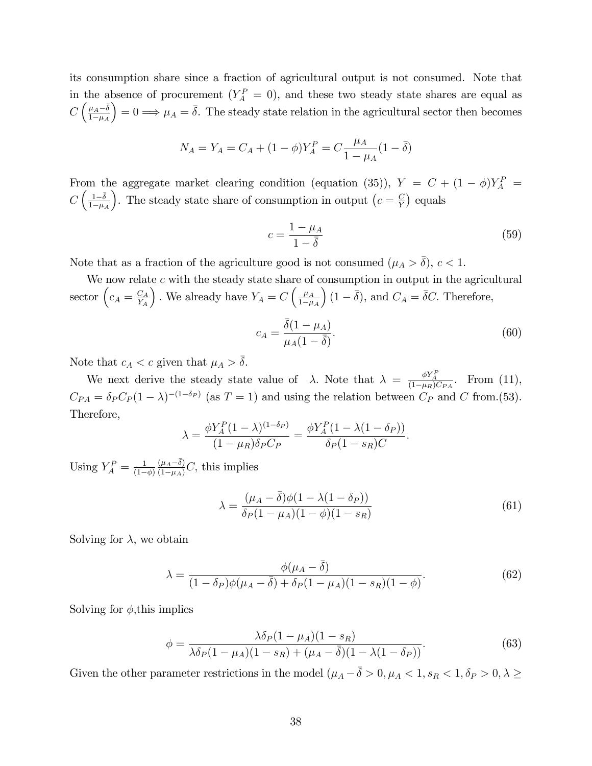its consumption share since a fraction of agricultural output is not consumed. Note that in the absence of procurement ($Y_A^P = 0$), and these two steady state shares are equal as $C\left(\frac{\mu_A - \bar{\delta}}{1-\mu_A}\right) = 0 \Longrightarrow \mu_A = \bar{\delta}$. The steady state relation in the agricultural sector then becomes

$$N_A = Y_A = C_A + (1-\phi)Y_A^P = C\frac{\mu_A}{1-\mu_A}(1-\bar{\delta})$$

From the aggregate market clearing condition (equation (35)), $Y = C + (1-\phi)Y_A^P = C\left(\frac{1-\bar{\delta}}{1-\mu_A}\right)$. The steady state share of consumption in output $\left(c = \frac{C}{Y}\right)$ equals

$$c = \frac{1-\mu_A}{1-\bar{\delta}} \tag{59}$$

Note that as a fraction of the agriculture good is not consumed ($\mu_A > \bar{\delta}$), $c < 1$.

We now relate $c$ with the steady state share of consumption in output in the agricultural sector $\left(c_A = \frac{C_A}{Y_A}\right)$. We already have $Y_A = C\left(\frac{\mu_A}{1-\mu_A}\right)(1-\bar{\delta})$, and $C_A = \bar{\delta}C$. Therefore,

$$c_A = \frac{\bar{\delta}(1-\mu_A)}{\mu_A(1-\bar{\delta})}. \tag{60}$$

Note that $c_A < c$ given that $\mu_A > \bar{\delta}$.

We next derive the steady state value of $\lambda$. Note that $\lambda = \frac{\phi Y_A^P}{(1-\mu_R)C_{PA}}$. From (11), $C_{PA} = \delta_P C_P(1-\lambda)^{-(1-\delta_P)}$ (as $T = 1$) and using the relation between $C_P$ and $C$ from.(53). Therefore,

$$\lambda = \frac{\phi Y_A^P(1-\lambda)^{(1-\delta_P)}}{(1-\mu_R)\delta_P C_P} = \frac{\phi Y_A^P(1-\lambda(1-\delta_P))}{\delta_P(1-s_R)C}.$$

Using $Y_A^P = \frac{1}{(1-\phi)}\frac{(\mu_A-\bar{\delta})}{(1-\mu_A)}C$, this implies

$$\lambda = \frac{(\mu_A-\bar{\delta})\phi(1-\lambda(1-\delta_P))}{\delta_P(1-\mu_A)(1-\phi)(1-s_R)} \tag{61}$$

Solving for $\lambda$, we obtain

$$\lambda = \frac{\phi(\mu_A-\bar{\delta})}{(1-\delta_P)\phi(\mu_A-\bar{\delta}) + \delta_P(1-\mu_A)(1-s_R)(1-\phi)}. \tag{62}$$

Solving for $\phi$,this implies

$$\phi = \frac{\lambda\delta_P(1-\mu_A)(1-s_R)}{\lambda\delta_P(1-\mu_A)(1-s_R) + (\mu_A-\bar{\delta})(1-\lambda(1-\delta_P))}. \tag{63}$$

Given the other parameter restrictions in the model ($\mu_A - \bar{\delta} > 0, \mu_A < 1, s_R < 1, \delta_P > 0, \lambda \geq$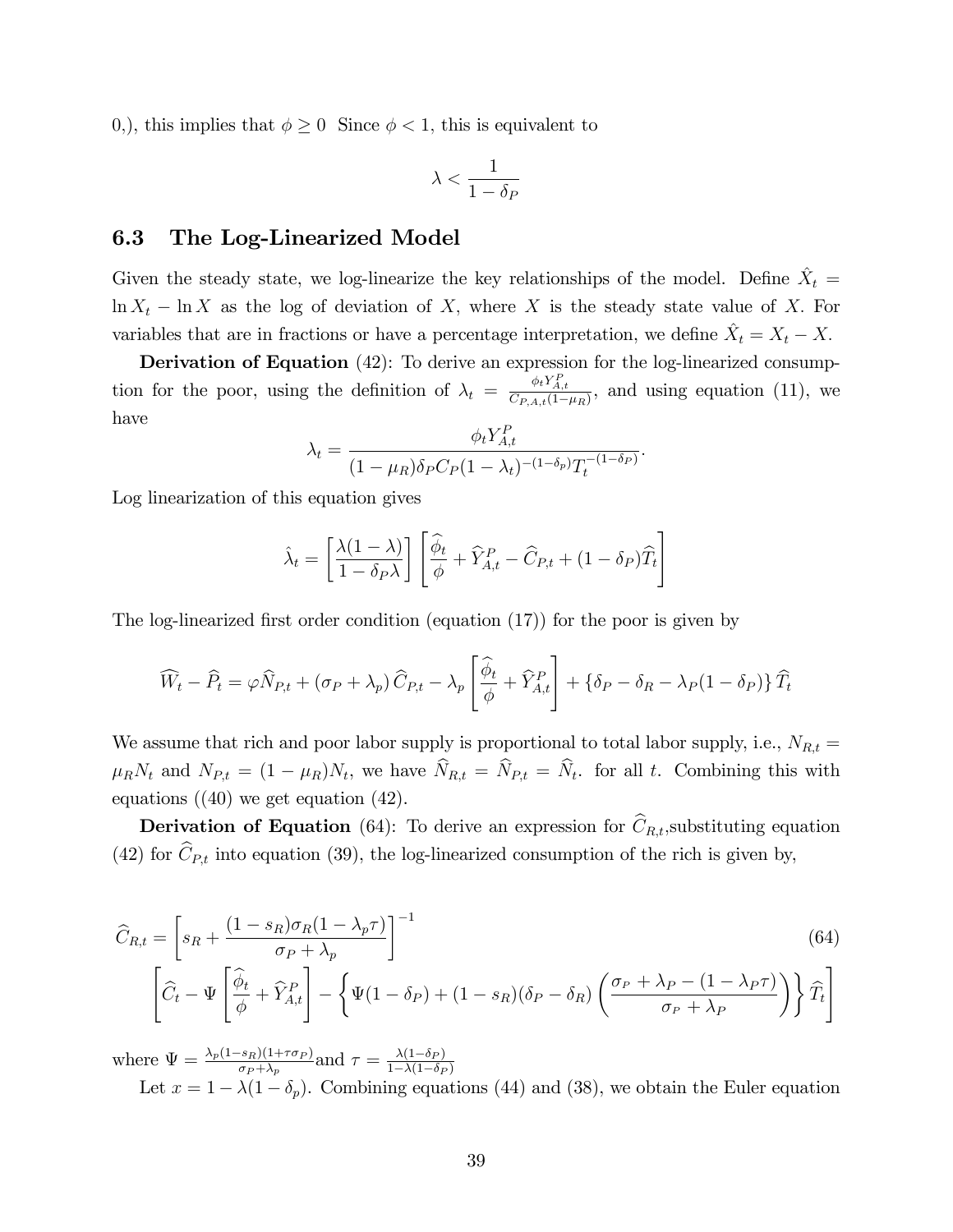0,), this implies that $\phi \geq 0$ Since $\phi < 1$, this is equivalent to

$$\lambda < \frac{1}{1-\delta_P}$$

## 6.3 The Log-Linearized Model

Given the steady state, we log-linearize the key relationships of the model. Define $\hat{X}_t = \ln X_t - \ln X$ as the log of deviation of $X$, where $X$ is the steady state value of $X$. For variables that are in fractions or have a percentage interpretation, we define $\hat{X}_t = X_t - X$.

**Derivation of Equation** (42): To derive an expression for the log-linearized consumption for the poor, using the definition of $\lambda_t = \frac{\phi_t Y_{A,t}^P}{C_{P,A,t}(1-\mu_R)}$, and using equation (11), we have

$$\lambda_t = \frac{\phi_t Y_{A,t}^P}{(1-\mu_R)\delta_P C_P (1-\lambda_t)^{-(1-\delta_p)} T_t^{-(1-\delta_P)}}.$$

Log linearization of this equation gives

$$\hat{\lambda}_t = \left[\frac{\lambda(1-\lambda)}{1-\delta_P \lambda}\right]\left[\frac{\widehat{\phi}_t}{\phi} + \widehat{Y}_{A,t}^P - \widehat{C}_{P,t} + (1-\delta_P)\widehat{T}_t\right]$$

The log-linearized first order condition (equation (17)) for the poor is given by

$$\widehat{W}_t - \widehat{P}_t = \varphi \widehat{N}_{P,t} + (\sigma_P + \lambda_p)\,\widehat{C}_{P,t} - \lambda_p\left[\frac{\widehat{\phi}_t}{\phi} + \widehat{Y}_{A,t}^P\right] + \{\delta_P - \delta_R - \lambda_P(1-\delta_P)\}\,\widehat{T}_t$$

We assume that rich and poor labor supply is proportional to total labor supply, i.e., $N_{R,t} = \mu_R N_t$ and $N_{P,t} = (1-\mu_R)N_t$, we have $\widehat{N}_{R,t} = \widehat{N}_{P,t} = \widehat{N}_t$. for all $t$. Combining this with equations ((40) we get equation (42).

**Derivation of Equation** (64): To derive an expression for $\widehat{C}_{R,t}$,substituting equation (42) for $\widehat{C}_{P,t}$ into equation (39), the log-linearized consumption of the rich is given by,

$$\widehat{C}_{R,t} = \left[s_R + \frac{(1-s_R)\sigma_R(1-\lambda_p\tau)}{\sigma_P+\lambda_p}\right]^{-1} \tag{64}$$
$$\left[\widehat{C}_t - \Psi\left[\frac{\widehat{\phi}_t}{\phi} + \widehat{Y}_{A,t}^P\right] - \left\{\Psi(1-\delta_P) + (1-s_R)(\delta_P-\delta_R)\left(\frac{\sigma_P+\lambda_P-(1-\lambda_P\tau)}{\sigma_P+\lambda_P}\right)\right\}\widehat{T}_t\right]$$

where $\Psi = \frac{\lambda_p(1-s_R)(1+\tau\sigma_P)}{\sigma_P+\lambda_p}$and $\tau = \frac{\lambda(1-\delta_P)}{1-\lambda(1-\delta_P)}$

Let $x = 1-\lambda(1-\delta_p)$. Combining equations (44) and (38), we obtain the Euler equation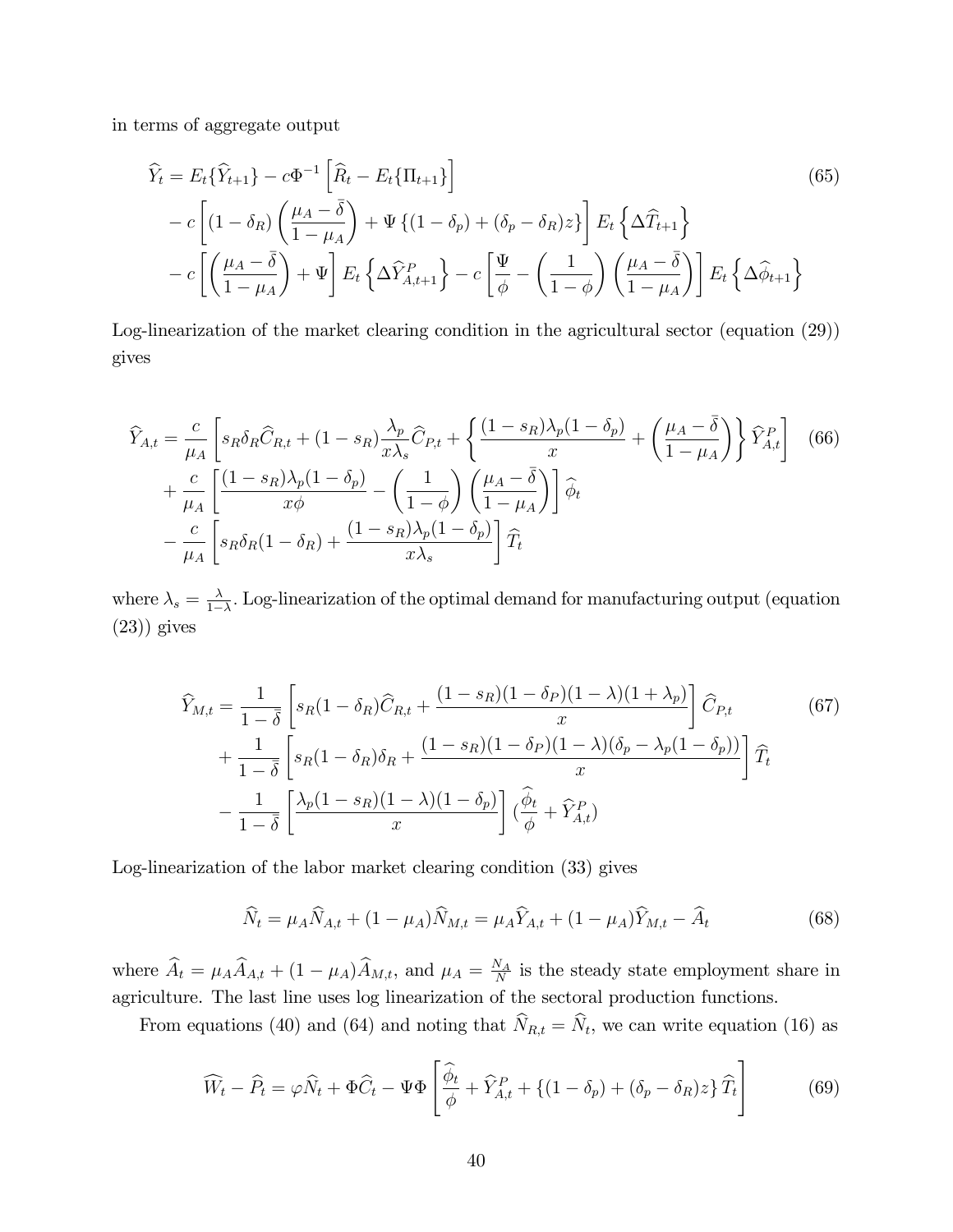in terms of aggregate output

$$
\begin{aligned}
\widehat{Y}_t &= E_t\{\widehat{Y}_{t+1}\} - c\Phi^{-1}\left[\widehat{R}_t - E_t\{\Pi_{t+1}\}\right] \\
&\quad - c\left[(1-\delta_R)\left(\frac{\mu_A - \bar{\delta}}{1-\mu_A}\right) + \Psi\left\{(1-\delta_p) + (\delta_p - \delta_R)z\right\}\right] E_t\left\{\Delta\widehat{T}_{t+1}\right\} \\
&\quad - c\left[\left(\frac{\mu_A - \bar{\delta}}{1-\mu_A}\right) + \Psi\right] E_t\left\{\Delta\widehat{Y}^P_{A,t+1}\right\} - c\left[\frac{\Psi}{\phi} - \left(\frac{1}{1-\phi}\right)\left(\frac{\mu_A - \bar{\delta}}{1-\mu_A}\right)\right] E_t\left\{\Delta\widehat{\phi}_{t+1}\right\}
\end{aligned} \tag{65}
$$

Log-linearization of the market clearing condition in the agricultural sector (equation (29)) gives

$$
\begin{aligned}
\widehat{Y}_{A,t} &= \frac{c}{\mu_A}\left[s_R\delta_R\widehat{C}_{R,t} + (1-s_R)\frac{\lambda_p}{x\lambda_s}\widehat{C}_{P,t} + \left\{\frac{(1-s_R)\lambda_p(1-\delta_p)}{x} + \left(\frac{\mu_A - \bar{\delta}}{1-\mu_A}\right)\right\}\widehat{Y}^P_{A,t}\right] \\
&\quad + \frac{c}{\mu_A}\left[\frac{(1-s_R)\lambda_p(1-\delta_p)}{x\phi} - \left(\frac{1}{1-\phi}\right)\left(\frac{\mu_A - \bar{\delta}}{1-\mu_A}\right)\right]\widehat{\phi}_t \\
&\quad - \frac{c}{\mu_A}\left[s_R\delta_R(1-\delta_R) + \frac{(1-s_R)\lambda_p(1-\delta_p)}{x\lambda_s}\right]\widehat{T}_t
\end{aligned} \tag{66}
$$

where $\lambda_s = \frac{\lambda}{1-\lambda}$. Log-linearization of the optimal demand for manufacturing output (equation (23)) gives

$$
\begin{aligned}
\widehat{Y}_{M,t} &= \frac{1}{1-\bar{\delta}}\left[s_R(1-\delta_R)\widehat{C}_{R,t} + \frac{(1-s_R)(1-\delta_P)(1-\lambda)(1+\lambda_p)}{x}\right]\widehat{C}_{P,t} \\
&\quad + \frac{1}{1-\bar{\delta}}\left[s_R(1-\delta_R)\delta_R + \frac{(1-s_R)(1-\delta_P)(1-\lambda)(\delta_p - \lambda_p(1-\delta_p))}{x}\right]\widehat{T}_t \\
&\quad - \frac{1}{1-\bar{\delta}}\left[\frac{\lambda_p(1-s_R)(1-\lambda)(1-\delta_p)}{x}\right]\left(\frac{\widehat{\phi}_t}{\phi} + \widehat{Y}^P_{A,t}\right)
\end{aligned} \tag{67}
$$

Log-linearization of the labor market clearing condition (33) gives

$$
\widehat{N}_t = \mu_A\widehat{N}_{A,t} + (1-\mu_A)\widehat{N}_{M,t} = \mu_A\widehat{Y}_{A,t} + (1-\mu_A)\widehat{Y}_{M,t} - \widehat{A}_t \tag{68}
$$

where $\widehat{A}_t = \mu_A\widehat{A}_{A,t} + (1-\mu_A)\widehat{A}_{M,t}$, and $\mu_A = \frac{N_A}{N}$ is the steady state employment share in agriculture. The last line uses log linearization of the sectoral production functions.

From equations (40) and (64) and noting that $\widehat{N}_{R,t} = \widehat{N}_t$, we can write equation (16) as

$$
\widehat{W}_t - \widehat{P}_t = \varphi\widehat{N}_t + \Phi\widehat{C}_t - \Psi\Phi\left[\frac{\widehat{\phi}_t}{\phi} + \widehat{Y}^P_{A,t} + \left\{(1-\delta_p) + (\delta_p - \delta_R)z\right\}\widehat{T}_t\right] \tag{69}
$$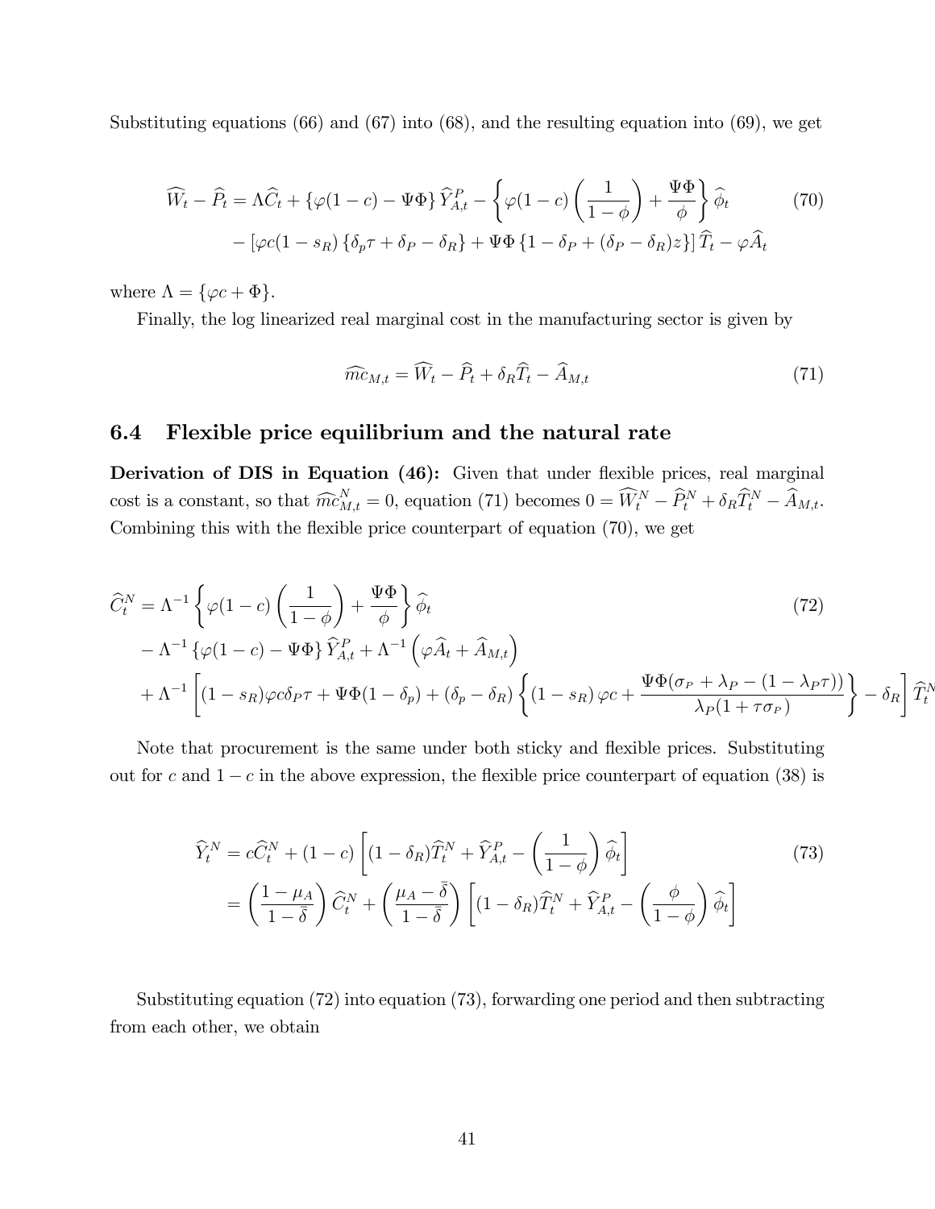Substituting equations (66) and (67) into (68), and the resulting equation into (69), we get

$$
\begin{aligned}
\widehat{W}_t - \widehat{P}_t = \Lambda \widehat{C}_t + \{\varphi(1-c) - \Psi\Phi\} \widehat{Y}^P_{A,t} - \left\{ \varphi(1-c)\left(\frac{1}{1-\phi}\right) + \frac{\Psi\Phi}{\phi} \right\} \widehat{\phi}_t \\
- \left[\varphi c(1-s_R)\{\delta_p \tau + \delta_P - \delta_R\} + \Psi\Phi\{1 - \delta_P + (\delta_P - \delta_R) z\}\right] \widehat{T}_t - \varphi \widehat{A}_t
\end{aligned} \tag{70}
$$

where $\Lambda = \{\varphi c + \Phi\}$.

Finally, the log linearized real marginal cost in the manufacturing sector is given by

$$
\widehat{mc}_{M,t} = \widehat{W}_t - \widehat{P}_t + \delta_R \widehat{T}_t - \widehat{A}_{M,t} \tag{71}
$$

## 6.4 Flexible price equilibrium and the natural rate

**Derivation of DIS in Equation (46):** Given that under flexible prices, real marginal cost is a constant, so that $\widehat{mc}^N_{M,t} = 0$, equation (71) becomes $0 = \widehat{W}^N_t - \widehat{P}^N_t + \delta_R \widehat{T}^N_t - \widehat{A}_{M,t}$. Combining this with the flexible price counterpart of equation (70), we get

$$
\begin{aligned}
\widehat{C}^N_t &= \Lambda^{-1} \left\{ \varphi(1-c)\left(\frac{1}{1-\phi}\right) + \frac{\Psi\Phi}{\phi} \right\} \widehat{\phi}_t \\
&- \Lambda^{-1} \{\varphi(1-c) - \Psi\Phi\} \widehat{Y}^P_{A,t} + \Lambda^{-1}\left(\varphi \widehat{A}_t + \widehat{A}_{M,t}\right) \\
&+ \Lambda^{-1}\left[(1-s_R)\varphi c \delta_P \tau + \Psi\Phi(1-\delta_p) + (\delta_p - \delta_R)\left\{(1-s_R)\varphi c + \frac{\Psi\Phi(\sigma_P + \lambda_P - (1-\lambda_P \tau))}{\lambda_P(1+\tau\sigma_P)}\right\} - \delta_R\right] \widehat{T}^N_t
\end{aligned} \tag{72}
$$

Note that procurement is the same under both sticky and flexible prices. Substituting out for $c$ and $1-c$ in the above expression, the flexible price counterpart of equation (38) is

$$
\begin{aligned}
\widehat{Y}^N_t &= c\widehat{C}^N_t + (1-c)\left[(1-\delta_R)\widehat{T}^N_t + \widehat{Y}^P_{A,t} - \left(\frac{1}{1-\phi}\right)\widehat{\phi}_t\right] \\
&= \left(\frac{1-\mu_A}{1-\bar{\delta}}\right)\widehat{C}^N_t + \left(\frac{\mu_A - \bar{\delta}}{1-\bar{\delta}}\right)\left[(1-\delta_R)\widehat{T}^N_t + \widehat{Y}^P_{A,t} - \left(\frac{\phi}{1-\phi}\right)\widehat{\phi}_t\right]
\end{aligned} \tag{73}
$$

Substituting equation (72) into equation (73), forwarding one period and then subtracting from each other, we obtain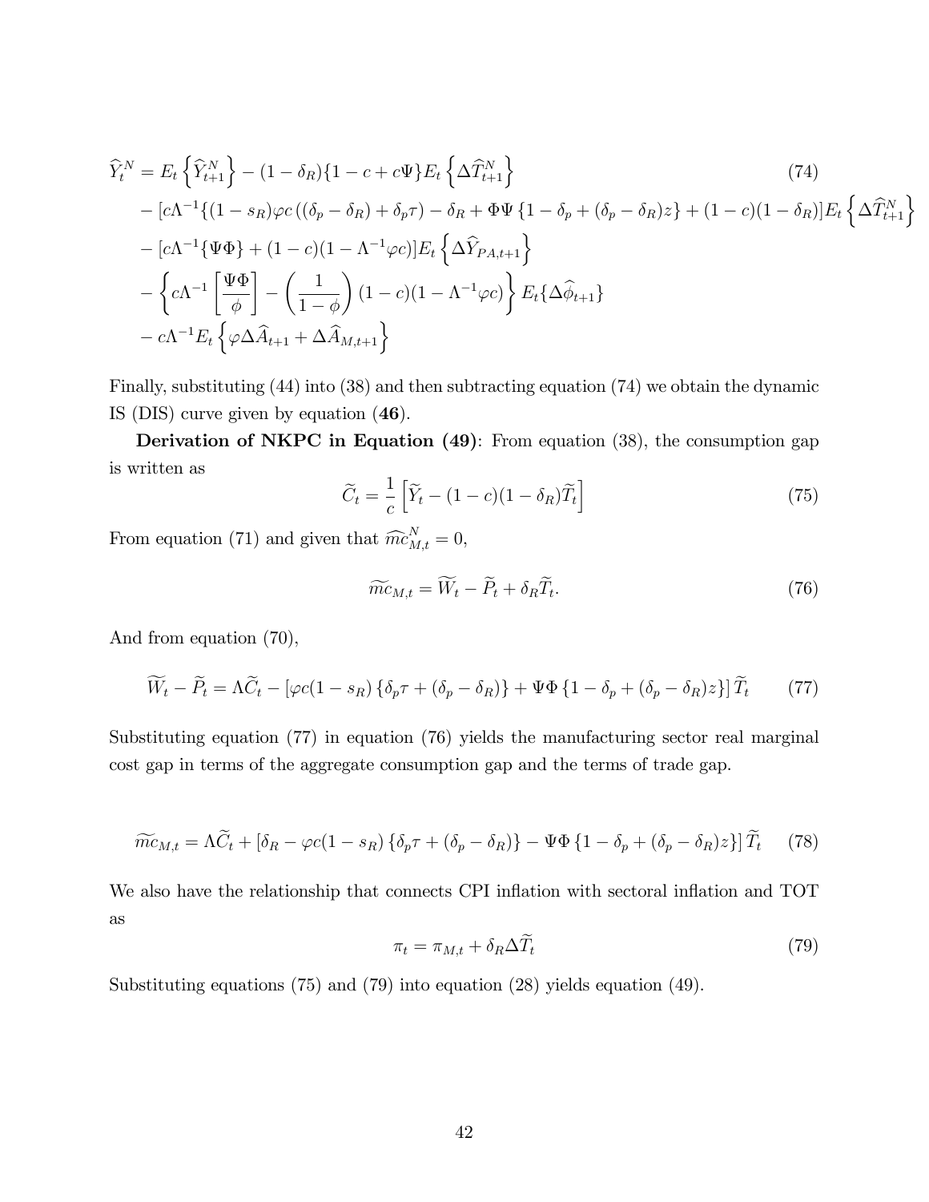$$
\begin{aligned}
\widehat{Y}_t^N &= E_t\left\{\widehat{Y}_{t+1}^N\right\} - (1-\delta_R)\{1-c+c\Psi\}E_t\left\{\Delta\widehat{T}_{t+1}^N\right\} \qquad (74)\\
&- [c\Lambda^{-1}\{(1-s_R)\varphi c\left((\delta_p-\delta_R)+\delta_p\tau\right) - \delta_R + \Phi\Psi\left\{1-\delta_p+(\delta_p-\delta_R)z\right\} + (1-c)(1-\delta_R)]E_t\left\{\Delta\widehat{T}_{t+1}^N\right\}\\
&- [c\Lambda^{-1}\{\Psi\Phi\} + (1-c)(1-\Lambda^{-1}\varphi c)]E_t\left\{\Delta\widehat{Y}_{PA,t+1}\right\}\\
&- \left\{c\Lambda^{-1}\left[\frac{\Psi\Phi}{\phi}\right] - \left(\frac{1}{1-\phi}\right)(1-c)(1-\Lambda^{-1}\varphi c)\right\}E_t\{\Delta\widehat{\phi}_{t+1}\}\\
&- c\Lambda^{-1}E_t\left\{\varphi\Delta\widehat{A}_{t+1} + \Delta\widehat{A}_{M,t+1}\right\}
\end{aligned}
$$

Finally, substituting (44) into (38) and then subtracting equation (74) we obtain the dynamic IS (DIS) curve given by equation (**46**).

**Derivation of NKPC in Equation (49)**: From equation (38), the consumption gap is written as

$$
\widetilde{C}_t = \frac{1}{c}\left[\widetilde{Y}_t - (1-c)(1-\delta_R)\widetilde{T}_t\right] \qquad (75)
$$

From equation (71) and given that $\widehat{mc}_{M,t}^N = 0$,

$$
\widetilde{mc}_{M,t} = \widetilde{W}_t - \widetilde{P}_t + \delta_R\widetilde{T}_t. \qquad (76)
$$

And from equation (70),

$$
\widetilde{W}_t - \widetilde{P}_t = \Lambda\widetilde{C}_t - \left[\varphi c(1-s_R)\left\{\delta_p\tau + (\delta_p-\delta_R)\right\} + \Psi\Phi\left\{1-\delta_p+(\delta_p-\delta_R)z\right\}\right]\widetilde{T}_t \qquad (77)
$$

Substituting equation (77) in equation (76) yields the manufacturing sector real marginal cost gap in terms of the aggregate consumption gap and the terms of trade gap.

$$
\widetilde{mc}_{M,t} = \Lambda\widetilde{C}_t + \left[\delta_R - \varphi c(1-s_R)\left\{\delta_p\tau + (\delta_p-\delta_R)\right\} - \Psi\Phi\left\{1-\delta_p+(\delta_p-\delta_R)z\right\}\right]\widetilde{T}_t \qquad (78)
$$

We also have the relationship that connects CPI inflation with sectoral inflation and TOT as

$$
\pi_t = \pi_{M,t} + \delta_R\Delta\widetilde{T}_t \qquad (79)
$$

Substituting equations (75) and (79) into equation (28) yields equation (49).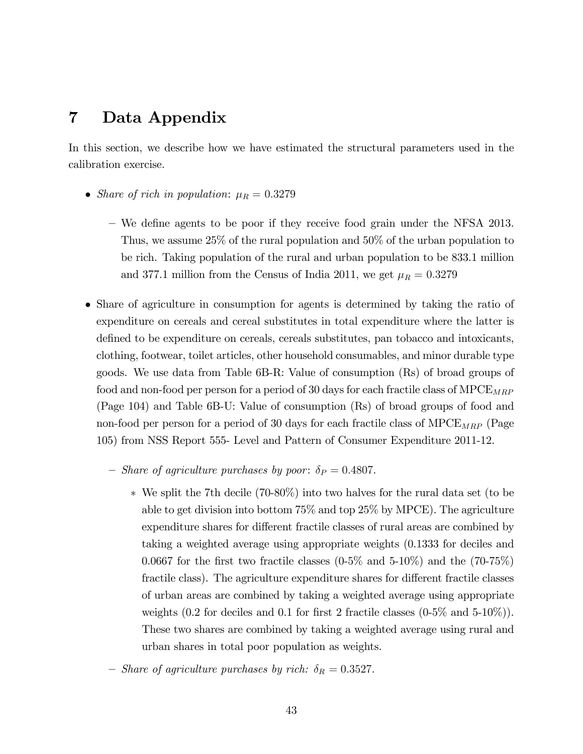# 7 Data Appendix

In this section, we describe how we have estimated the structural parameters used in the calibration exercise.

- *Share of rich in population*: $\mu_R = 0.3279$
  - We define agents to be poor if they receive food grain under the NFSA 2013. Thus, we assume 25% of the rural population and 50% of the urban population to be rich. Taking population of the rural and urban population to be 833.1 million and 377.1 million from the Census of India 2011, we get $\mu_R = 0.3279$
- Share of agriculture in consumption for agents is determined by taking the ratio of expenditure on cereals and cereal substitutes in total expenditure where the latter is defined to be expenditure on cereals, cereals substitutes, pan tobacco and intoxicants, clothing, footwear, toilet articles, other household consumables, and minor durable type goods. We use data from Table 6B-R: Value of consumption (Rs) of broad groups of food and non-food per person for a period of 30 days for each fractile class of $\text{MPCE}_{MRP}$ (Page 104) and Table 6B-U: Value of consumption (Rs) of broad groups of food and non-food per person for a period of 30 days for each fractile class of $\text{MPCE}_{MRP}$ (Page 105) from NSS Report 555- Level and Pattern of Consumer Expenditure 2011-12.
  - *Share of agriculture purchases by poor*: $\delta_P = 0.4807$.
    - We split the 7th decile (70-80%) into two halves for the rural data set (to be able to get division into bottom 75% and top 25% by MPCE). The agriculture expenditure shares for different fractile classes of rural areas are combined by taking a weighted average using appropriate weights (0.1333 for deciles and 0.0667 for the first two fractile classes (0-5% and 5-10%) and the (70-75%) fractile class). The agriculture expenditure shares for different fractile classes of urban areas are combined by taking a weighted average using appropriate weights (0.2 for deciles and 0.1 for first 2 fractile classes (0-5% and 5-10%)). These two shares are combined by taking a weighted average using rural and urban shares in total poor population as weights.
  - *Share of agriculture purchases by rich:* $\delta_R = 0.3527$.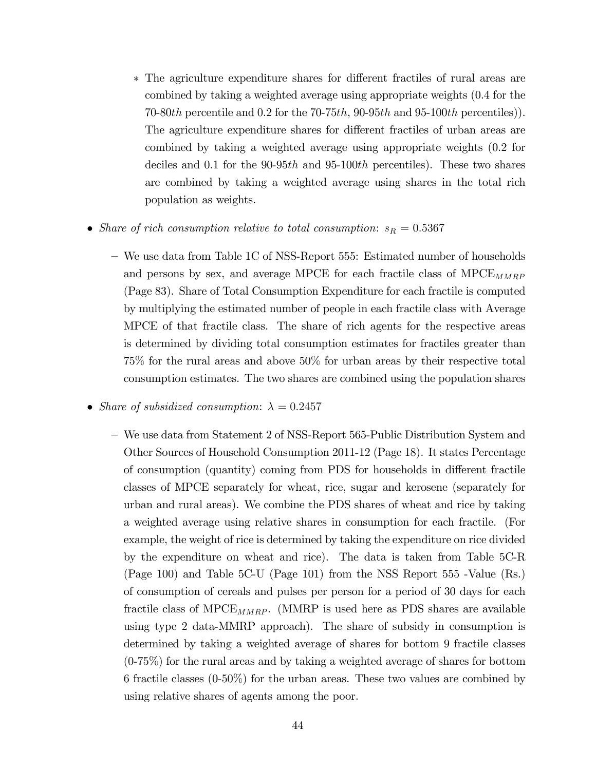- ∗ The agriculture expenditure shares for different fractiles of rural areas are combined by taking a weighted average using appropriate weights (0.4 for the 70-80*th* percentile and 0.2 for the 70-75*th*, 90-95*th* and 95-100*th* percentiles)). The agriculture expenditure shares for different fractiles of urban areas are combined by taking a weighted average using appropriate weights (0.2 for deciles and 0.1 for the 90-95*th* and 95-100*th* percentiles). These two shares are combined by taking a weighted average using shares in the total rich population as weights.

- *Share of rich consumption relative to total consumption*: $s_R = 0.5367$
  - We use data from Table 1C of NSS-Report 555: Estimated number of households and persons by sex, and average MPCE for each fractile class of $\text{MPCE}_{MMRP}$ (Page 83). Share of Total Consumption Expenditure for each fractile is computed by multiplying the estimated number of people in each fractile class with Average MPCE of that fractile class. The share of rich agents for the respective areas is determined by dividing total consumption estimates for fractiles greater than 75% for the rural areas and above 50% for urban areas by their respective total consumption estimates. The two shares are combined using the population shares

- *Share of subsidized consumption*: $\lambda = 0.2457$
  - We use data from Statement 2 of NSS-Report 565-Public Distribution System and Other Sources of Household Consumption 2011-12 (Page 18). It states Percentage of consumption (quantity) coming from PDS for households in different fractile classes of MPCE separately for wheat, rice, sugar and kerosene (separately for urban and rural areas). We combine the PDS shares of wheat and rice by taking a weighted average using relative shares in consumption for each fractile. (For example, the weight of rice is determined by taking the expenditure on rice divided by the expenditure on wheat and rice). The data is taken from Table 5C-R (Page 100) and Table 5C-U (Page 101) from the NSS Report 555 -Value (Rs.) of consumption of cereals and pulses per person for a period of 30 days for each fractile class of $\text{MPCE}_{MMRP}$. (MMRP is used here as PDS shares are available using type 2 data-MMRP approach). The share of subsidy in consumption is determined by taking a weighted average of shares for bottom 9 fractile classes (0-75%) for the rural areas and by taking a weighted average of shares for bottom 6 fractile classes (0-50%) for the urban areas. These two values are combined by using relative shares of agents among the poor.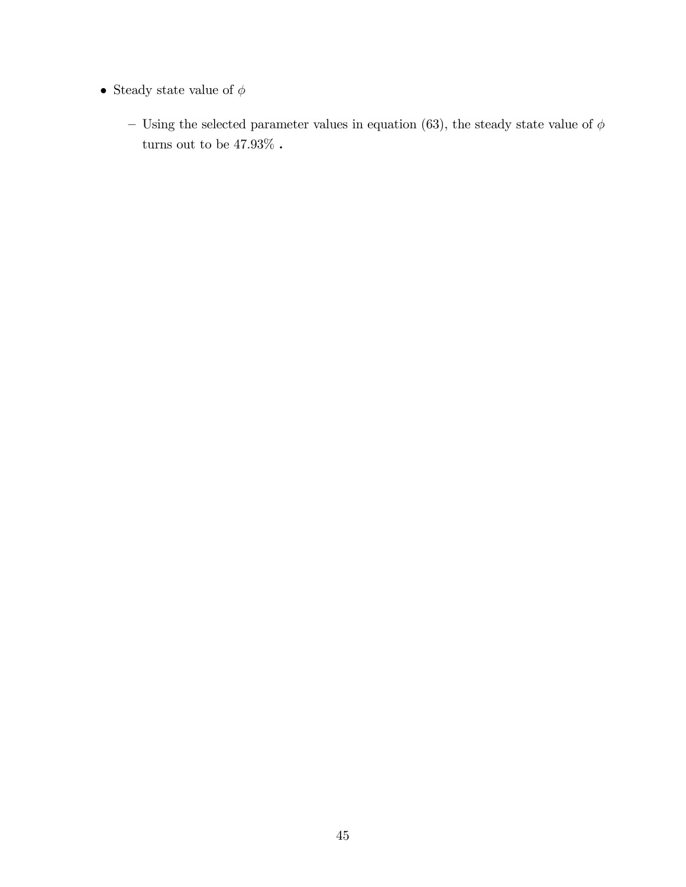- Steady state value of $\phi$
  - Using the selected parameter values in equation (63), the steady state value of $\phi$ turns out to be 47.93% **.**